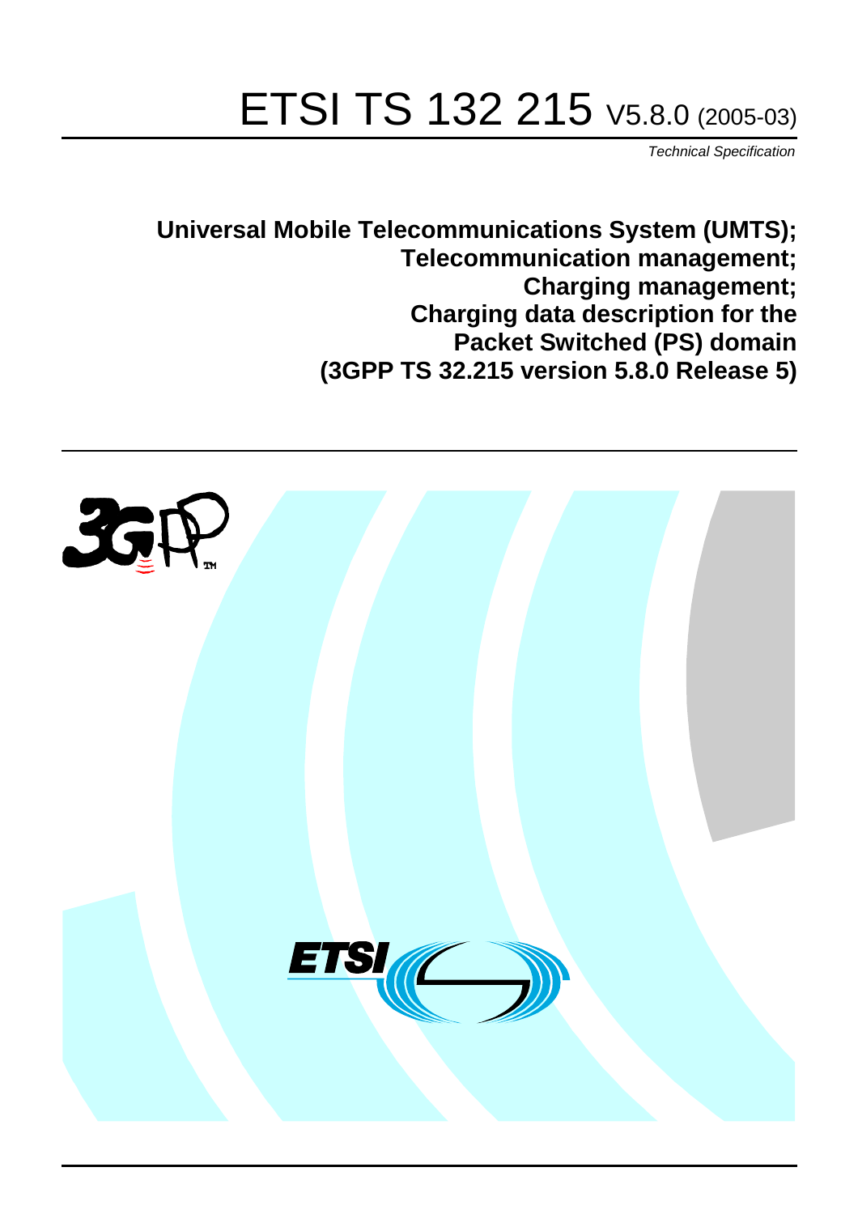# ETSI TS 132 215 V5.8.0 (2005-03)

*Technical Specification*

**Universal Mobile Telecommunications System (UMTS);**
**Telecommunication management;**
**Charging management;**
**Charging data description for the**
**Packet Switched (PS) domain**
**(3GPP TS 32.215 version 5.8.0 Release 5)**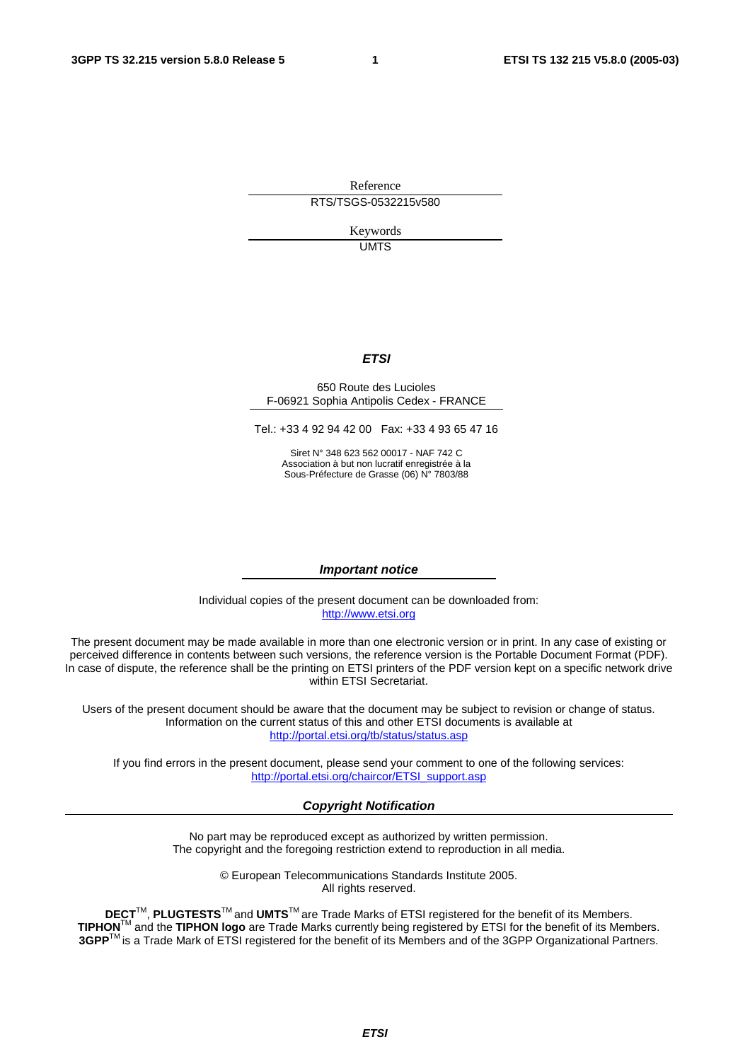Reference

RTS/TSGS-0532215v580

Keywords

UMTS

***ETSI***

650 Route des Lucioles
F-06921 Sophia Antipolis Cedex - FRANCE

Tel.: +33 4 92 94 42 00 Fax: +33 4 93 65 47 16

Siret N° 348 623 562 00017 - NAF 742 C
Association à but non lucratif enregistrée à la
Sous-Préfecture de Grasse (06) N° 7803/88

***Important notice***

Individual copies of the present document can be downloaded from:
http://www.etsi.org

The present document may be made available in more than one electronic version or in print. In any case of existing or perceived difference in contents between such versions, the reference version is the Portable Document Format (PDF). In case of dispute, the reference shall be the printing on ETSI printers of the PDF version kept on a specific network drive within ETSI Secretariat.

Users of the present document should be aware that the document may be subject to revision or change of status. Information on the current status of this and other ETSI documents is available at
http://portal.etsi.org/tb/status/status.asp

If you find errors in the present document, please send your comment to one of the following services:
http://portal.etsi.org/chaircor/ETSI_support.asp

***Copyright Notification***

No part may be reproduced except as authorized by written permission.
The copyright and the foregoing restriction extend to reproduction in all media.

© European Telecommunications Standards Institute 2005.
All rights reserved.

**DECT**TM, **PLUGTESTS**TM and **UMTS**TM are Trade Marks of ETSI registered for the benefit of its Members.
**TIPHON**TM and the **TIPHON logo** are Trade Marks currently being registered by ETSI for the benefit of its Members.
**3GPP**TM is a Trade Mark of ETSI registered for the benefit of its Members and of the 3GPP Organizational Partners.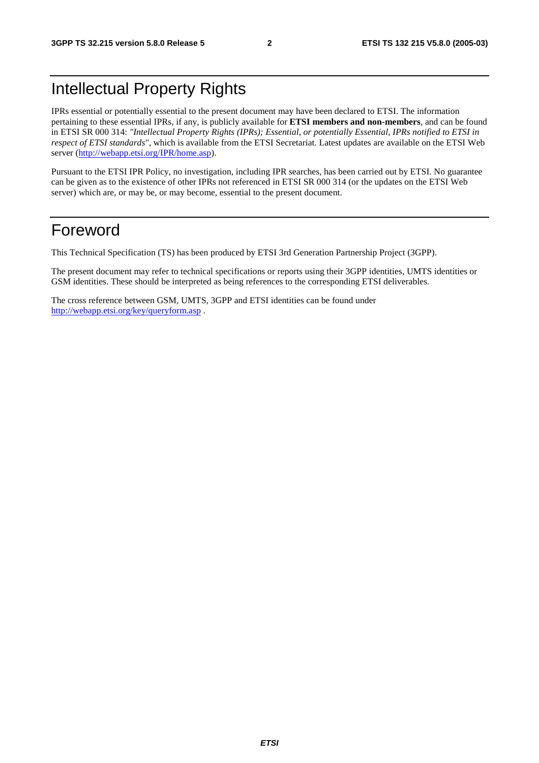# Intellectual Property Rights

IPRs essential or potentially essential to the present document may have been declared to ETSI. The information pertaining to these essential IPRs, if any, is publicly available for **ETSI members and non-members**, and can be found in ETSI SR 000 314: *"Intellectual Property Rights (IPRs); Essential, or potentially Essential, IPRs notified to ETSI in respect of ETSI standards"*, which is available from the ETSI Secretariat. Latest updates are available on the ETSI Web server (http://webapp.etsi.org/IPR/home.asp).

Pursuant to the ETSI IPR Policy, no investigation, including IPR searches, has been carried out by ETSI. No guarantee can be given as to the existence of other IPRs not referenced in ETSI SR 000 314 (or the updates on the ETSI Web server) which are, or may be, or may become, essential to the present document.

# Foreword

This Technical Specification (TS) has been produced by ETSI 3rd Generation Partnership Project (3GPP).

The present document may refer to technical specifications or reports using their 3GPP identities, UMTS identities or GSM identities. These should be interpreted as being references to the corresponding ETSI deliverables.

The cross reference between GSM, UMTS, 3GPP and ETSI identities can be found under http://webapp.etsi.org/key/queryform.asp .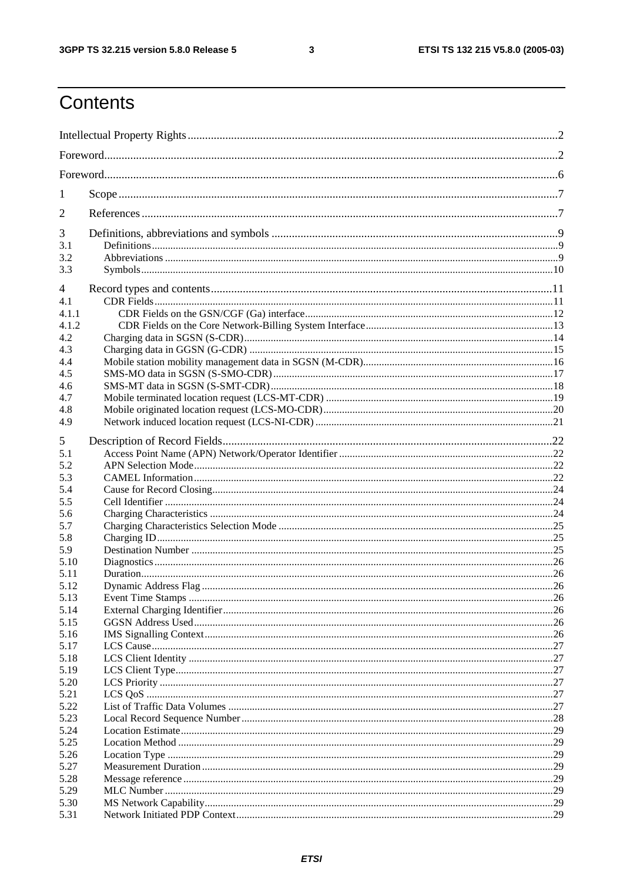# Contents

Intellectual Property Rights ....................................................................................................................2

Foreword.....................................................................................................................................................2

Foreword.....................................................................................................................................................6

1 Scope .......................................................................................................................................................7

2 References ...............................................................................................................................................7

3 Definitions, abbreviations and symbols ..................................................................................................9
3.1 Definitions..............................................................................................................................................9
3.2 Abbreviations .........................................................................................................................................9
3.3 Symbols................................................................................................................................................10

4 Record types and contents .....................................................................................................................11
4.1 CDR Fields............................................................................................................................................11
4.1.1 CDR Fields on the GSN/CGF (Ga) interface......................................................................................12
4.1.2 CDR Fields on the Core Network-Billing System Interface................................................................13
4.2 Charging data in SGSN (S-CDR)............................................................................................................14
4.3 Charging data in GGSN (G-CDR) ..........................................................................................................15
4.4 Mobile station mobility management data in SGSN (M-CDR)...............................................................16
4.5 SMS-MO data in SGSN (S-SMO-CDR).................................................................................................17
4.6 SMS-MT data in SGSN (S-SMT-CDR)..................................................................................................18
4.7 Mobile terminated location request (LCS-MT-CDR) .............................................................................19
4.8 Mobile originated location request (LCS-MO-CDR)..............................................................................20
4.9 Network induced location request (LCS-NI-CDR) .................................................................................21

5 Description of Record Fields..................................................................................................................22
5.1 Access Point Name (APN) Network/Operator Identifier ........................................................................22
5.2 APN Selection Mode..............................................................................................................................22
5.3 CAMEL Information..............................................................................................................................22
5.4 Cause for Record Closing.......................................................................................................................24
5.5 Cell Identifier ........................................................................................................................................24
5.6 Charging Characteristics ........................................................................................................................24
5.7 Charging Characteristics Selection Mode ...............................................................................................25
5.8 Charging ID...........................................................................................................................................25
5.9 Destination Number ...............................................................................................................................25
5.10 Diagnostics............................................................................................................................................26
5.11 Duration................................................................................................................................................26
5.12 Dynamic Address Flag ...........................................................................................................................26
5.13 Event Time Stamps ................................................................................................................................26
5.14 External Charging Identifier...................................................................................................................26
5.15 GGSN Address Used..............................................................................................................................26
5.16 IMS Signalling Context..........................................................................................................................26
5.17 LCS Cause.............................................................................................................................................27
5.18 LCS Client Identity ................................................................................................................................27
5.19 LCS Client Type.....................................................................................................................................27
5.20 LCS Priority ..........................................................................................................................................27
5.21 LCS QoS ...............................................................................................................................................27
5.22 List of Traffic Data Volumes .................................................................................................................27
5.23 Local Record Sequence Number ............................................................................................................28
5.24 Location Estimate..................................................................................................................................29
5.25 Location Method ...................................................................................................................................29
5.26 Location Type ........................................................................................................................................29
5.27 Measurement Duration ..........................................................................................................................29
5.28 Message reference ..................................................................................................................................29
5.29 MLC Number .........................................................................................................................................29
5.30 MS Network Capability..........................................................................................................................29
5.31 Network Initiated PDP Context..............................................................................................................29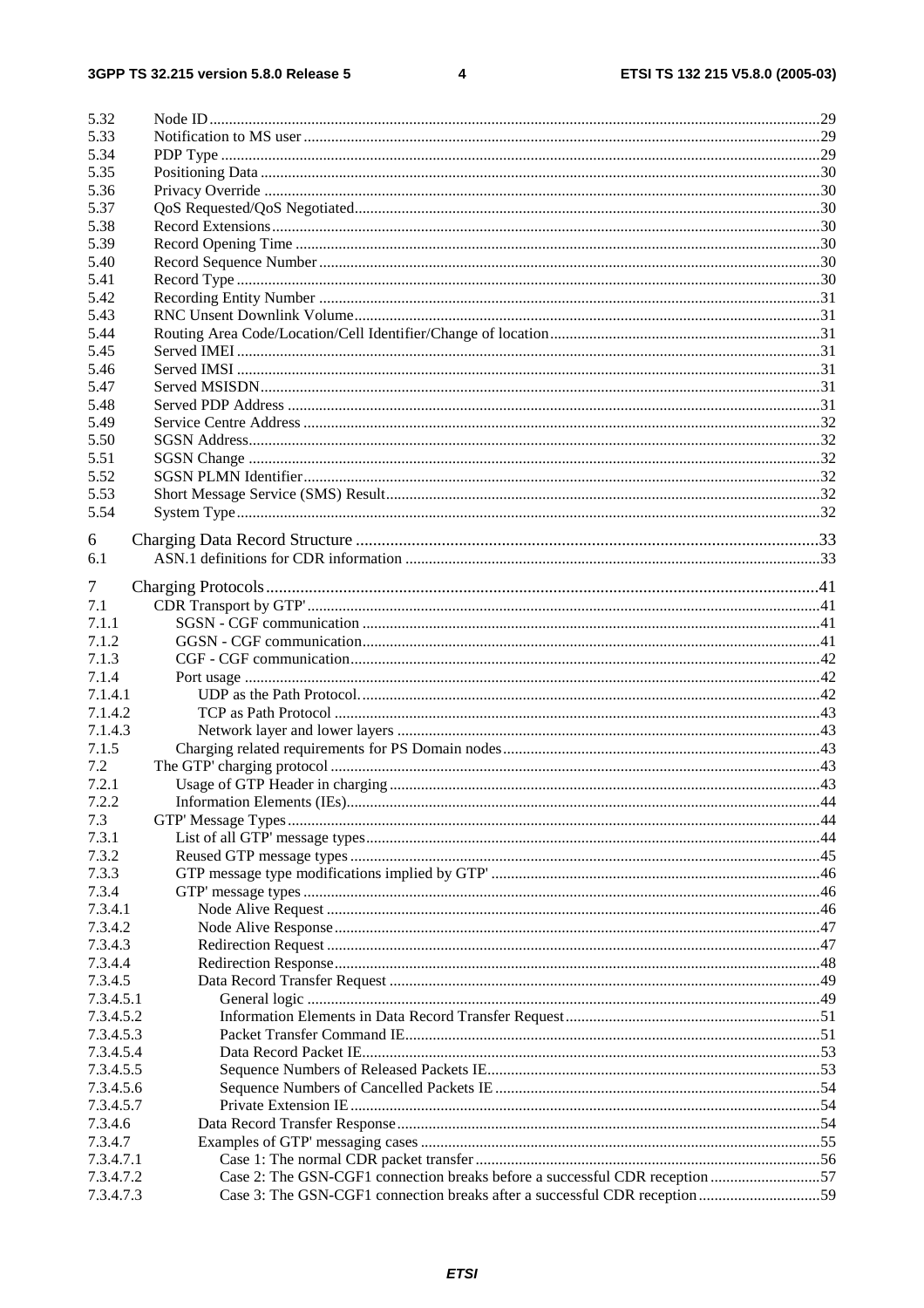5.32 Node ID ....................................................................................................................................................29
5.33 Notification to MS user ...............................................................................................................................29
5.34 PDP Type ....................................................................................................................................................29
5.35 Positioning Data ..........................................................................................................................................30
5.36 Privacy Override .........................................................................................................................................30
5.37 QoS Requested/QoS Negotiated..................................................................................................................30
5.38 Record Extensions.......................................................................................................................................30
5.39 Record Opening Time .................................................................................................................................30
5.40 Record Sequence Number ...........................................................................................................................30
5.41 Record Type ................................................................................................................................................30
5.42 Recording Entity Number ...........................................................................................................................31
5.43 RNC Unsent Downlink Volume..................................................................................................................31
5.44 Routing Area Code/Location/Cell Identifier/Change of location.................................................................31
5.45 Served IMEI ................................................................................................................................................31
5.46 Served IMSI ................................................................................................................................................31
5.47 Served MSISDN..........................................................................................................................................31
5.48 Served PDP Address ...................................................................................................................................31
5.49 Service Centre Address ...............................................................................................................................32
5.50 SGSN Address.............................................................................................................................................32
5.51 SGSN Change .............................................................................................................................................32
5.52 SGSN PLMN Identifier...............................................................................................................................32
5.53 Short Message Service (SMS) Result..........................................................................................................32
5.54 System Type................................................................................................................................................32

6 Charging Data Record Structure ..........................................................................................................33
6.1 ASN.1 definitions for CDR information .....................................................................................................33

7 Charging Protocols...............................................................................................................................41
7.1 CDR Transport by GTP'..............................................................................................................................41
7.1.1 SGSN - CGF communication ................................................................................................................41
7.1.2 GGSN - CGF communication................................................................................................................41
7.1.3 CGF - CGF communication...................................................................................................................42
7.1.4 Port usage ..............................................................................................................................................42
7.1.4.1 UDP as the Path Protocol.................................................................................................................42
7.1.4.2 TCP as Path Protocol .......................................................................................................................43
7.1.4.3 Network layer and lower layers .......................................................................................................43
7.1.5 Charging related requirements for PS Domain nodes.............................................................................43
7.2 The GTP' charging protocol ........................................................................................................................43
7.2.1 Usage of GTP Header in charging .........................................................................................................43
7.2.2 Information Elements (IEs)....................................................................................................................44
7.3 GTP' Message Types...................................................................................................................................44
7.3.1 List of all GTP' message types...............................................................................................................44
7.3.2 Reused GTP message types ...................................................................................................................45
7.3.3 GTP message type modifications implied by GTP' ................................................................................46
7.3.4 GTP' message types ...............................................................................................................................46
7.3.4.1 Node Alive Request .........................................................................................................................46
7.3.4.2 Node Alive Response.......................................................................................................................47
7.3.4.3 Redirection Request .........................................................................................................................47
7.3.4.4 Redirection Response.......................................................................................................................48
7.3.4.5 Data Record Transfer Request .........................................................................................................49
7.3.4.5.1 General logic ..............................................................................................................................49
7.3.4.5.2 Information Elements in Data Record Transfer Request.............................................................51
7.3.4.5.3 Packet Transfer Command IE.....................................................................................................51
7.3.4.5.4 Data Record Packet IE................................................................................................................53
7.3.4.5.5 Sequence Numbers of Released Packets IE.................................................................................53
7.3.4.5.6 Sequence Numbers of Cancelled Packets IE ...............................................................................54
7.3.4.5.7 Private Extension IE ...................................................................................................................54
7.3.4.6 Data Record Transfer Response.......................................................................................................54
7.3.4.7 Examples of GTP' messaging cases .................................................................................................55
7.3.4.7.1 Case 1: The normal CDR packet transfer....................................................................................56
7.3.4.7.2 Case 2: The GSN-CGF1 connection breaks before a successful CDR reception .........................57
7.3.4.7.3 Case 3: The GSN-CGF1 connection breaks after a successful CDR reception............................59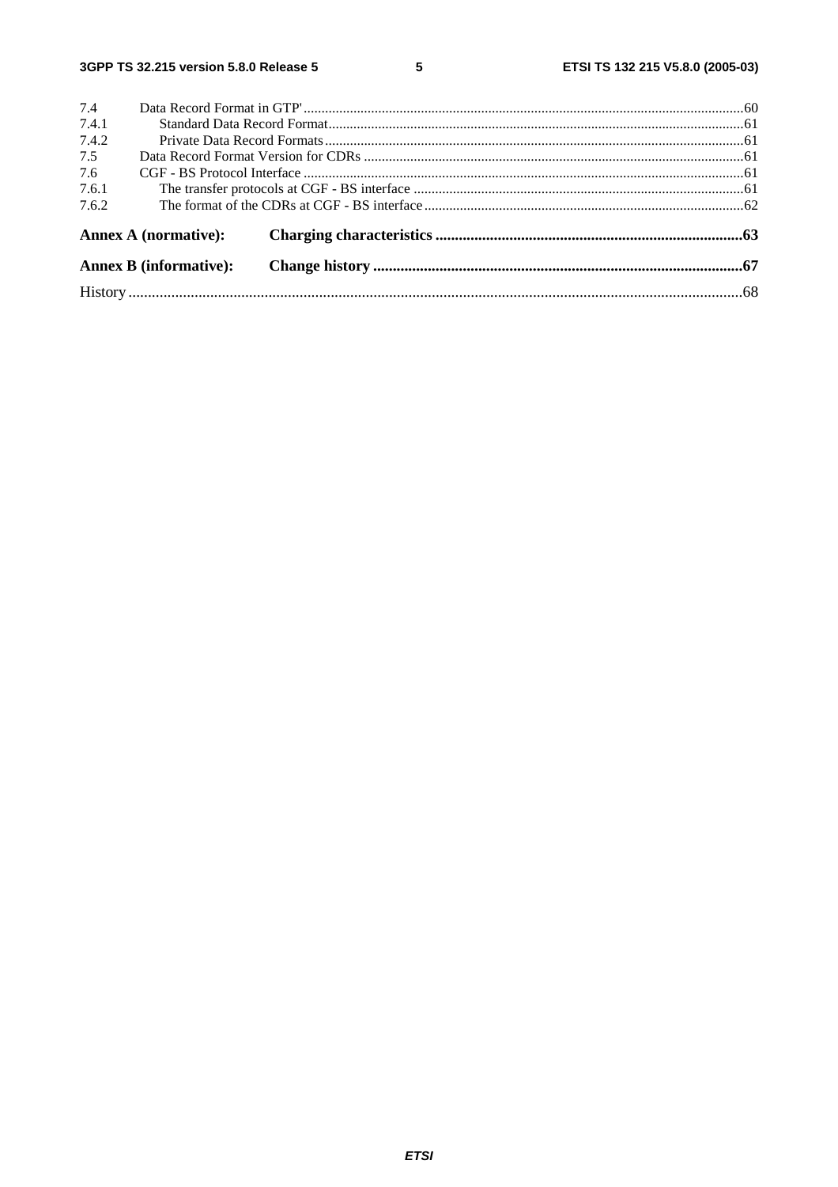7.4 Data Record Format in GTP' ........ 60
7.4.1 Standard Data Record Format ........ 61
7.4.2 Private Data Record Formats ........ 61
7.5 Data Record Format Version for CDRs ........ 61
7.6 CGF - BS Protocol Interface ........ 61
7.6.1 The transfer protocols at CGF - BS interface ........ 61
7.6.2 The format of the CDRs at CGF - BS interface ........ 62

**Annex A (normative): Charging characteristics ........ 63**

**Annex B (informative): Change history ........ 67**

History ........ 68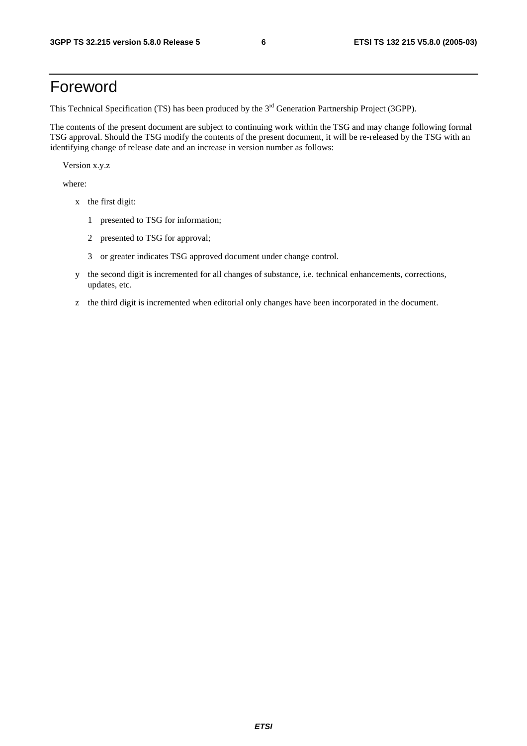# Foreword

This Technical Specification (TS) has been produced by the 3rd Generation Partnership Project (3GPP).

The contents of the present document are subject to continuing work within the TSG and may change following formal TSG approval. Should the TSG modify the contents of the present document, it will be re-released by the TSG with an identifying change of release date and an increase in version number as follows:

Version x.y.z

where:

- x the first digit:
  - 1 presented to TSG for information;
  - 2 presented to TSG for approval;
  - 3 or greater indicates TSG approved document under change control.
- y the second digit is incremented for all changes of substance, i.e. technical enhancements, corrections, updates, etc.
- z the third digit is incremented when editorial only changes have been incorporated in the document.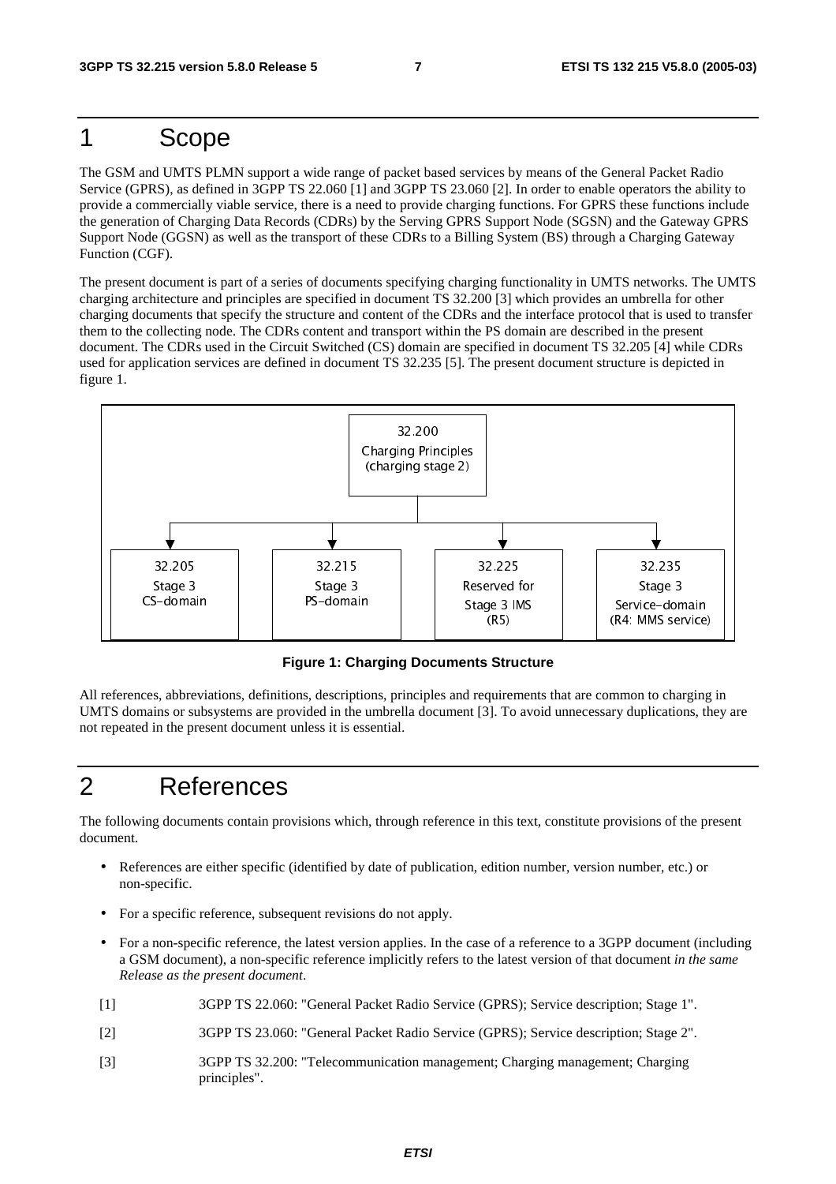# 1 Scope

The GSM and UMTS PLMN support a wide range of packet based services by means of the General Packet Radio Service (GPRS), as defined in 3GPP TS 22.060 [1] and 3GPP TS 23.060 [2]. In order to enable operators the ability to provide a commercially viable service, there is a need to provide charging functions. For GPRS these functions include the generation of Charging Data Records (CDRs) by the Serving GPRS Support Node (SGSN) and the Gateway GPRS Support Node (GGSN) as well as the transport of these CDRs to a Billing System (BS) through a Charging Gateway Function (CGF).

The present document is part of a series of documents specifying charging functionality in UMTS networks. The UMTS charging architecture and principles are specified in document TS 32.200 [3] which provides an umbrella for other charging documents that specify the structure and content of the CDRs and the interface protocol that is used to transfer them to the collecting node. The CDRs content and transport within the PS domain are described in the present document. The CDRs used in the Circuit Switched (CS) domain are specified in document TS 32.205 [4] while CDRs used for application services are defined in document TS 32.235 [5]. The present document structure is depicted in figure 1.

32.200
Charging Principles
(charging stage 2)

32.205
Stage 3
CS-domain

32.215
Stage 3
PS-domain

32.225
Reserved for
Stage 3 IMS
(R5)

32.235
Stage 3
Service-domain
(R4: MMS service)

**Figure 1: Charging Documents Structure**

All references, abbreviations, definitions, descriptions, principles and requirements that are common to charging in UMTS domains or subsystems are provided in the umbrella document [3]. To avoid unnecessary duplications, they are not repeated in the present document unless it is essential.

# 2 References

The following documents contain provisions which, through reference in this text, constitute provisions of the present document.

- References are either specific (identified by date of publication, edition number, version number, etc.) or non-specific.
- For a specific reference, subsequent revisions do not apply.
- For a non-specific reference, the latest version applies. In the case of a reference to a 3GPP document (including a GSM document), a non-specific reference implicitly refers to the latest version of that document *in the same Release as the present document*.

[1] 3GPP TS 22.060: "General Packet Radio Service (GPRS); Service description; Stage 1".

[2] 3GPP TS 23.060: "General Packet Radio Service (GPRS); Service description; Stage 2".

[3] 3GPP TS 32.200: "Telecommunication management; Charging management; Charging principles".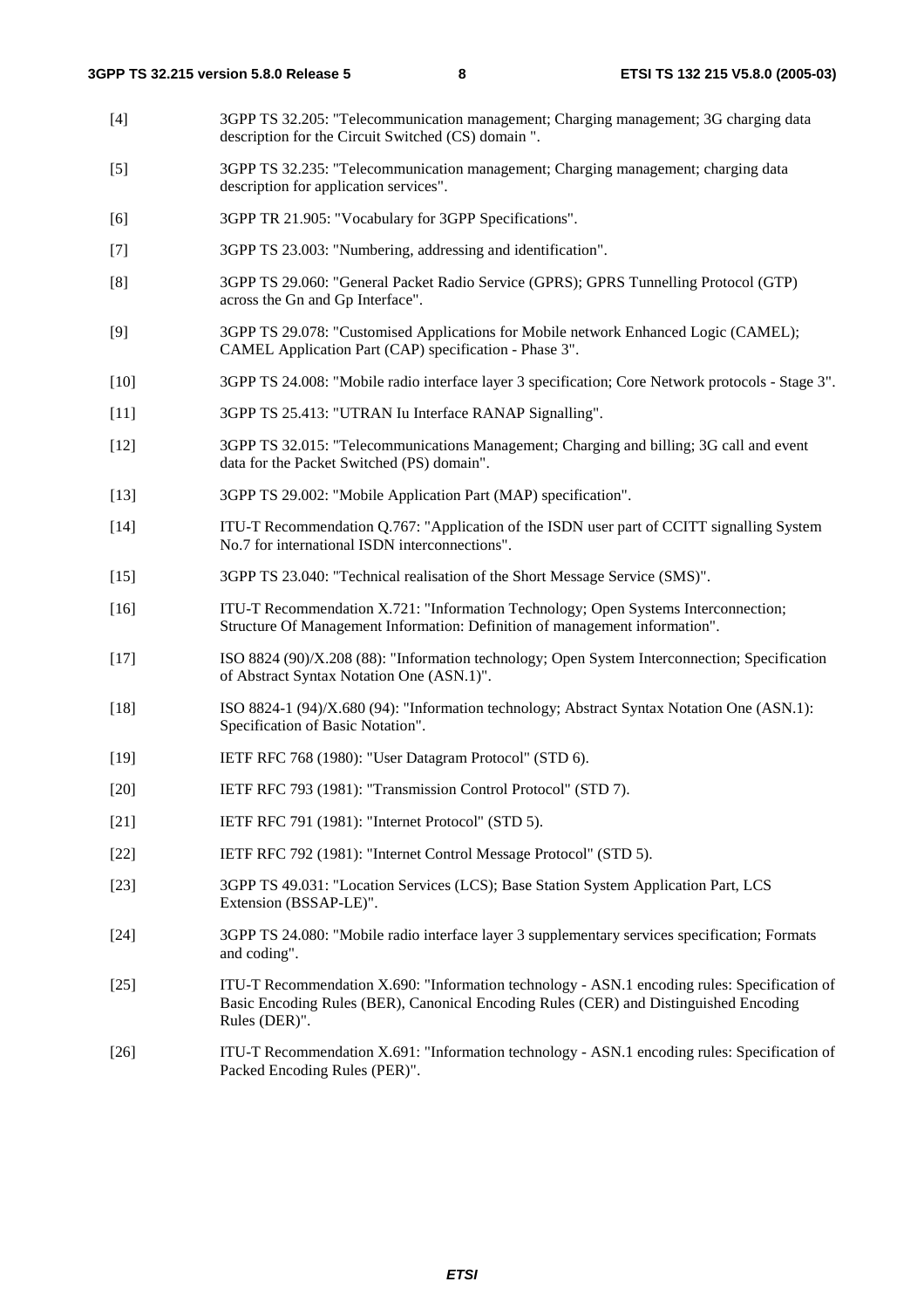[4] 3GPP TS 32.205: "Telecommunication management; Charging management; 3G charging data description for the Circuit Switched (CS) domain ".

[5] 3GPP TS 32.235: "Telecommunication management; Charging management; charging data description for application services".

[6] 3GPP TR 21.905: "Vocabulary for 3GPP Specifications".

[7] 3GPP TS 23.003: "Numbering, addressing and identification".

[8] 3GPP TS 29.060: "General Packet Radio Service (GPRS); GPRS Tunnelling Protocol (GTP) across the Gn and Gp Interface".

[9] 3GPP TS 29.078: "Customised Applications for Mobile network Enhanced Logic (CAMEL); CAMEL Application Part (CAP) specification - Phase 3".

[10] 3GPP TS 24.008: "Mobile radio interface layer 3 specification; Core Network protocols - Stage 3".

[11] 3GPP TS 25.413: "UTRAN Iu Interface RANAP Signalling".

[12] 3GPP TS 32.015: "Telecommunications Management; Charging and billing; 3G call and event data for the Packet Switched (PS) domain".

[13] 3GPP TS 29.002: "Mobile Application Part (MAP) specification".

[14] ITU-T Recommendation Q.767: "Application of the ISDN user part of CCITT signalling System No.7 for international ISDN interconnections".

[15] 3GPP TS 23.040: "Technical realisation of the Short Message Service (SMS)".

[16] ITU-T Recommendation X.721: "Information Technology; Open Systems Interconnection; Structure Of Management Information: Definition of management information".

[17] ISO 8824 (90)/X.208 (88): "Information technology; Open System Interconnection; Specification of Abstract Syntax Notation One (ASN.1)".

[18] ISO 8824-1 (94)/X.680 (94): "Information technology; Abstract Syntax Notation One (ASN.1): Specification of Basic Notation".

[19] IETF RFC 768 (1980): "User Datagram Protocol" (STD 6).

[20] IETF RFC 793 (1981): "Transmission Control Protocol" (STD 7).

[21] IETF RFC 791 (1981): "Internet Protocol" (STD 5).

[22] IETF RFC 792 (1981): "Internet Control Message Protocol" (STD 5).

[23] 3GPP TS 49.031: "Location Services (LCS); Base Station System Application Part, LCS Extension (BSSAP-LE)".

[24] 3GPP TS 24.080: "Mobile radio interface layer 3 supplementary services specification; Formats and coding".

[25] ITU-T Recommendation X.690: "Information technology - ASN.1 encoding rules: Specification of Basic Encoding Rules (BER), Canonical Encoding Rules (CER) and Distinguished Encoding Rules (DER)".

[26] ITU-T Recommendation X.691: "Information technology - ASN.1 encoding rules: Specification of Packed Encoding Rules (PER)".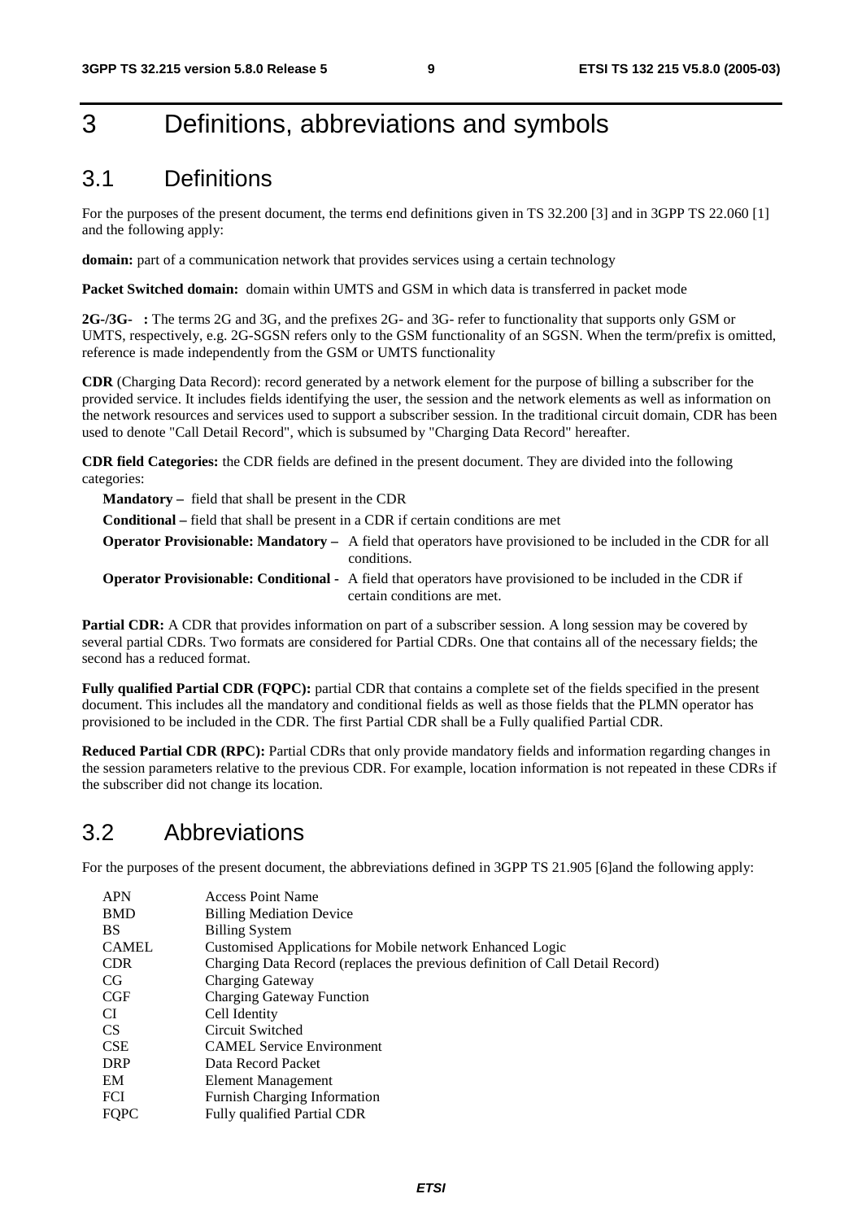# 3 Definitions, abbreviations and symbols

## 3.1 Definitions

For the purposes of the present document, the terms end definitions given in TS 32.200 [3] and in 3GPP TS 22.060 [1] and the following apply:

**domain:** part of a communication network that provides services using a certain technology

**Packet Switched domain:** domain within UMTS and GSM in which data is transferred in packet mode

**2G-/3G- :** The terms 2G and 3G, and the prefixes 2G- and 3G- refer to functionality that supports only GSM or UMTS, respectively, e.g. 2G-SGSN refers only to the GSM functionality of an SGSN. When the term/prefix is omitted, reference is made independently from the GSM or UMTS functionality

**CDR** (Charging Data Record): record generated by a network element for the purpose of billing a subscriber for the provided service. It includes fields identifying the user, the session and the network elements as well as information on the network resources and services used to support a subscriber session. In the traditional circuit domain, CDR has been used to denote "Call Detail Record", which is subsumed by "Charging Data Record" hereafter.

**CDR field Categories:** the CDR fields are defined in the present document. They are divided into the following categories:

- **Mandatory –** field that shall be present in the CDR
- **Conditional –** field that shall be present in a CDR if certain conditions are met
- **Operator Provisionable: Mandatory –** A field that operators have provisioned to be included in the CDR for all conditions.
- **Operator Provisionable: Conditional -** A field that operators have provisioned to be included in the CDR if certain conditions are met.

**Partial CDR:** A CDR that provides information on part of a subscriber session. A long session may be covered by several partial CDRs. Two formats are considered for Partial CDRs. One that contains all of the necessary fields; the second has a reduced format.

**Fully qualified Partial CDR (FQPC):** partial CDR that contains a complete set of the fields specified in the present document. This includes all the mandatory and conditional fields as well as those fields that the PLMN operator has provisioned to be included in the CDR. The first Partial CDR shall be a Fully qualified Partial CDR.

**Reduced Partial CDR (RPC):** Partial CDRs that only provide mandatory fields and information regarding changes in the session parameters relative to the previous CDR. For example, location information is not repeated in these CDRs if the subscriber did not change its location.

## 3.2 Abbreviations

For the purposes of the present document, the abbreviations defined in 3GPP TS 21.905 [6]and the following apply:

| | |
|---|---|
| APN | Access Point Name |
| BMD | Billing Mediation Device |
| BS | Billing System |
| CAMEL | Customised Applications for Mobile network Enhanced Logic |
| CDR | Charging Data Record (replaces the previous definition of Call Detail Record) |
| CG | Charging Gateway |
| CGF | Charging Gateway Function |
| CI | Cell Identity |
| CS | Circuit Switched |
| CSE | CAMEL Service Environment |
| DRP | Data Record Packet |
| EM | Element Management |
| FCI | Furnish Charging Information |
| FQPC | Fully qualified Partial CDR |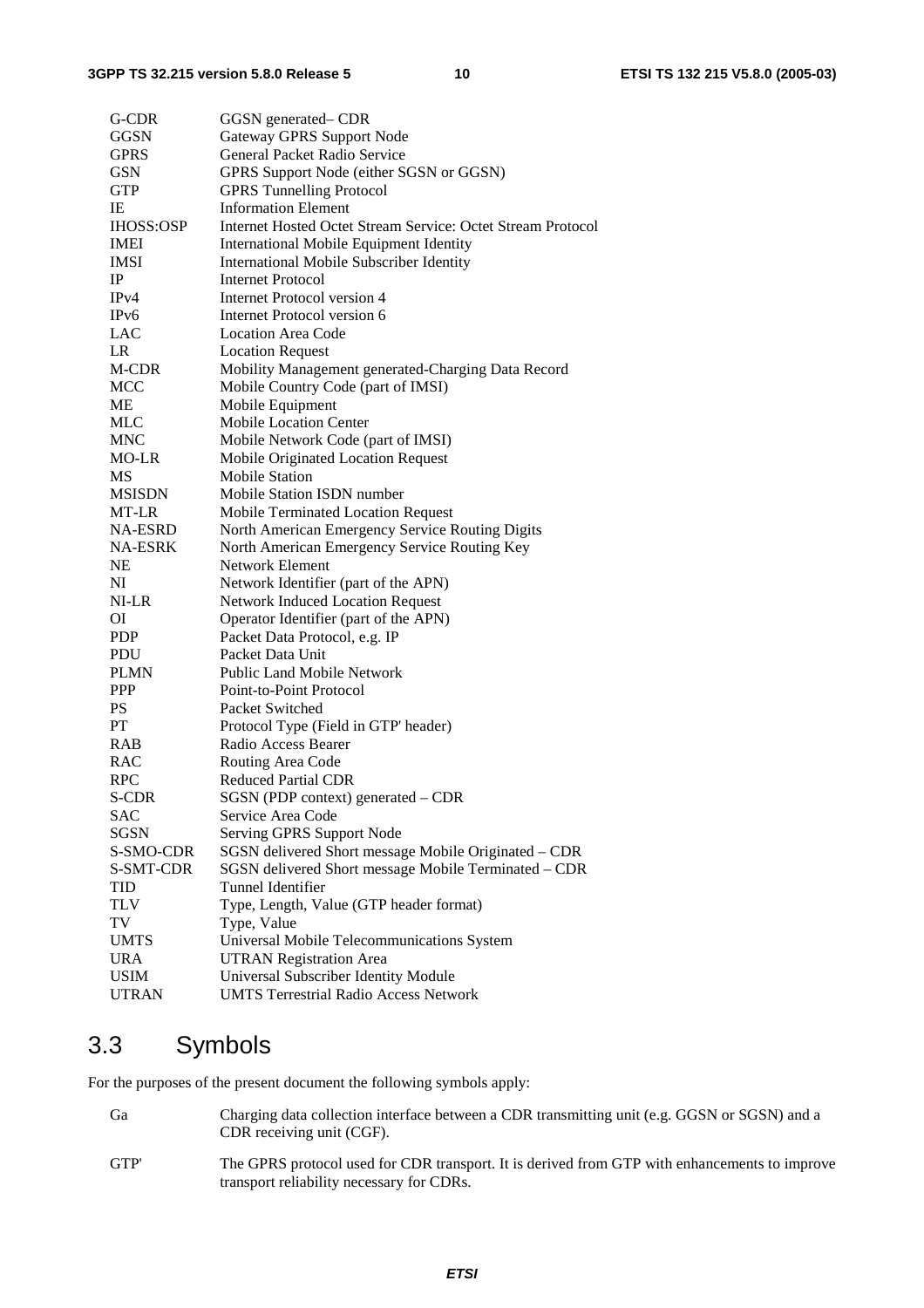| | |
|---|---|
| G-CDR | GGSN generated– CDR |
| GGSN | Gateway GPRS Support Node |
| GPRS | General Packet Radio Service |
| GSN | GPRS Support Node (either SGSN or GGSN) |
| GTP | GPRS Tunnelling Protocol |
| IE | Information Element |
| IHOSS:OSP | Internet Hosted Octet Stream Service: Octet Stream Protocol |
| IMEI | International Mobile Equipment Identity |
| IMSI | International Mobile Subscriber Identity |
| IP | Internet Protocol |
| IPv4 | Internet Protocol version 4 |
| IPv6 | Internet Protocol version 6 |
| LAC | Location Area Code |
| LR | Location Request |
| M-CDR | Mobility Management generated-Charging Data Record |
| MCC | Mobile Country Code (part of IMSI) |
| ME | Mobile Equipment |
| MLC | Mobile Location Center |
| MNC | Mobile Network Code (part of IMSI) |
| MO-LR | Mobile Originated Location Request |
| MS | Mobile Station |
| MSISDN | Mobile Station ISDN number |
| MT-LR | Mobile Terminated Location Request |
| NA-ESRD | North American Emergency Service Routing Digits |
| NA-ESRK | North American Emergency Service Routing Key |
| NE | Network Element |
| NI | Network Identifier (part of the APN) |
| NI-LR | Network Induced Location Request |
| OI | Operator Identifier (part of the APN) |
| PDP | Packet Data Protocol, e.g. IP |
| PDU | Packet Data Unit |
| PLMN | Public Land Mobile Network |
| PPP | Point-to-Point Protocol |
| PS | Packet Switched |
| PT | Protocol Type (Field in GTP' header) |
| RAB | Radio Access Bearer |
| RAC | Routing Area Code |
| RPC | Reduced Partial CDR |
| S-CDR | SGSN (PDP context) generated – CDR |
| SAC | Service Area Code |
| SGSN | Serving GPRS Support Node |
| S-SMO-CDR | SGSN delivered Short message Mobile Originated – CDR |
| S-SMT-CDR | SGSN delivered Short message Mobile Terminated – CDR |
| TID | Tunnel Identifier |
| TLV | Type, Length, Value (GTP header format) |
| TV | Type, Value |
| UMTS | Universal Mobile Telecommunications System |
| URA | UTRAN Registration Area |
| USIM | Universal Subscriber Identity Module |
| UTRAN | UMTS Terrestrial Radio Access Network |

## 3.3 Symbols

For the purposes of the present document the following symbols apply:

| | |
|---|---|
| Ga | Charging data collection interface between a CDR transmitting unit (e.g. GGSN or SGSN) and a CDR receiving unit (CGF). |
| GTP' | The GPRS protocol used for CDR transport. It is derived from GTP with enhancements to improve transport reliability necessary for CDRs. |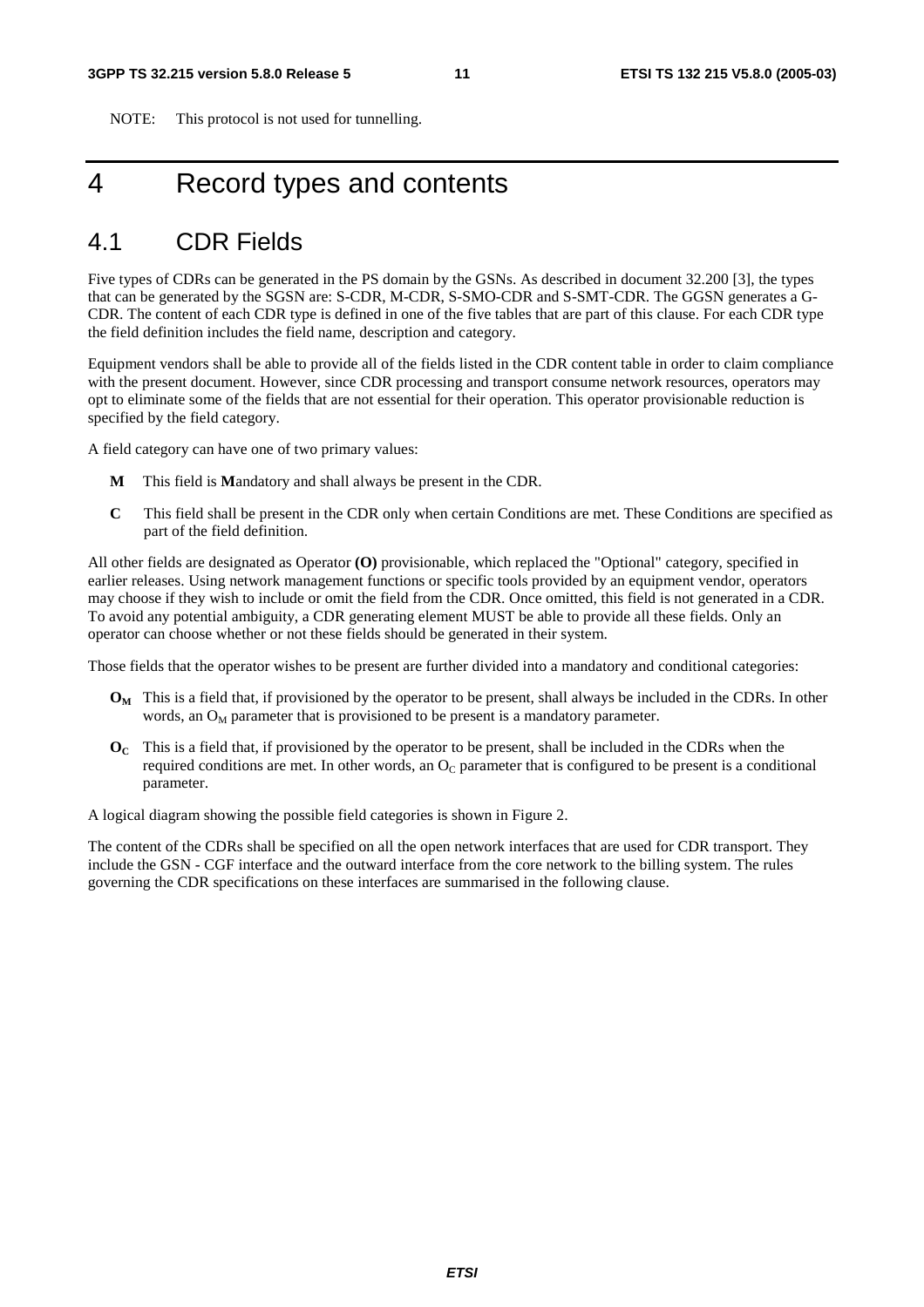NOTE: This protocol is not used for tunnelling.

# 4 Record types and contents

## 4.1 CDR Fields

Five types of CDRs can be generated in the PS domain by the GSNs. As described in document 32.200 [3], the types that can be generated by the SGSN are: S-CDR, M-CDR, S-SMO-CDR and S-SMT-CDR. The GGSN generates a G-CDR. The content of each CDR type is defined in one of the five tables that are part of this clause. For each CDR type the field definition includes the field name, description and category.

Equipment vendors shall be able to provide all of the fields listed in the CDR content table in order to claim compliance with the present document. However, since CDR processing and transport consume network resources, operators may opt to eliminate some of the fields that are not essential for their operation. This operator provisionable reduction is specified by the field category.

A field category can have one of two primary values:

- **M** This field is **M**andatory and shall always be present in the CDR.
- **C** This field shall be present in the CDR only when certain Conditions are met. These Conditions are specified as part of the field definition.

All other fields are designated as Operator **(O)** provisionable, which replaced the "Optional" category, specified in earlier releases. Using network management functions or specific tools provided by an equipment vendor, operators may choose if they wish to include or omit the field from the CDR. Once omitted, this field is not generated in a CDR. To avoid any potential ambiguity, a CDR generating element MUST be able to provide all these fields. Only an operator can choose whether or not these fields should be generated in their system.

Those fields that the operator wishes to be present are further divided into a mandatory and conditional categories:

- **$O_M$** This is a field that, if provisioned by the operator to be present, shall always be included in the CDRs. In other words, an $O_M$ parameter that is provisioned to be present is a mandatory parameter.
- **$O_C$** This is a field that, if provisioned by the operator to be present, shall be included in the CDRs when the required conditions are met. In other words, an $O_C$ parameter that is configured to be present is a conditional parameter.

A logical diagram showing the possible field categories is shown in Figure 2.

The content of the CDRs shall be specified on all the open network interfaces that are used for CDR transport. They include the GSN - CGF interface and the outward interface from the core network to the billing system. The rules governing the CDR specifications on these interfaces are summarised in the following clause.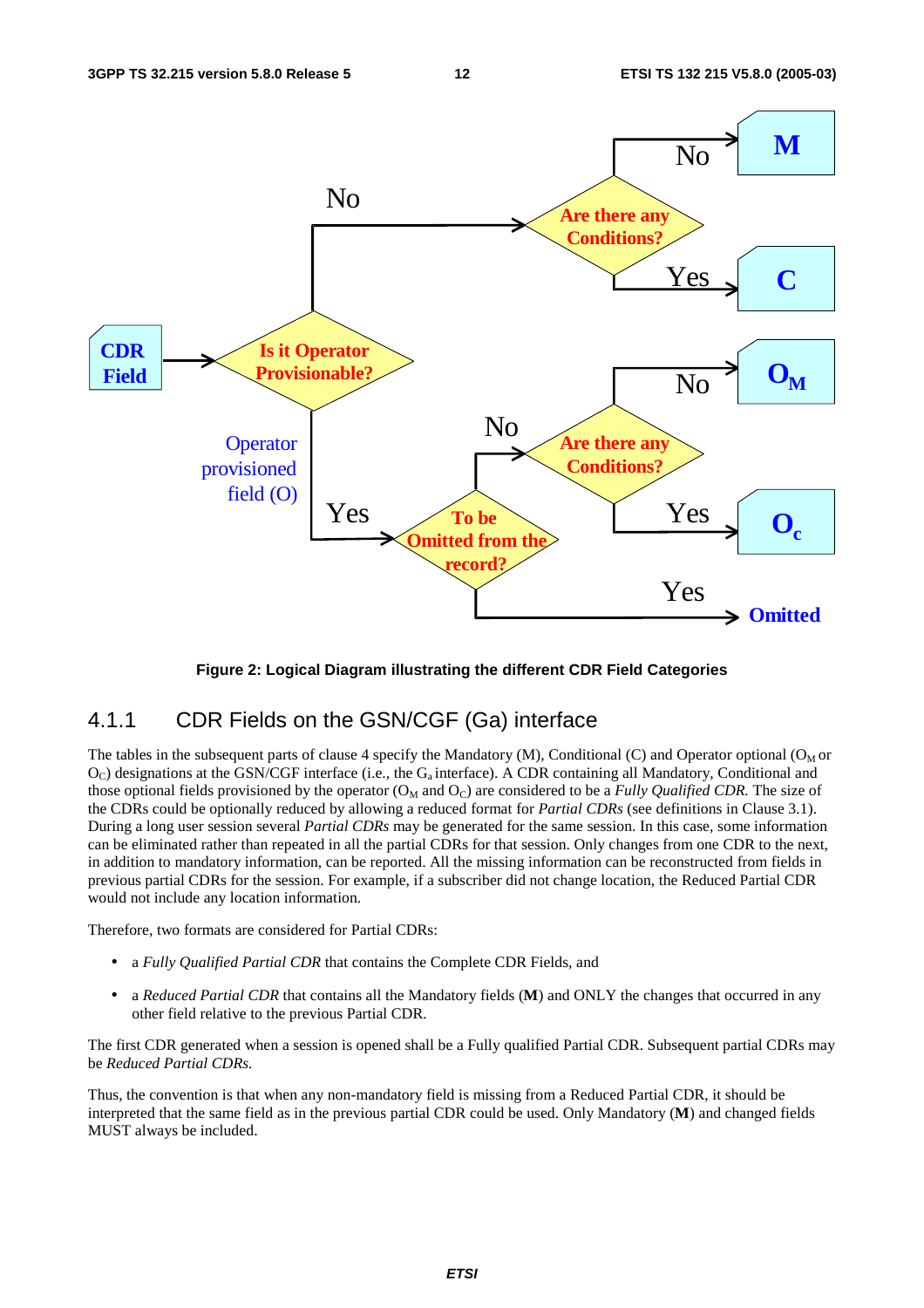Figure 2: Logical Diagram illustrating the different CDR Field Categories

### 4.1.1 CDR Fields on the GSN/CGF (Ga) interface

The tables in the subsequent parts of clause 4 specify the Mandatory (M), Conditional (C) and Operator optional ($O_M$ or $O_C$) designations at the GSN/CGF interface (i.e., the $G_a$ interface). A CDR containing all Mandatory, Conditional and those optional fields provisioned by the operator ($O_M$ and $O_C$) are considered to be a *Fully Qualified CDR.* The size of the CDRs could be optionally reduced by allowing a reduced format for *Partial CDRs* (see definitions in Clause 3.1). During a long user session several *Partial CDRs* may be generated for the same session. In this case, some information can be eliminated rather than repeated in all the partial CDRs for that session. Only changes from one CDR to the next, in addition to mandatory information, can be reported. All the missing information can be reconstructed from fields in previous partial CDRs for the session. For example, if a subscriber did not change location, the Reduced Partial CDR would not include any location information.

Therefore, two formats are considered for Partial CDRs:

- a *Fully Qualified Partial CDR* that contains the Complete CDR Fields, and
- a *Reduced Partial CDR* that contains all the Mandatory fields (**M**) and ONLY the changes that occurred in any other field relative to the previous Partial CDR.

The first CDR generated when a session is opened shall be a Fully qualified Partial CDR. Subsequent partial CDRs may be *Reduced Partial CDRs.*

Thus, the convention is that when any non-mandatory field is missing from a Reduced Partial CDR, it should be interpreted that the same field as in the previous partial CDR could be used. Only Mandatory (**M**) and changed fields MUST always be included.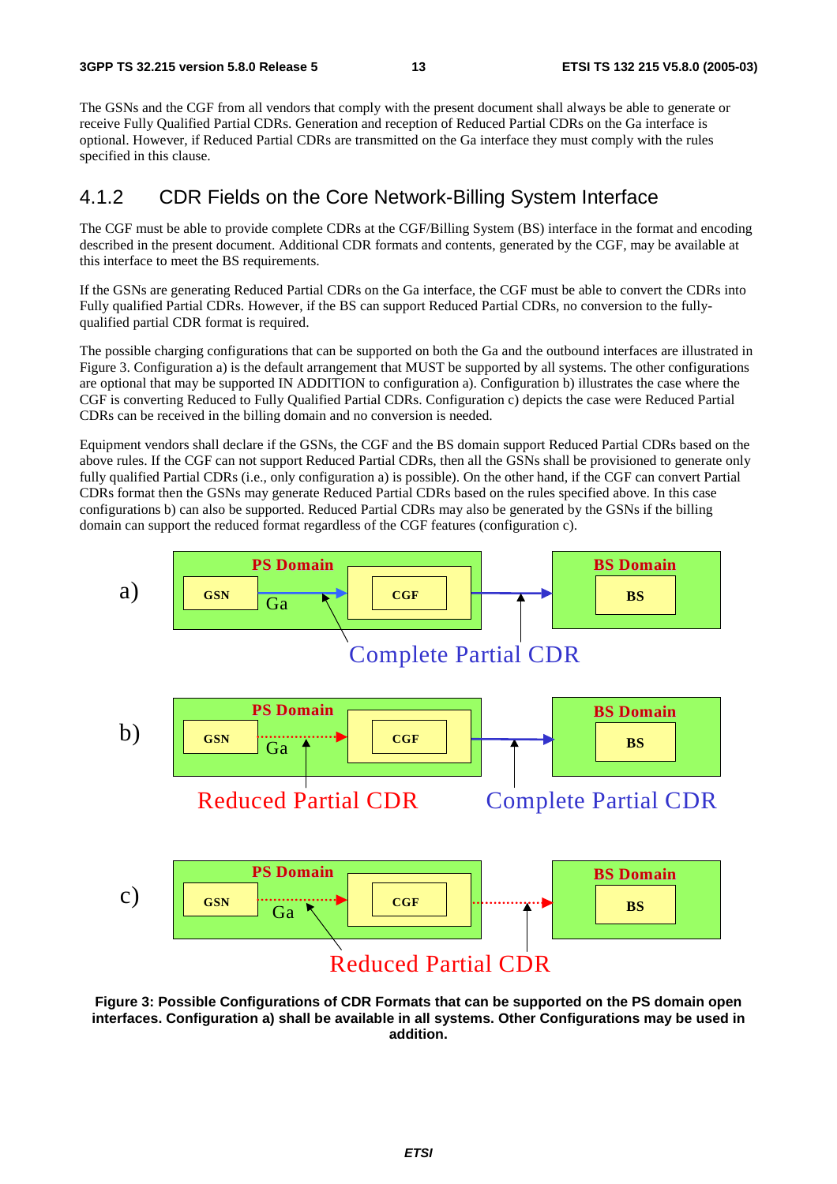The GSNs and the CGF from all vendors that comply with the present document shall always be able to generate or receive Fully Qualified Partial CDRs. Generation and reception of Reduced Partial CDRs on the Ga interface is optional. However, if Reduced Partial CDRs are transmitted on the Ga interface they must comply with the rules specified in this clause.

### 4.1.2 CDR Fields on the Core Network-Billing System Interface

The CGF must be able to provide complete CDRs at the CGF/Billing System (BS) interface in the format and encoding described in the present document. Additional CDR formats and contents, generated by the CGF, may be available at this interface to meet the BS requirements.

If the GSNs are generating Reduced Partial CDRs on the Ga interface, the CGF must be able to convert the CDRs into Fully qualified Partial CDRs. However, if the BS can support Reduced Partial CDRs, no conversion to the fully-qualified partial CDR format is required.

The possible charging configurations that can be supported on both the Ga and the outbound interfaces are illustrated in Figure 3. Configuration a) is the default arrangement that MUST be supported by all systems. The other configurations are optional that may be supported IN ADDITION to configuration a). Configuration b) illustrates the case where the CGF is converting Reduced to Fully Qualified Partial CDRs. Configuration c) depicts the case were Reduced Partial CDRs can be received in the billing domain and no conversion is needed.

Equipment vendors shall declare if the GSNs, the CGF and the BS domain support Reduced Partial CDRs based on the above rules. If the CGF can not support Reduced Partial CDRs, then all the GSNs shall be provisioned to generate only fully qualified Partial CDRs (i.e., only configuration a) is possible). On the other hand, if the CGF can convert Partial CDRs format then the GSNs may generate Reduced Partial CDRs based on the rules specified above. In this case configurations b) can also be supported. Reduced Partial CDRs may also be generated by the GSNs if the billing domain can support the reduced format regardless of the CGF features (configuration c).

a) PS Domain: GSN —Ga→ CGF → BS Domain: BS — Complete Partial CDR

b) PS Domain: GSN —Ga→ CGF → BS Domain: BS — Reduced Partial CDR (Ga); Complete Partial CDR (CGF to BS)

c) PS Domain: GSN —Ga→ CGF → BS Domain: BS — Reduced Partial CDR

**Figure 3: Possible Configurations of CDR Formats that can be supported on the PS domain open interfaces. Configuration a) shall be available in all systems. Other Configurations may be used in addition.**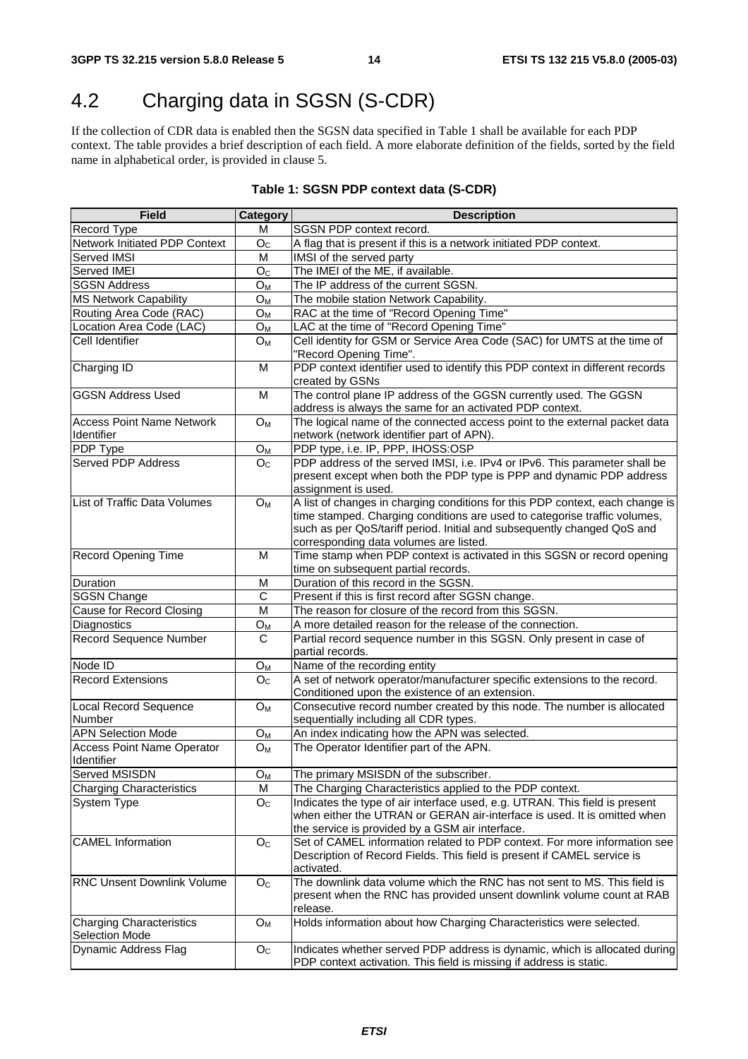## 4.2 Charging data in SGSN (S-CDR)

If the collection of CDR data is enabled then the SGSN data specified in Table 1 shall be available for each PDP context. The table provides a brief description of each field. A more elaborate definition of the fields, sorted by the field name in alphabetical order, is provided in clause 5.

**Table 1: SGSN PDP context data (S-CDR)**

| Field | Category | Description |
|---|---|---|
| Record Type | M | SGSN PDP context record. |
| Network Initiated PDP Context | $O_C$ | A flag that is present if this is a network initiated PDP context. |
| Served IMSI | M | IMSI of the served party |
| Served IMEI | $O_C$ | The IMEI of the ME, if available. |
| SGSN Address | $O_M$ | The IP address of the current SGSN. |
| MS Network Capability | $O_M$ | The mobile station Network Capability. |
| Routing Area Code (RAC) | $O_M$ | RAC at the time of "Record Opening Time" |
| Location Area Code (LAC) | $O_M$ | LAC at the time of "Record Opening Time" |
| Cell Identifier | $O_M$ | Cell identity for GSM or Service Area Code (SAC) for UMTS at the time of "Record Opening Time". |
| Charging ID | M | PDP context identifier used to identify this PDP context in different records created by GSNs |
| GGSN Address Used | M | The control plane IP address of the GGSN currently used. The GGSN address is always the same for an activated PDP context. |
| Access Point Name Network Identifier | $O_M$ | The logical name of the connected access point to the external packet data network (network identifier part of APN). |
| PDP Type | $O_M$ | PDP type, i.e. IP, PPP, IHOSS:OSP |
| Served PDP Address | $O_C$ | PDP address of the served IMSI, i.e. IPv4 or IPv6. This parameter shall be present except when both the PDP type is PPP and dynamic PDP address assignment is used. |
| List of Traffic Data Volumes | $O_M$ | A list of changes in charging conditions for this PDP context, each change is time stamped. Charging conditions are used to categorise traffic volumes, such as per QoS/tariff period. Initial and subsequently changed QoS and corresponding data volumes are listed. |
| Record Opening Time | M | Time stamp when PDP context is activated in this SGSN or record opening time on subsequent partial records. |
| Duration | M | Duration of this record in the SGSN. |
| SGSN Change | C | Present if this is first record after SGSN change. |
| Cause for Record Closing | M | The reason for closure of the record from this SGSN. |
| Diagnostics | $O_M$ | A more detailed reason for the release of the connection. |
| Record Sequence Number | C | Partial record sequence number in this SGSN. Only present in case of partial records. |
| Node ID | $O_M$ | Name of the recording entity |
| Record Extensions | $O_C$ | A set of network operator/manufacturer specific extensions to the record. Conditioned upon the existence of an extension. |
| Local Record Sequence Number | $O_M$ | Consecutive record number created by this node. The number is allocated sequentially including all CDR types. |
| APN Selection Mode | $O_M$ | An index indicating how the APN was selected. |
| Access Point Name Operator Identifier | $O_M$ | The Operator Identifier part of the APN. |
| Served MSISDN | $O_M$ | The primary MSISDN of the subscriber. |
| Charging Characteristics | M | The Charging Characteristics applied to the PDP context. |
| System Type | $O_C$ | Indicates the type of air interface used, e.g. UTRAN. This field is present when either the UTRAN or GERAN air-interface is used. It is omitted when the service is provided by a GSM air interface. |
| CAMEL Information | $O_C$ | Set of CAMEL information related to PDP context. For more information see Description of Record Fields. This field is present if CAMEL service is activated. |
| RNC Unsent Downlink Volume | $O_C$ | The downlink data volume which the RNC has not sent to MS. This field is present when the RNC has provided unsent downlink volume count at RAB release. |
| Charging Characteristics Selection Mode | $O_M$ | Holds information about how Charging Characteristics were selected. |
| Dynamic Address Flag | $O_C$ | Indicates whether served PDP address is dynamic, which is allocated during PDP context activation. This field is missing if address is static. |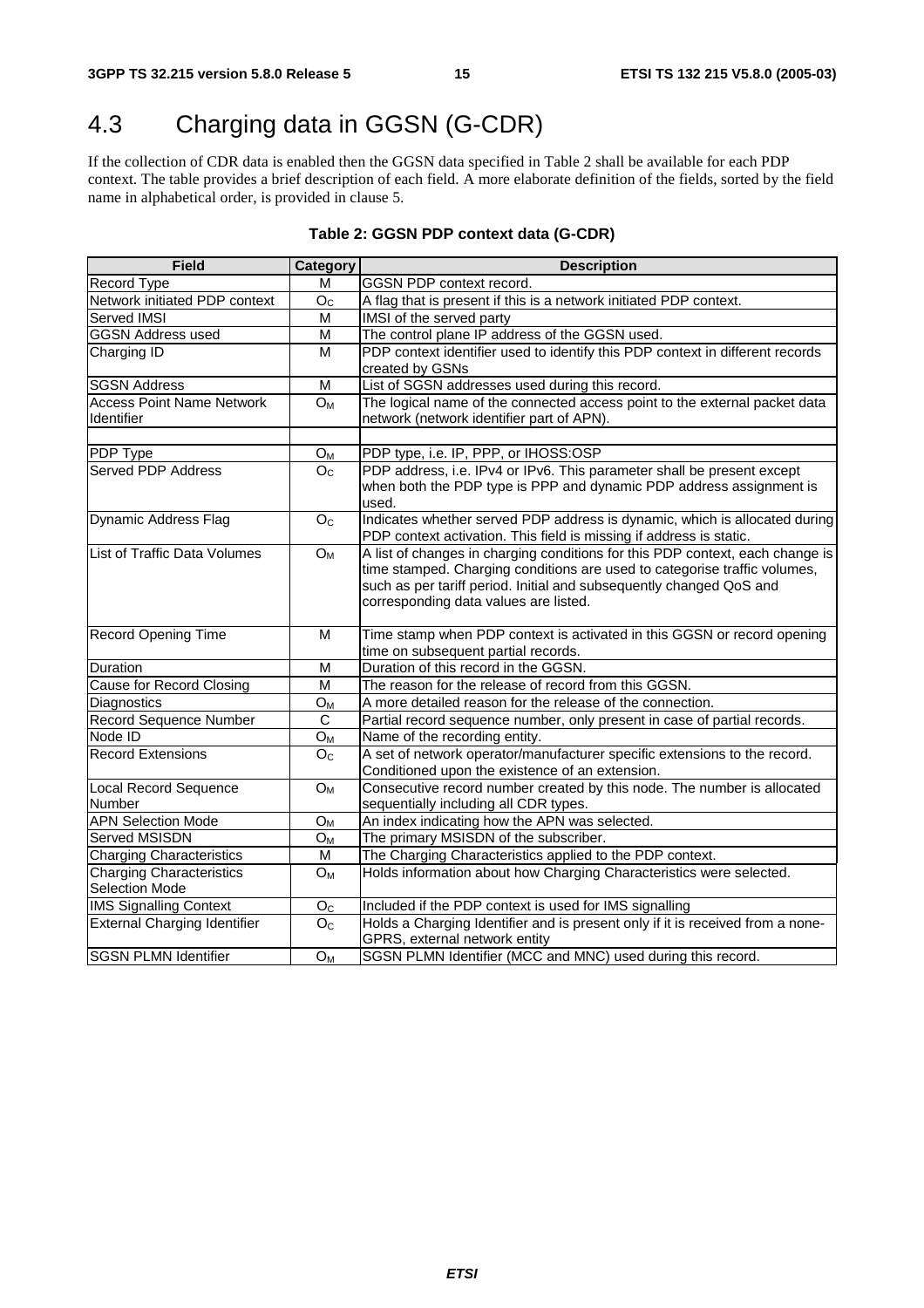# 4.3 Charging data in GGSN (G-CDR)

If the collection of CDR data is enabled then the GGSN data specified in Table 2 shall be available for each PDP context. The table provides a brief description of each field. A more elaborate definition of the fields, sorted by the field name in alphabetical order, is provided in clause 5.

**Table 2: GGSN PDP context data (G-CDR)**

| Field | Category | Description |
|---|---|---|
| Record Type | M | GGSN PDP context record. |
| Network initiated PDP context | $O_C$ | A flag that is present if this is a network initiated PDP context. |
| Served IMSI | M | IMSI of the served party |
| GGSN Address used | M | The control plane IP address of the GGSN used. |
| Charging ID | M | PDP context identifier used to identify this PDP context in different records created by GSNs |
| SGSN Address | M | List of SGSN addresses used during this record. |
| Access Point Name Network Identifier | $O_M$ | The logical name of the connected access point to the external packet data network (network identifier part of APN). |
| | | |
| PDP Type | $O_M$ | PDP type, i.e. IP, PPP, or IHOSS:OSP |
| Served PDP Address | $O_C$ | PDP address, i.e. IPv4 or IPv6. This parameter shall be present except when both the PDP type is PPP and dynamic PDP address assignment is used. |
| Dynamic Address Flag | $O_C$ | Indicates whether served PDP address is dynamic, which is allocated during PDP context activation. This field is missing if address is static. |
| List of Traffic Data Volumes | $O_M$ | A list of changes in charging conditions for this PDP context, each change is time stamped. Charging conditions are used to categorise traffic volumes, such as per tariff period. Initial and subsequently changed QoS and corresponding data values are listed. |
| Record Opening Time | M | Time stamp when PDP context is activated in this GGSN or record opening time on subsequent partial records. |
| Duration | M | Duration of this record in the GGSN. |
| Cause for Record Closing | M | The reason for the release of record from this GGSN. |
| Diagnostics | $O_M$ | A more detailed reason for the release of the connection. |
| Record Sequence Number | C | Partial record sequence number, only present in case of partial records. |
| Node ID | $O_M$ | Name of the recording entity. |
| Record Extensions | $O_C$ | A set of network operator/manufacturer specific extensions to the record. Conditioned upon the existence of an extension. |
| Local Record Sequence Number | $O_M$ | Consecutive record number created by this node. The number is allocated sequentially including all CDR types. |
| APN Selection Mode | $O_M$ | An index indicating how the APN was selected. |
| Served MSISDN | $O_M$ | The primary MSISDN of the subscriber. |
| Charging Characteristics | M | The Charging Characteristics applied to the PDP context. |
| Charging Characteristics Selection Mode | $O_M$ | Holds information about how Charging Characteristics were selected. |
| IMS Signalling Context | $O_C$ | Included if the PDP context is used for IMS signalling |
| External Charging Identifier | $O_C$ | Holds a Charging Identifier and is present only if it is received from a none-GPRS, external network entity |
| SGSN PLMN Identifier | $O_M$ | SGSN PLMN Identifier (MCC and MNC) used during this record. |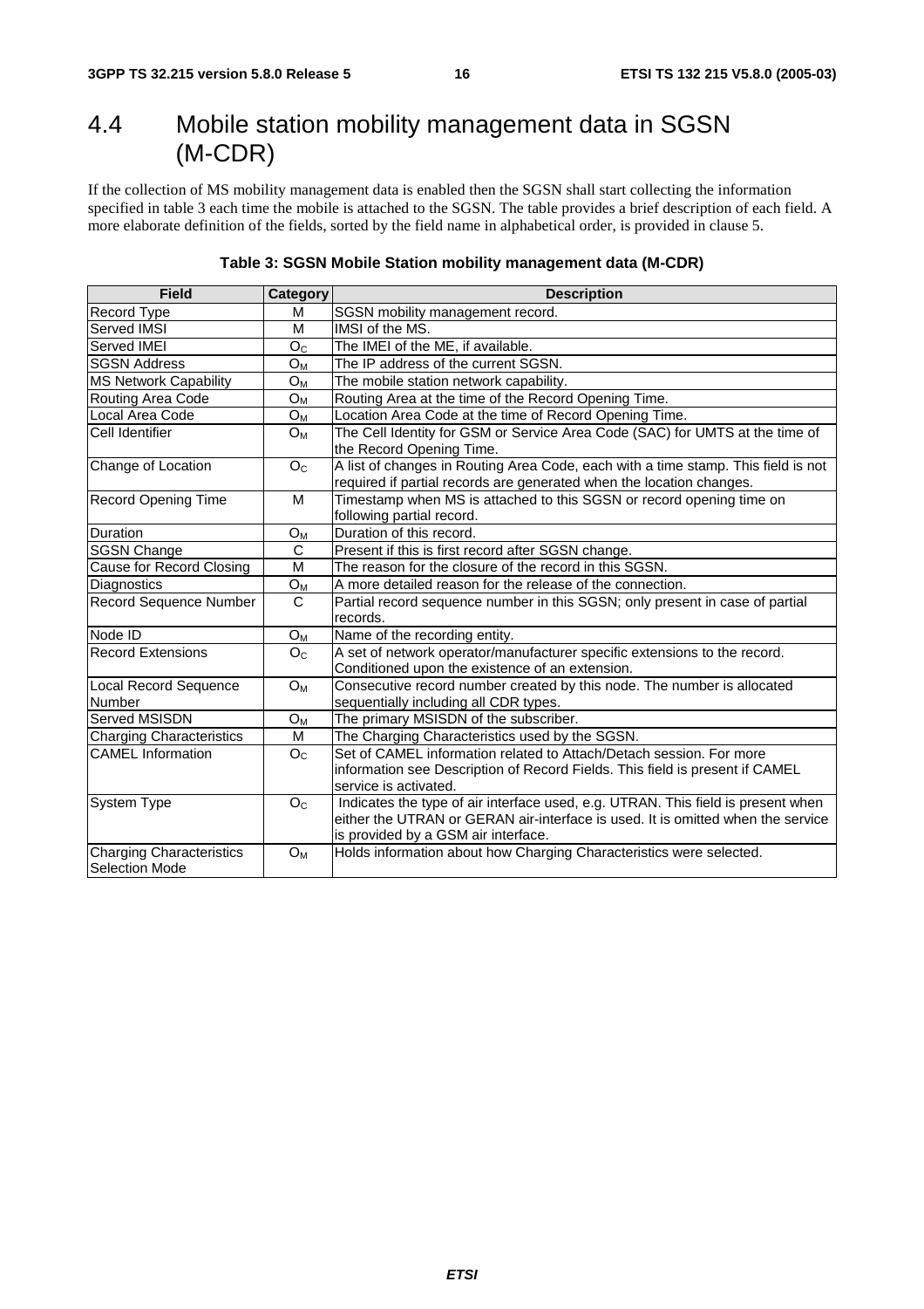# 4.4 Mobile station mobility management data in SGSN (M-CDR)

If the collection of MS mobility management data is enabled then the SGSN shall start collecting the information specified in table 3 each time the mobile is attached to the SGSN. The table provides a brief description of each field. A more elaborate definition of the fields, sorted by the field name in alphabetical order, is provided in clause 5.

**Table 3: SGSN Mobile Station mobility management data (M-CDR)**

| Field | Category | Description |
|---|---|---|
| Record Type | M | SGSN mobility management record. |
| Served IMSI | M | IMSI of the MS. |
| Served IMEI | $O_C$ | The IMEI of the ME, if available. |
| SGSN Address | $O_M$ | The IP address of the current SGSN. |
| MS Network Capability | $O_M$ | The mobile station network capability. |
| Routing Area Code | $O_M$ | Routing Area at the time of the Record Opening Time. |
| Local Area Code | $O_M$ | Location Area Code at the time of Record Opening Time. |
| Cell Identifier | $O_M$ | The Cell Identity for GSM or Service Area Code (SAC) for UMTS at the time of the Record Opening Time. |
| Change of Location | $O_C$ | A list of changes in Routing Area Code, each with a time stamp. This field is not required if partial records are generated when the location changes. |
| Record Opening Time | M | Timestamp when MS is attached to this SGSN or record opening time on following partial record. |
| Duration | $O_M$ | Duration of this record. |
| SGSN Change | C | Present if this is first record after SGSN change. |
| Cause for Record Closing | M | The reason for the closure of the record in this SGSN. |
| Diagnostics | $O_M$ | A more detailed reason for the release of the connection. |
| Record Sequence Number | C | Partial record sequence number in this SGSN; only present in case of partial records. |
| Node ID | $O_M$ | Name of the recording entity. |
| Record Extensions | $O_C$ | A set of network operator/manufacturer specific extensions to the record. Conditioned upon the existence of an extension. |
| Local Record Sequence Number | $O_M$ | Consecutive record number created by this node. The number is allocated sequentially including all CDR types. |
| Served MSISDN | $O_M$ | The primary MSISDN of the subscriber. |
| Charging Characteristics | M | The Charging Characteristics used by the SGSN. |
| CAMEL Information | $O_C$ | Set of CAMEL information related to Attach/Detach session. For more information see Description of Record Fields. This field is present if CAMEL service is activated. |
| System Type | $O_C$ | Indicates the type of air interface used, e.g. UTRAN. This field is present when either the UTRAN or GERAN air-interface is used. It is omitted when the service is provided by a GSM air interface. |
| Charging Characteristics Selection Mode | $O_M$ | Holds information about how Charging Characteristics were selected. |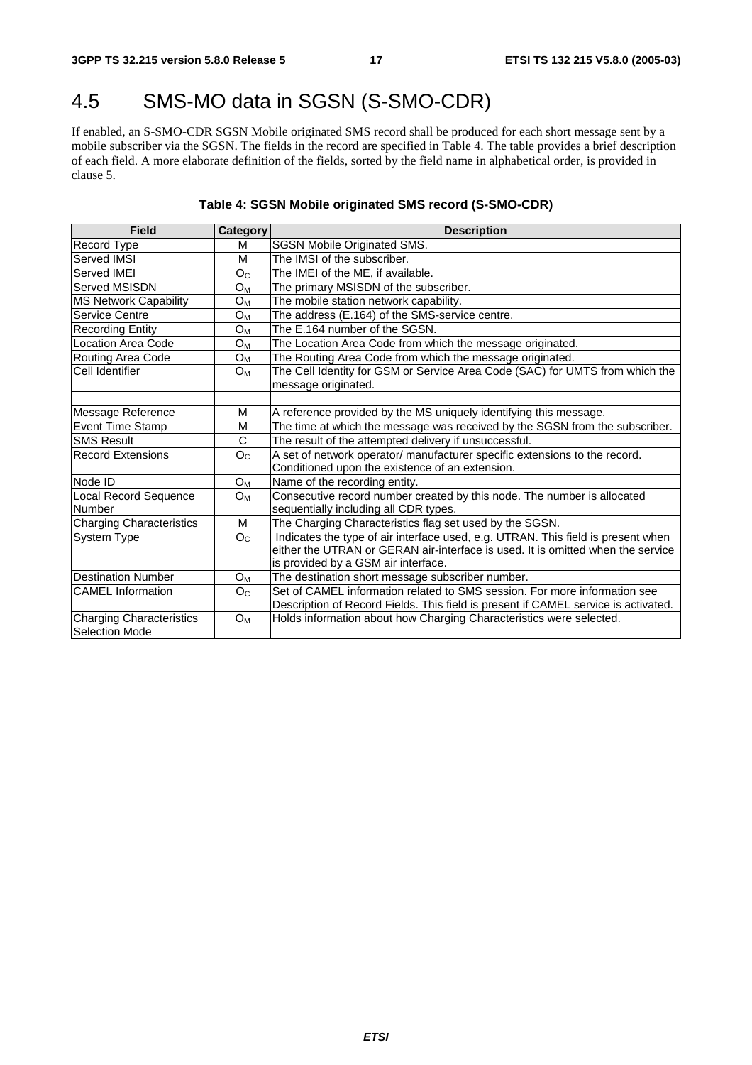# 4.5 SMS-MO data in SGSN (S-SMO-CDR)

If enabled, an S-SMO-CDR SGSN Mobile originated SMS record shall be produced for each short message sent by a mobile subscriber via the SGSN. The fields in the record are specified in Table 4. The table provides a brief description of each field. A more elaborate definition of the fields, sorted by the field name in alphabetical order, is provided in clause 5.

**Table 4: SGSN Mobile originated SMS record (S-SMO-CDR)**

| Field | Category | Description |
|---|---|---|
| Record Type | M | SGSN Mobile Originated SMS. |
| Served IMSI | M | The IMSI of the subscriber. |
| Served IMEI | $O_C$ | The IMEI of the ME, if available. |
| Served MSISDN | $O_M$ | The primary MSISDN of the subscriber. |
| MS Network Capability | $O_M$ | The mobile station network capability. |
| Service Centre | $O_M$ | The address (E.164) of the SMS-service centre. |
| Recording Entity | $O_M$ | The E.164 number of the SGSN. |
| Location Area Code | $O_M$ | The Location Area Code from which the message originated. |
| Routing Area Code | $O_M$ | The Routing Area Code from which the message originated. |
| Cell Identifier | $O_M$ | The Cell Identity for GSM or Service Area Code (SAC) for UMTS from which the message originated. |
| | | |
| Message Reference | M | A reference provided by the MS uniquely identifying this message. |
| Event Time Stamp | M | The time at which the message was received by the SGSN from the subscriber. |
| SMS Result | C | The result of the attempted delivery if unsuccessful. |
| Record Extensions | $O_C$ | A set of network operator/ manufacturer specific extensions to the record. Conditioned upon the existence of an extension. |
| Node ID | $O_M$ | Name of the recording entity. |
| Local Record Sequence Number | $O_M$ | Consecutive record number created by this node. The number is allocated sequentially including all CDR types. |
| Charging Characteristics | M | The Charging Characteristics flag set used by the SGSN. |
| System Type | $O_C$ | Indicates the type of air interface used, e.g. UTRAN. This field is present when either the UTRAN or GERAN air-interface is used. It is omitted when the service is provided by a GSM air interface. |
| Destination Number | $O_M$ | The destination short message subscriber number. |
| CAMEL Information | $O_C$ | Set of CAMEL information related to SMS session. For more information see Description of Record Fields. This field is present if CAMEL service is activated. |
| Charging Characteristics Selection Mode | $O_M$ | Holds information about how Charging Characteristics were selected. |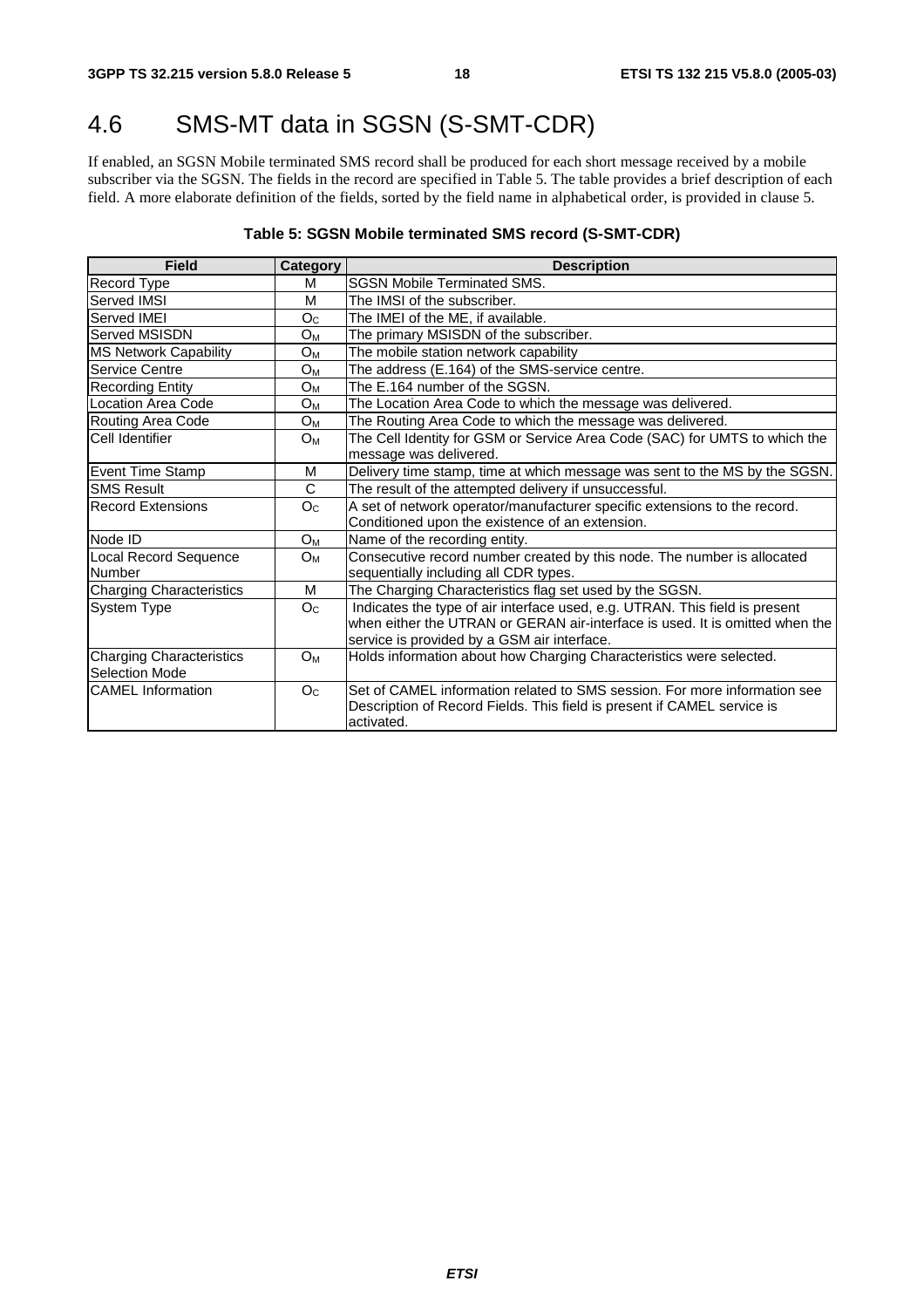## 4.6 SMS-MT data in SGSN (S-SMT-CDR)

If enabled, an SGSN Mobile terminated SMS record shall be produced for each short message received by a mobile subscriber via the SGSN. The fields in the record are specified in Table 5. The table provides a brief description of each field. A more elaborate definition of the fields, sorted by the field name in alphabetical order, is provided in clause 5.

**Table 5: SGSN Mobile terminated SMS record (S-SMT-CDR)**

| Field | Category | Description |
|---|---|---|
| Record Type | M | SGSN Mobile Terminated SMS. |
| Served IMSI | M | The IMSI of the subscriber. |
| Served IMEI | $O_C$ | The IMEI of the ME, if available. |
| Served MSISDN | $O_M$ | The primary MSISDN of the subscriber. |
| MS Network Capability | $O_M$ | The mobile station network capability |
| Service Centre | $O_M$ | The address (E.164) of the SMS-service centre. |
| Recording Entity | $O_M$ | The E.164 number of the SGSN. |
| Location Area Code | $O_M$ | The Location Area Code to which the message was delivered. |
| Routing Area Code | $O_M$ | The Routing Area Code to which the message was delivered. |
| Cell Identifier | $O_M$ | The Cell Identity for GSM or Service Area Code (SAC) for UMTS to which the message was delivered. |
| Event Time Stamp | M | Delivery time stamp, time at which message was sent to the MS by the SGSN. |
| SMS Result | C | The result of the attempted delivery if unsuccessful. |
| Record Extensions | $O_C$ | A set of network operator/manufacturer specific extensions to the record. Conditioned upon the existence of an extension. |
| Node ID | $O_M$ | Name of the recording entity. |
| Local Record Sequence Number | $O_M$ | Consecutive record number created by this node. The number is allocated sequentially including all CDR types. |
| Charging Characteristics | M | The Charging Characteristics flag set used by the SGSN. |
| System Type | $O_C$ | Indicates the type of air interface used, e.g. UTRAN. This field is present when either the UTRAN or GERAN air-interface is used. It is omitted when the service is provided by a GSM air interface. |
| Charging Characteristics Selection Mode | $O_M$ | Holds information about how Charging Characteristics were selected. |
| CAMEL Information | $O_C$ | Set of CAMEL information related to SMS session. For more information see Description of Record Fields. This field is present if CAMEL service is activated. |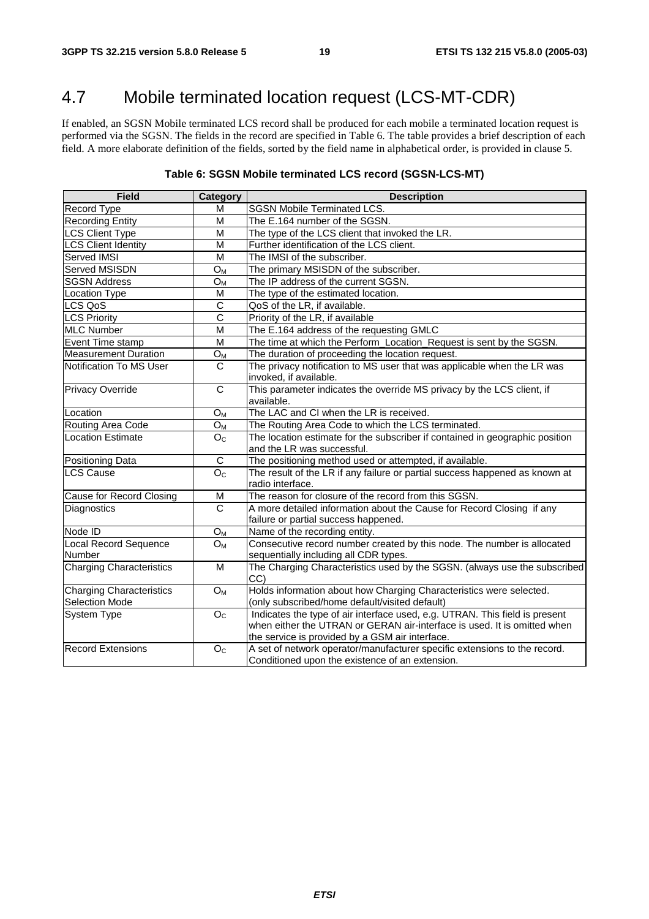# 4.7 Mobile terminated location request (LCS-MT-CDR)

If enabled, an SGSN Mobile terminated LCS record shall be produced for each mobile a terminated location request is performed via the SGSN. The fields in the record are specified in Table 6. The table provides a brief description of each field. A more elaborate definition of the fields, sorted by the field name in alphabetical order, is provided in clause 5.

**Table 6: SGSN Mobile terminated LCS record (SGSN-LCS-MT)**

| Field | Category | Description |
|---|---|---|
| Record Type | M | SGSN Mobile Terminated LCS. |
| Recording Entity | M | The E.164 number of the SGSN. |
| LCS Client Type | M | The type of the LCS client that invoked the LR. |
| LCS Client Identity | M | Further identification of the LCS client. |
| Served IMSI | M | The IMSI of the subscriber. |
| Served MSISDN | $O_M$ | The primary MSISDN of the subscriber. |
| SGSN Address | $O_M$ | The IP address of the current SGSN. |
| Location Type | M | The type of the estimated location. |
| LCS QoS | C | QoS of the LR, if available. |
| LCS Priority | C | Priority of the LR, if available |
| MLC Number | M | The E.164 address of the requesting GMLC |
| Event Time stamp | M | The time at which the Perform_Location_Request is sent by the SGSN. |
| Measurement Duration | $O_M$ | The duration of proceeding the location request. |
| Notification To MS User | C | The privacy notification to MS user that was applicable when the LR was invoked, if available. |
| Privacy Override | C | This parameter indicates the override MS privacy by the LCS client, if available. |
| Location | $O_M$ | The LAC and CI when the LR is received. |
| Routing Area Code | $O_M$ | The Routing Area Code to which the LCS terminated. |
| Location Estimate | $O_C$ | The location estimate for the subscriber if contained in geographic position and the LR was successful. |
| Positioning Data | C | The positioning method used or attempted, if available. |
| LCS Cause | $O_C$ | The result of the LR if any failure or partial success happened as known at radio interface. |
| Cause for Record Closing | M | The reason for closure of the record from this SGSN. |
| Diagnostics | C | A more detailed information about the Cause for Record Closing if any failure or partial success happened. |
| Node ID | $O_M$ | Name of the recording entity. |
| Local Record Sequence Number | $O_M$ | Consecutive record number created by this node. The number is allocated sequentially including all CDR types. |
| Charging Characteristics | M | The Charging Characteristics used by the SGSN. (always use the subscribed CC) |
| Charging Characteristics Selection Mode | $O_M$ | Holds information about how Charging Characteristics were selected. (only subscribed/home default/visited default) |
| System Type | $O_C$ | Indicates the type of air interface used, e.g. UTRAN. This field is present when either the UTRAN or GERAN air-interface is used. It is omitted when the service is provided by a GSM air interface. |
| Record Extensions | $O_C$ | A set of network operator/manufacturer specific extensions to the record. Conditioned upon the existence of an extension. |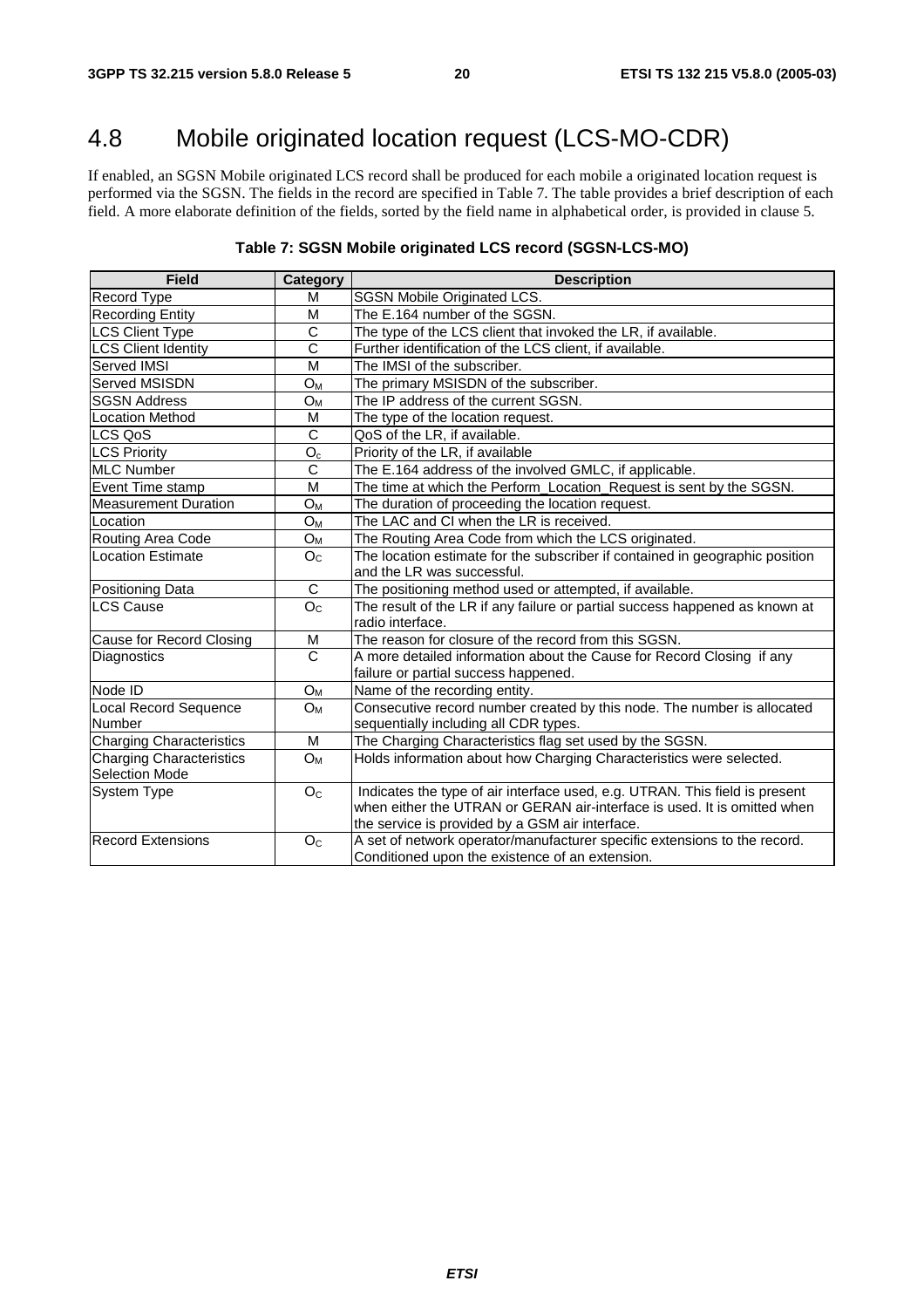# 4.8 Mobile originated location request (LCS-MO-CDR)

If enabled, an SGSN Mobile originated LCS record shall be produced for each mobile a originated location request is performed via the SGSN. The fields in the record are specified in Table 7. The table provides a brief description of each field. A more elaborate definition of the fields, sorted by the field name in alphabetical order, is provided in clause 5.

**Table 7: SGSN Mobile originated LCS record (SGSN-LCS-MO)**

| Field | Category | Description |
|---|---|---|
| Record Type | M | SGSN Mobile Originated LCS. |
| Recording Entity | M | The E.164 number of the SGSN. |
| LCS Client Type | C | The type of the LCS client that invoked the LR, if available. |
| LCS Client Identity | C | Further identification of the LCS client, if available. |
| Served IMSI | M | The IMSI of the subscriber. |
| Served MSISDN | $O_M$ | The primary MSISDN of the subscriber. |
| SGSN Address | $O_M$ | The IP address of the current SGSN. |
| Location Method | M | The type of the location request. |
| LCS QoS | C | QoS of the LR, if available. |
| LCS Priority | $O_c$ | Priority of the LR, if available |
| MLC Number | C | The E.164 address of the involved GMLC, if applicable. |
| Event Time stamp | M | The time at which the Perform_Location_Request is sent by the SGSN. |
| Measurement Duration | $O_M$ | The duration of proceeding the location request. |
| Location | $O_M$ | The LAC and CI when the LR is received. |
| Routing Area Code | $O_M$ | The Routing Area Code from which the LCS originated. |
| Location Estimate | $O_C$ | The location estimate for the subscriber if contained in geographic position and the LR was successful. |
| Positioning Data | C | The positioning method used or attempted, if available. |
| LCS Cause | $O_C$ | The result of the LR if any failure or partial success happened as known at radio interface. |
| Cause for Record Closing | M | The reason for closure of the record from this SGSN. |
| Diagnostics | C | A more detailed information about the Cause for Record Closing if any failure or partial success happened. |
| Node ID | $O_M$ | Name of the recording entity. |
| Local Record Sequence Number | $O_M$ | Consecutive record number created by this node. The number is allocated sequentially including all CDR types. |
| Charging Characteristics | M | The Charging Characteristics flag set used by the SGSN. |
| Charging Characteristics Selection Mode | $O_M$ | Holds information about how Charging Characteristics were selected. |
| System Type | $O_C$ | Indicates the type of air interface used, e.g. UTRAN. This field is present when either the UTRAN or GERAN air-interface is used. It is omitted when the service is provided by a GSM air interface. |
| Record Extensions | $O_C$ | A set of network operator/manufacturer specific extensions to the record. Conditioned upon the existence of an extension. |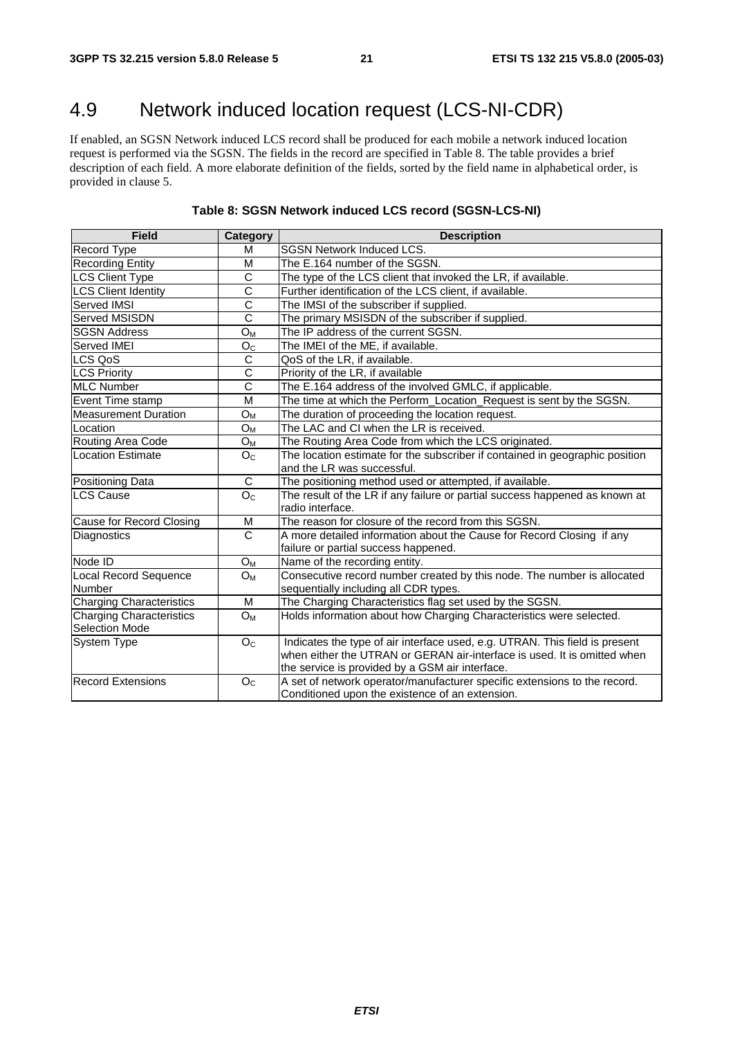# 4.9 Network induced location request (LCS-NI-CDR)

If enabled, an SGSN Network induced LCS record shall be produced for each mobile a network induced location request is performed via the SGSN. The fields in the record are specified in Table 8. The table provides a brief description of each field. A more elaborate definition of the fields, sorted by the field name in alphabetical order, is provided in clause 5.

**Table 8: SGSN Network induced LCS record (SGSN-LCS-NI)**

| Field | Category | Description |
|---|---|---|
| Record Type | M | SGSN Network Induced LCS. |
| Recording Entity | M | The E.164 number of the SGSN. |
| LCS Client Type | C | The type of the LCS client that invoked the LR, if available. |
| LCS Client Identity | C | Further identification of the LCS client, if available. |
| Served IMSI | C | The IMSI of the subscriber if supplied. |
| Served MSISDN | C | The primary MSISDN of the subscriber if supplied. |
| SGSN Address | $O_M$ | The IP address of the current SGSN. |
| Served IMEI | $O_C$ | The IMEI of the ME, if available. |
| LCS QoS | C | QoS of the LR, if available. |
| LCS Priority | C | Priority of the LR, if available |
| MLC Number | C | The E.164 address of the involved GMLC, if applicable. |
| Event Time stamp | M | The time at which the Perform_Location_Request is sent by the SGSN. |
| Measurement Duration | $O_M$ | The duration of proceeding the location request. |
| Location | $O_M$ | The LAC and CI when the LR is received. |
| Routing Area Code | $O_M$ | The Routing Area Code from which the LCS originated. |
| Location Estimate | $O_C$ | The location estimate for the subscriber if contained in geographic position and the LR was successful. |
| Positioning Data | C | The positioning method used or attempted, if available. |
| LCS Cause | $O_C$ | The result of the LR if any failure or partial success happened as known at radio interface. |
| Cause for Record Closing | M | The reason for closure of the record from this SGSN. |
| Diagnostics | C | A more detailed information about the Cause for Record Closing if any failure or partial success happened. |
| Node ID | $O_M$ | Name of the recording entity. |
| Local Record Sequence Number | $O_M$ | Consecutive record number created by this node. The number is allocated sequentially including all CDR types. |
| Charging Characteristics | M | The Charging Characteristics flag set used by the SGSN. |
| Charging Characteristics Selection Mode | $O_M$ | Holds information about how Charging Characteristics were selected. |
| System Type | $O_C$ | Indicates the type of air interface used, e.g. UTRAN. This field is present when either the UTRAN or GERAN air-interface is used. It is omitted when the service is provided by a GSM air interface. |
| Record Extensions | $O_C$ | A set of network operator/manufacturer specific extensions to the record. Conditioned upon the existence of an extension. |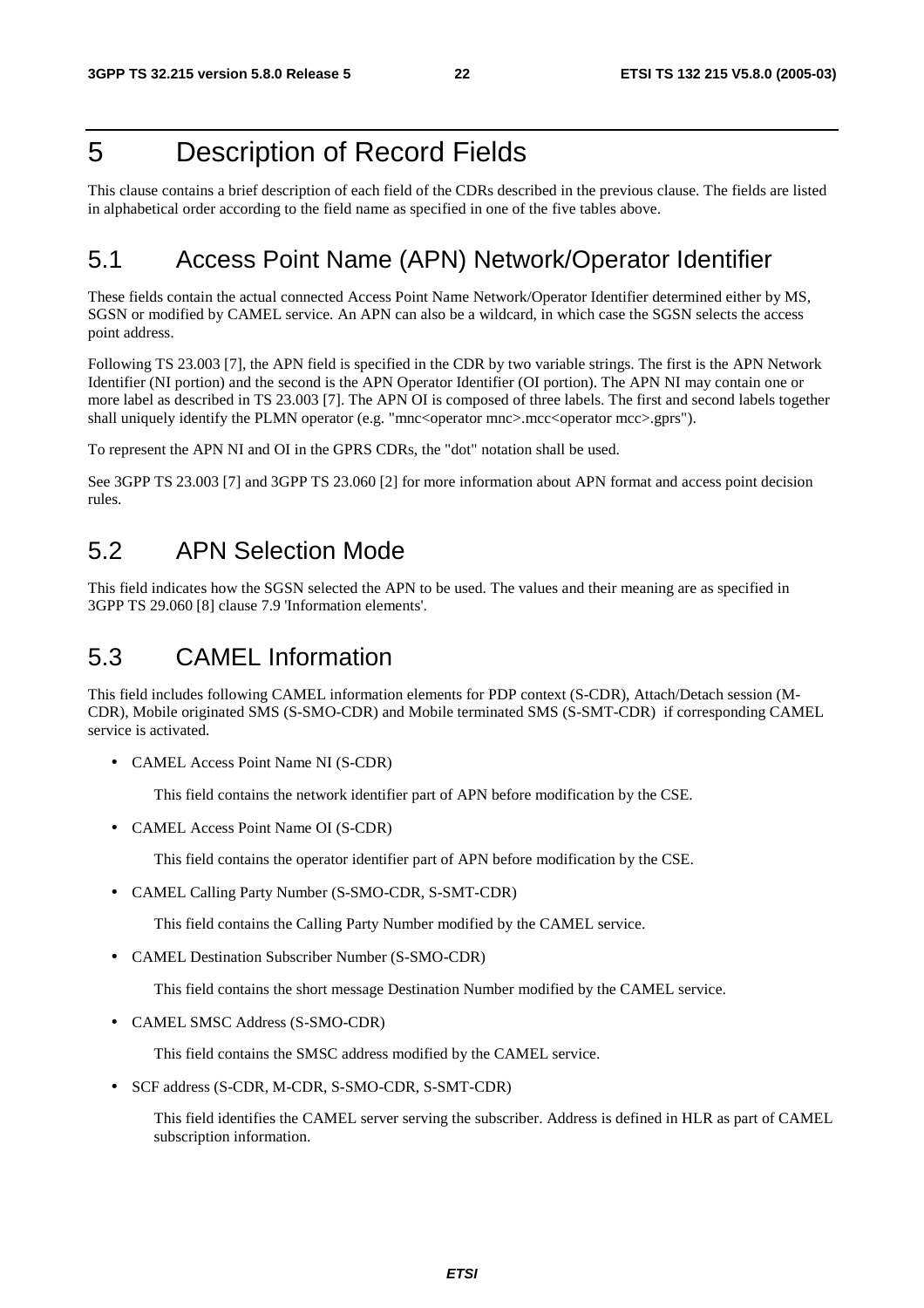# 5 Description of Record Fields

This clause contains a brief description of each field of the CDRs described in the previous clause. The fields are listed in alphabetical order according to the field name as specified in one of the five tables above.

## 5.1 Access Point Name (APN) Network/Operator Identifier

These fields contain the actual connected Access Point Name Network/Operator Identifier determined either by MS, SGSN or modified by CAMEL service. An APN can also be a wildcard, in which case the SGSN selects the access point address.

Following TS 23.003 [7], the APN field is specified in the CDR by two variable strings. The first is the APN Network Identifier (NI portion) and the second is the APN Operator Identifier (OI portion). The APN NI may contain one or more label as described in TS 23.003 [7]. The APN OI is composed of three labels. The first and second labels together shall uniquely identify the PLMN operator (e.g. "mnc<operator mnc>.mcc<operator mcc>.gprs").

To represent the APN NI and OI in the GPRS CDRs, the "dot" notation shall be used.

See 3GPP TS 23.003 [7] and 3GPP TS 23.060 [2] for more information about APN format and access point decision rules.

## 5.2 APN Selection Mode

This field indicates how the SGSN selected the APN to be used. The values and their meaning are as specified in 3GPP TS 29.060 [8] clause 7.9 'Information elements'.

## 5.3 CAMEL Information

This field includes following CAMEL information elements for PDP context (S-CDR), Attach/Detach session (M-CDR), Mobile originated SMS (S-SMO-CDR) and Mobile terminated SMS (S-SMT-CDR) if corresponding CAMEL service is activated.

- CAMEL Access Point Name NI (S-CDR)

  This field contains the network identifier part of APN before modification by the CSE.

- CAMEL Access Point Name OI (S-CDR)

  This field contains the operator identifier part of APN before modification by the CSE.

- CAMEL Calling Party Number (S-SMO-CDR, S-SMT-CDR)

  This field contains the Calling Party Number modified by the CAMEL service.

- CAMEL Destination Subscriber Number (S-SMO-CDR)

  This field contains the short message Destination Number modified by the CAMEL service.

- CAMEL SMSC Address (S-SMO-CDR)

  This field contains the SMSC address modified by the CAMEL service.

- SCF address (S-CDR, M-CDR, S-SMO-CDR, S-SMT-CDR)

  This field identifies the CAMEL server serving the subscriber. Address is defined in HLR as part of CAMEL subscription information.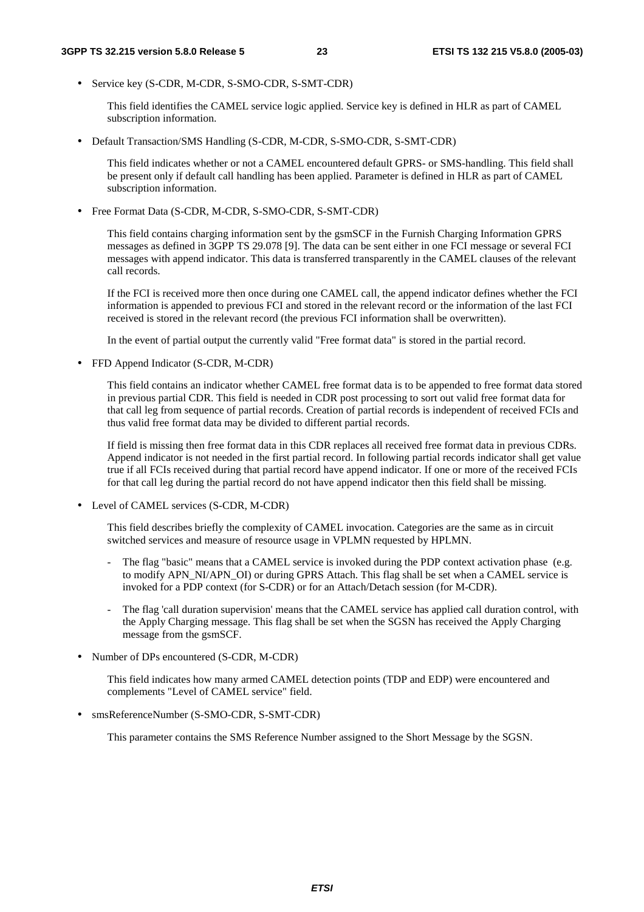- Service key (S-CDR, M-CDR, S-SMO-CDR, S-SMT-CDR)

  This field identifies the CAMEL service logic applied. Service key is defined in HLR as part of CAMEL subscription information.

- Default Transaction/SMS Handling (S-CDR, M-CDR, S-SMO-CDR, S-SMT-CDR)

  This field indicates whether or not a CAMEL encountered default GPRS- or SMS-handling. This field shall be present only if default call handling has been applied. Parameter is defined in HLR as part of CAMEL subscription information.

- Free Format Data (S-CDR, M-CDR, S-SMO-CDR, S-SMT-CDR)

  This field contains charging information sent by the gsmSCF in the Furnish Charging Information GPRS messages as defined in 3GPP TS 29.078 [9]. The data can be sent either in one FCI message or several FCI messages with append indicator. This data is transferred transparently in the CAMEL clauses of the relevant call records.

  If the FCI is received more then once during one CAMEL call, the append indicator defines whether the FCI information is appended to previous FCI and stored in the relevant record or the information of the last FCI received is stored in the relevant record (the previous FCI information shall be overwritten).

  In the event of partial output the currently valid "Free format data" is stored in the partial record.

- FFD Append Indicator (S-CDR, M-CDR)

  This field contains an indicator whether CAMEL free format data is to be appended to free format data stored in previous partial CDR. This field is needed in CDR post processing to sort out valid free format data for that call leg from sequence of partial records. Creation of partial records is independent of received FCIs and thus valid free format data may be divided to different partial records.

  If field is missing then free format data in this CDR replaces all received free format data in previous CDRs. Append indicator is not needed in the first partial record. In following partial records indicator shall get value true if all FCIs received during that partial record have append indicator. If one or more of the received FCIs for that call leg during the partial record do not have append indicator then this field shall be missing.

- Level of CAMEL services (S-CDR, M-CDR)

  This field describes briefly the complexity of CAMEL invocation. Categories are the same as in circuit switched services and measure of resource usage in VPLMN requested by HPLMN.

  - The flag "basic" means that a CAMEL service is invoked during the PDP context activation phase (e.g. to modify APN_NI/APN_OI) or during GPRS Attach. This flag shall be set when a CAMEL service is invoked for a PDP context (for S-CDR) or for an Attach/Detach session (for M-CDR).
  - The flag 'call duration supervision' means that the CAMEL service has applied call duration control, with the Apply Charging message. This flag shall be set when the SGSN has received the Apply Charging message from the gsmSCF.

- Number of DPs encountered (S-CDR, M-CDR)

  This field indicates how many armed CAMEL detection points (TDP and EDP) were encountered and complements "Level of CAMEL service" field.

- smsReferenceNumber (S-SMO-CDR, S-SMT-CDR)

  This parameter contains the SMS Reference Number assigned to the Short Message by the SGSN.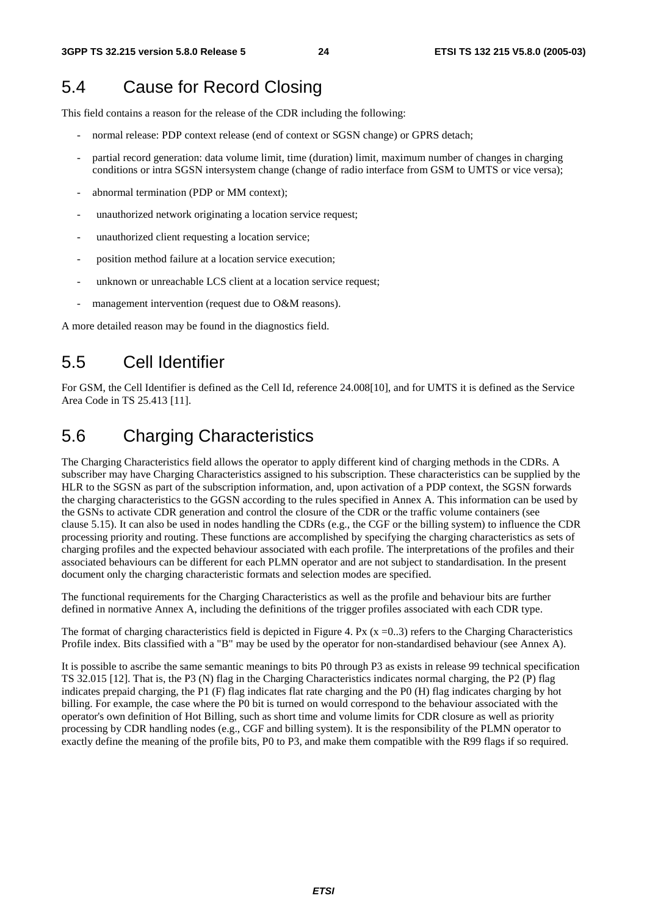## 5.4 Cause for Record Closing

This field contains a reason for the release of the CDR including the following:

- normal release: PDP context release (end of context or SGSN change) or GPRS detach;
- partial record generation: data volume limit, time (duration) limit, maximum number of changes in charging conditions or intra SGSN intersystem change (change of radio interface from GSM to UMTS or vice versa);
- abnormal termination (PDP or MM context);
- unauthorized network originating a location service request;
- unauthorized client requesting a location service;
- position method failure at a location service execution;
- unknown or unreachable LCS client at a location service request;
- management intervention (request due to O&M reasons).

A more detailed reason may be found in the diagnostics field.

## 5.5 Cell Identifier

For GSM, the Cell Identifier is defined as the Cell Id, reference 24.008[10], and for UMTS it is defined as the Service Area Code in TS 25.413 [11].

## 5.6 Charging Characteristics

The Charging Characteristics field allows the operator to apply different kind of charging methods in the CDRs. A subscriber may have Charging Characteristics assigned to his subscription. These characteristics can be supplied by the HLR to the SGSN as part of the subscription information, and, upon activation of a PDP context, the SGSN forwards the charging characteristics to the GGSN according to the rules specified in Annex A. This information can be used by the GSNs to activate CDR generation and control the closure of the CDR or the traffic volume containers (see clause 5.15). It can also be used in nodes handling the CDRs (e.g., the CGF or the billing system) to influence the CDR processing priority and routing. These functions are accomplished by specifying the charging characteristics as sets of charging profiles and the expected behaviour associated with each profile. The interpretations of the profiles and their associated behaviours can be different for each PLMN operator and are not subject to standardisation. In the present document only the charging characteristic formats and selection modes are specified.

The functional requirements for the Charging Characteristics as well as the profile and behaviour bits are further defined in normative Annex A, including the definitions of the trigger profiles associated with each CDR type.

The format of charging characteristics field is depicted in Figure 4. Px (x =0..3) refers to the Charging Characteristics Profile index. Bits classified with a "B" may be used by the operator for non-standardised behaviour (see Annex A).

It is possible to ascribe the same semantic meanings to bits P0 through P3 as exists in release 99 technical specification TS 32.015 [12]. That is, the P3 (N) flag in the Charging Characteristics indicates normal charging, the P2 (P) flag indicates prepaid charging, the P1 (F) flag indicates flat rate charging and the P0 (H) flag indicates charging by hot billing. For example, the case where the P0 bit is turned on would correspond to the behaviour associated with the operator's own definition of Hot Billing, such as short time and volume limits for CDR closure as well as priority processing by CDR handling nodes (e.g., CGF and billing system). It is the responsibility of the PLMN operator to exactly define the meaning of the profile bits, P0 to P3, and make them compatible with the R99 flags if so required.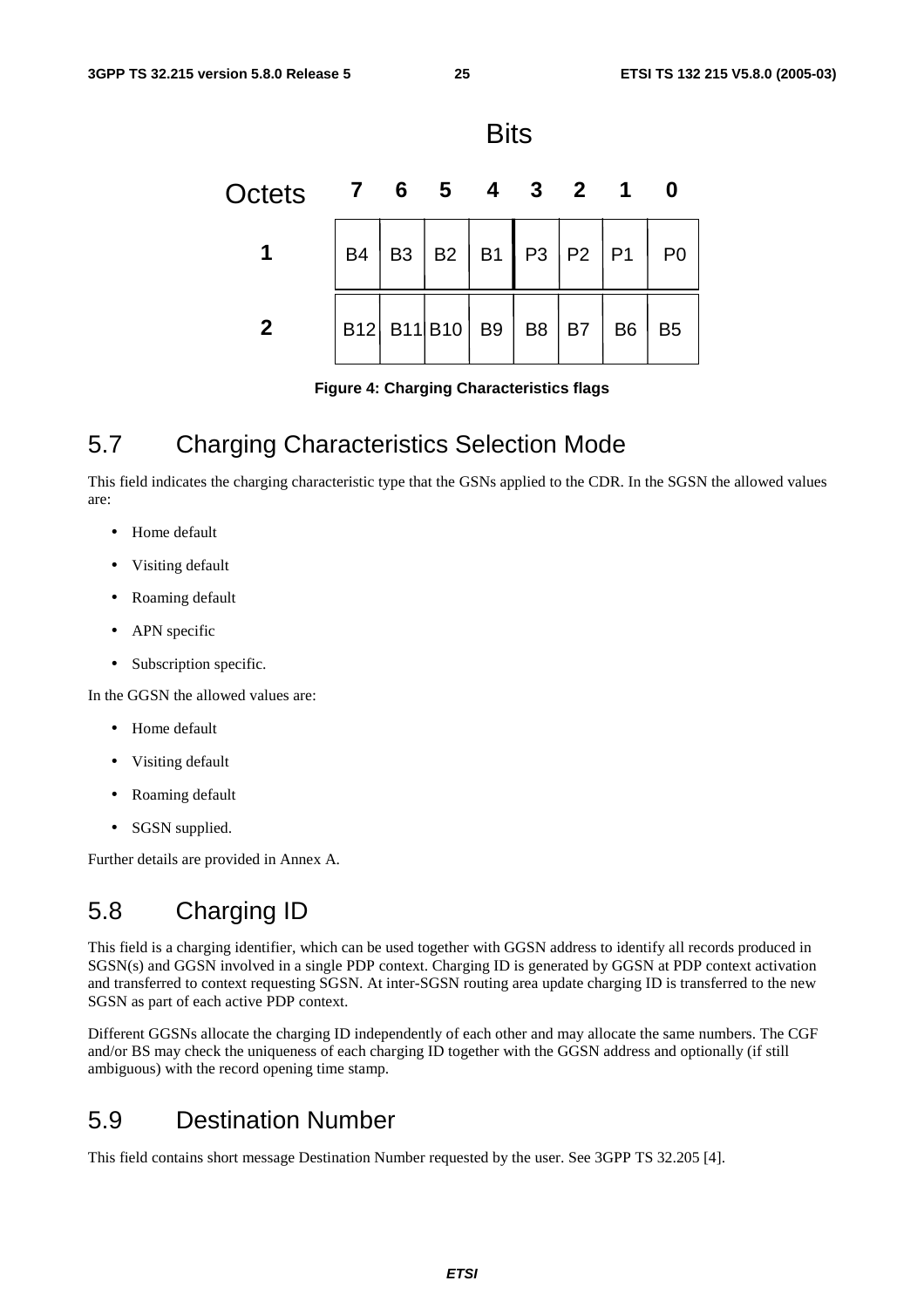|  | Bits | | | | | | | |
|---|---|---|---|---|---|---|---|---|
| **Octets** | **7** | **6** | **5** | **4** | **3** | **2** | **1** | **0** |
| **1** | B4 | B3 | B2 | B1 | P3 | P2 | P1 | P0 |
| **2** | B12 | B11 | B10 | B9 | B8 | B7 | B6 | B5 |

**Figure 4: Charging Characteristics flags**

## 5.7 Charging Characteristics Selection Mode

This field indicates the charging characteristic type that the GSNs applied to the CDR. In the SGSN the allowed values are:

- Home default
- Visiting default
- Roaming default
- APN specific
- Subscription specific.

In the GGSN the allowed values are:

- Home default
- Visiting default
- Roaming default
- SGSN supplied.

Further details are provided in Annex A.

## 5.8 Charging ID

This field is a charging identifier, which can be used together with GGSN address to identify all records produced in SGSN(s) and GGSN involved in a single PDP context. Charging ID is generated by GGSN at PDP context activation and transferred to context requesting SGSN. At inter-SGSN routing area update charging ID is transferred to the new SGSN as part of each active PDP context.

Different GGSNs allocate the charging ID independently of each other and may allocate the same numbers. The CGF and/or BS may check the uniqueness of each charging ID together with the GGSN address and optionally (if still ambiguous) with the record opening time stamp.

## 5.9 Destination Number

This field contains short message Destination Number requested by the user. See 3GPP TS 32.205 [4].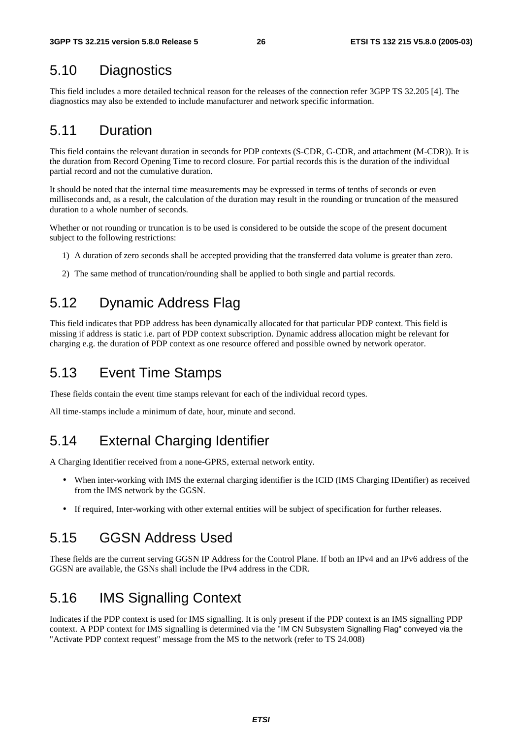## 5.10 Diagnostics

This field includes a more detailed technical reason for the releases of the connection refer 3GPP TS 32.205 [4]. The diagnostics may also be extended to include manufacturer and network specific information.

## 5.11 Duration

This field contains the relevant duration in seconds for PDP contexts (S-CDR, G-CDR, and attachment (M-CDR)). It is the duration from Record Opening Time to record closure. For partial records this is the duration of the individual partial record and not the cumulative duration.

It should be noted that the internal time measurements may be expressed in terms of tenths of seconds or even milliseconds and, as a result, the calculation of the duration may result in the rounding or truncation of the measured duration to a whole number of seconds.

Whether or not rounding or truncation is to be used is considered to be outside the scope of the present document subject to the following restrictions:

1) A duration of zero seconds shall be accepted providing that the transferred data volume is greater than zero.
2) The same method of truncation/rounding shall be applied to both single and partial records.

## 5.12 Dynamic Address Flag

This field indicates that PDP address has been dynamically allocated for that particular PDP context. This field is missing if address is static i.e. part of PDP context subscription. Dynamic address allocation might be relevant for charging e.g. the duration of PDP context as one resource offered and possible owned by network operator.

## 5.13 Event Time Stamps

These fields contain the event time stamps relevant for each of the individual record types.

All time-stamps include a minimum of date, hour, minute and second.

## 5.14 External Charging Identifier

A Charging Identifier received from a none-GPRS, external network entity.

- When inter-working with IMS the external charging identifier is the ICID (IMS Charging IDentifier) as received from the IMS network by the GGSN.
- If required, Inter-working with other external entities will be subject of specification for further releases.

## 5.15 GGSN Address Used

These fields are the current serving GGSN IP Address for the Control Plane. If both an IPv4 and an IPv6 address of the GGSN are available, the GSNs shall include the IPv4 address in the CDR.

## 5.16 IMS Signalling Context

Indicates if the PDP context is used for IMS signalling. It is only present if the PDP context is an IMS signalling PDP context. A PDP context for IMS signalling is determined via the "IM CN Subsystem Signalling Flag" conveyed via the "Activate PDP context request" message from the MS to the network (refer to TS 24.008)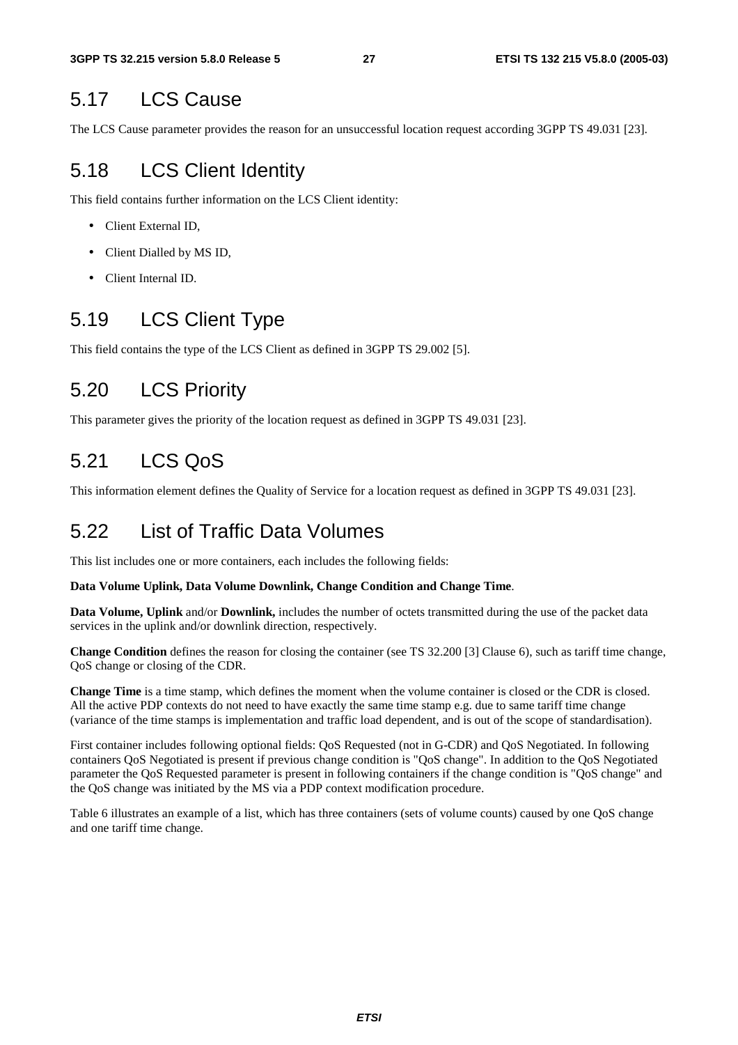## 5.17 LCS Cause

The LCS Cause parameter provides the reason for an unsuccessful location request according 3GPP TS 49.031 [23].

## 5.18 LCS Client Identity

This field contains further information on the LCS Client identity:

- Client External ID,
- Client Dialled by MS ID,
- Client Internal ID.

## 5.19 LCS Client Type

This field contains the type of the LCS Client as defined in 3GPP TS 29.002 [5].

## 5.20 LCS Priority

This parameter gives the priority of the location request as defined in 3GPP TS 49.031 [23].

## 5.21 LCS QoS

This information element defines the Quality of Service for a location request as defined in 3GPP TS 49.031 [23].

## 5.22 List of Traffic Data Volumes

This list includes one or more containers, each includes the following fields:

**Data Volume Uplink, Data Volume Downlink, Change Condition and Change Time**.

**Data Volume, Uplink** and/or **Downlink,** includes the number of octets transmitted during the use of the packet data services in the uplink and/or downlink direction, respectively.

**Change Condition** defines the reason for closing the container (see TS 32.200 [3] Clause 6), such as tariff time change, QoS change or closing of the CDR.

**Change Time** is a time stamp, which defines the moment when the volume container is closed or the CDR is closed. All the active PDP contexts do not need to have exactly the same time stamp e.g. due to same tariff time change (variance of the time stamps is implementation and traffic load dependent, and is out of the scope of standardisation).

First container includes following optional fields: QoS Requested (not in G-CDR) and QoS Negotiated. In following containers QoS Negotiated is present if previous change condition is "QoS change". In addition to the QoS Negotiated parameter the QoS Requested parameter is present in following containers if the change condition is "QoS change" and the QoS change was initiated by the MS via a PDP context modification procedure.

Table 6 illustrates an example of a list, which has three containers (sets of volume counts) caused by one QoS change and one tariff time change.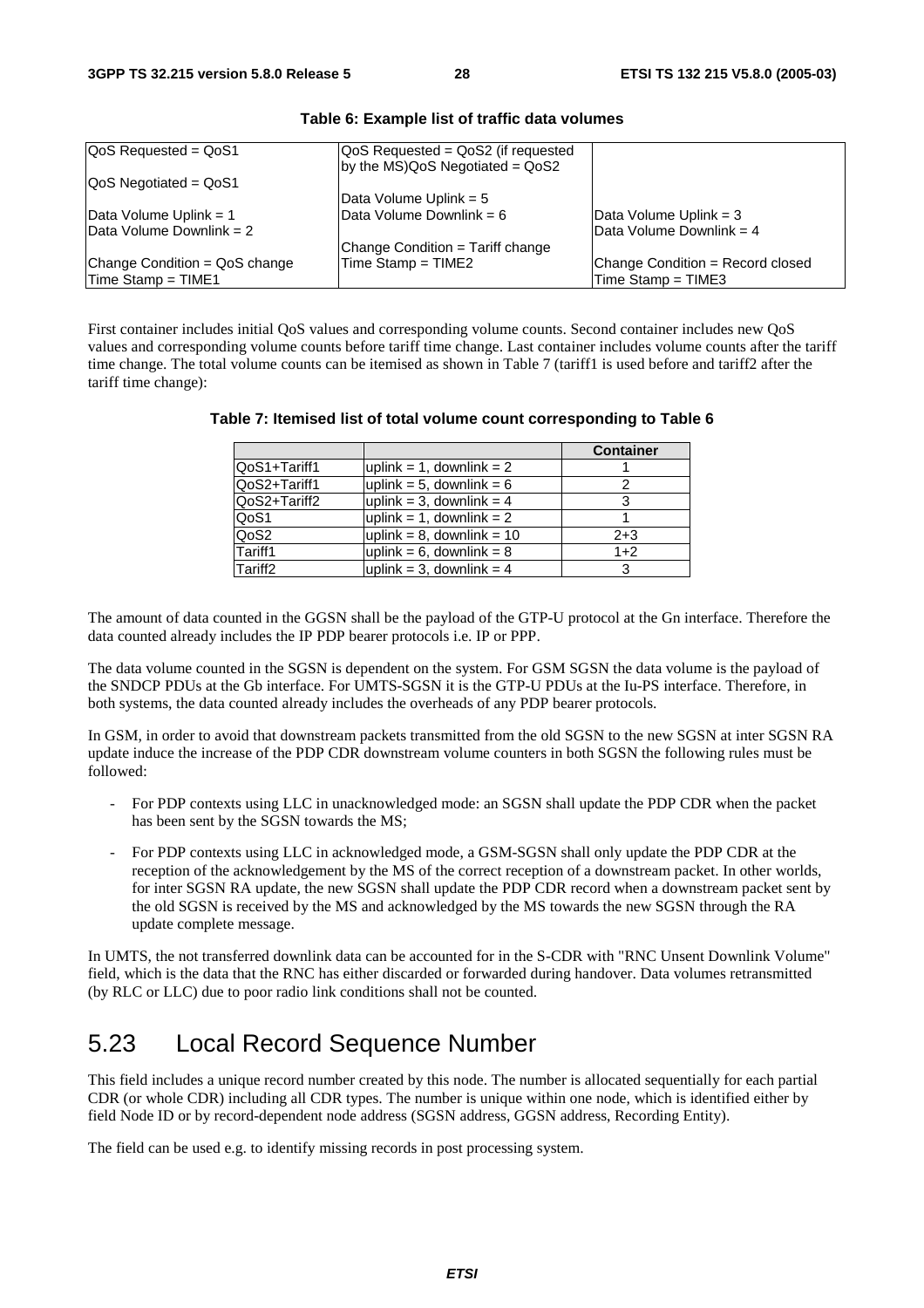**Table 6: Example list of traffic data volumes**

| | | |
|---|---|---|
| QoS Requested = QoS1<br>QoS Negotiated = QoS1<br>Data Volume Uplink = 1<br>Data Volume Downlink = 2<br>Change Condition = QoS change<br>Time Stamp = TIME1 | QoS Requested = QoS2 (if requested by the MS)QoS Negotiated = QoS2<br>Data Volume Uplink = 5<br>Data Volume Downlink = 6<br>Change Condition = Tariff change<br>Time Stamp = TIME2 | Data Volume Uplink = 3<br>Data Volume Downlink = 4<br>Change Condition = Record closed<br>Time Stamp = TIME3 |

First container includes initial QoS values and corresponding volume counts. Second container includes new QoS values and corresponding volume counts before tariff time change. Last container includes volume counts after the tariff time change. The total volume counts can be itemised as shown in Table 7 (tariff1 is used before and tariff2 after the tariff time change):

**Table 7: Itemised list of total volume count corresponding to Table 6**

| | | Container |
|---|---|---|
| QoS1+Tariff1 | uplink = 1, downlink = 2 | 1 |
| QoS2+Tariff1 | uplink = 5, downlink = 6 | 2 |
| QoS2+Tariff2 | uplink = 3, downlink = 4 | 3 |
| QoS1 | uplink = 1, downlink = 2 | 1 |
| QoS2 | uplink = 8, downlink = 10 | 2+3 |
| Tariff1 | uplink = 6, downlink = 8 | 1+2 |
| Tariff2 | uplink = 3, downlink = 4 | 3 |

The amount of data counted in the GGSN shall be the payload of the GTP-U protocol at the Gn interface. Therefore the data counted already includes the IP PDP bearer protocols i.e. IP or PPP.

The data volume counted in the SGSN is dependent on the system. For GSM SGSN the data volume is the payload of the SNDCP PDUs at the Gb interface. For UMTS-SGSN it is the GTP-U PDUs at the Iu-PS interface. Therefore, in both systems, the data counted already includes the overheads of any PDP bearer protocols.

In GSM, in order to avoid that downstream packets transmitted from the old SGSN to the new SGSN at inter SGSN RA update induce the increase of the PDP CDR downstream volume counters in both SGSN the following rules must be followed:

- For PDP contexts using LLC in unacknowledged mode: an SGSN shall update the PDP CDR when the packet has been sent by the SGSN towards the MS;
- For PDP contexts using LLC in acknowledged mode, a GSM-SGSN shall only update the PDP CDR at the reception of the acknowledgement by the MS of the correct reception of a downstream packet. In other worlds, for inter SGSN RA update, the new SGSN shall update the PDP CDR record when a downstream packet sent by the old SGSN is received by the MS and acknowledged by the MS towards the new SGSN through the RA update complete message.

In UMTS, the not transferred downlink data can be accounted for in the S-CDR with "RNC Unsent Downlink Volume" field, which is the data that the RNC has either discarded or forwarded during handover. Data volumes retransmitted (by RLC or LLC) due to poor radio link conditions shall not be counted.

# 5.23 Local Record Sequence Number

This field includes a unique record number created by this node. The number is allocated sequentially for each partial CDR (or whole CDR) including all CDR types. The number is unique within one node, which is identified either by field Node ID or by record-dependent node address (SGSN address, GGSN address, Recording Entity).

The field can be used e.g. to identify missing records in post processing system.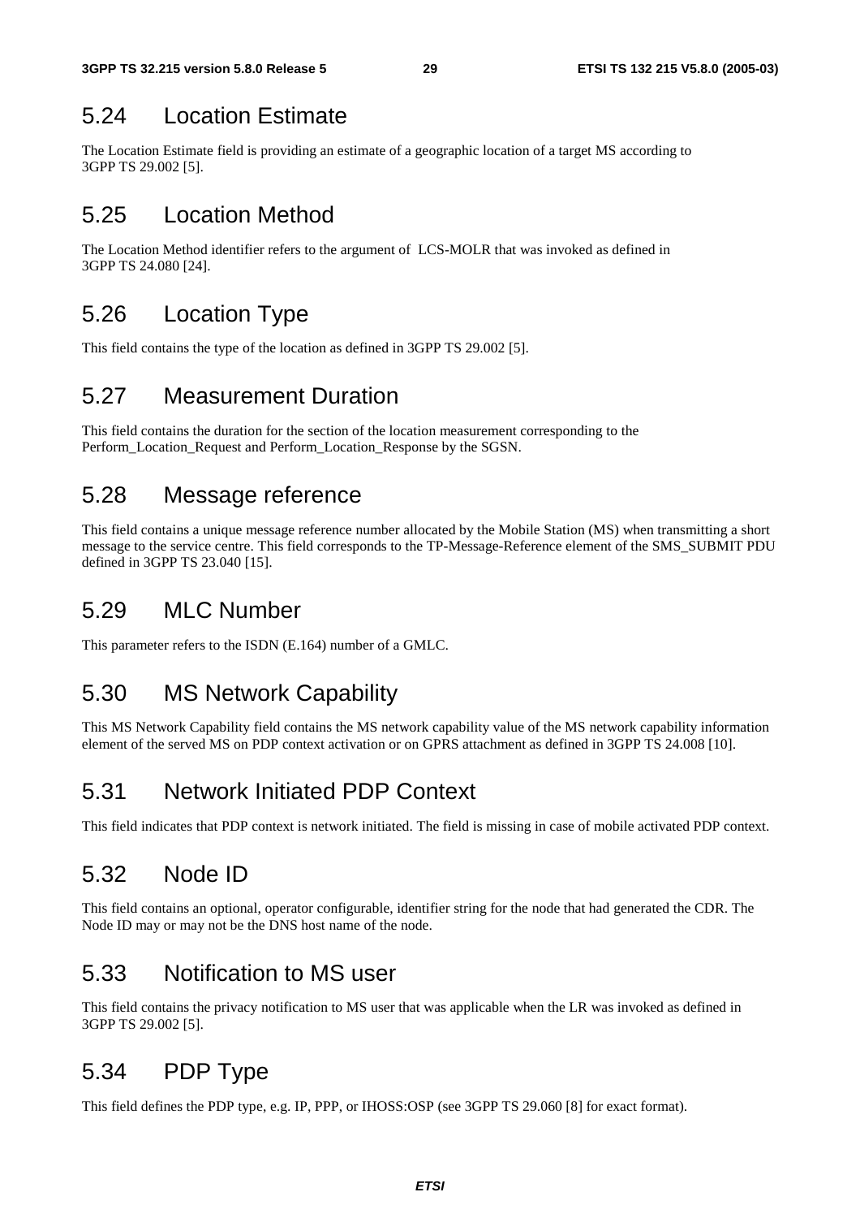## 5.24 Location Estimate

The Location Estimate field is providing an estimate of a geographic location of a target MS according to 3GPP TS 29.002 [5].

## 5.25 Location Method

The Location Method identifier refers to the argument of LCS-MOLR that was invoked as defined in 3GPP TS 24.080 [24].

## 5.26 Location Type

This field contains the type of the location as defined in 3GPP TS 29.002 [5].

## 5.27 Measurement Duration

This field contains the duration for the section of the location measurement corresponding to the Perform_Location_Request and Perform_Location_Response by the SGSN.

## 5.28 Message reference

This field contains a unique message reference number allocated by the Mobile Station (MS) when transmitting a short message to the service centre. This field corresponds to the TP-Message-Reference element of the SMS_SUBMIT PDU defined in 3GPP TS 23.040 [15].

## 5.29 MLC Number

This parameter refers to the ISDN (E.164) number of a GMLC.

## 5.30 MS Network Capability

This MS Network Capability field contains the MS network capability value of the MS network capability information element of the served MS on PDP context activation or on GPRS attachment as defined in 3GPP TS 24.008 [10].

## 5.31 Network Initiated PDP Context

This field indicates that PDP context is network initiated. The field is missing in case of mobile activated PDP context.

## 5.32 Node ID

This field contains an optional, operator configurable, identifier string for the node that had generated the CDR. The Node ID may or may not be the DNS host name of the node.

## 5.33 Notification to MS user

This field contains the privacy notification to MS user that was applicable when the LR was invoked as defined in 3GPP TS 29.002 [5].

## 5.34 PDP Type

This field defines the PDP type, e.g. IP, PPP, or IHOSS:OSP (see 3GPP TS 29.060 [8] for exact format).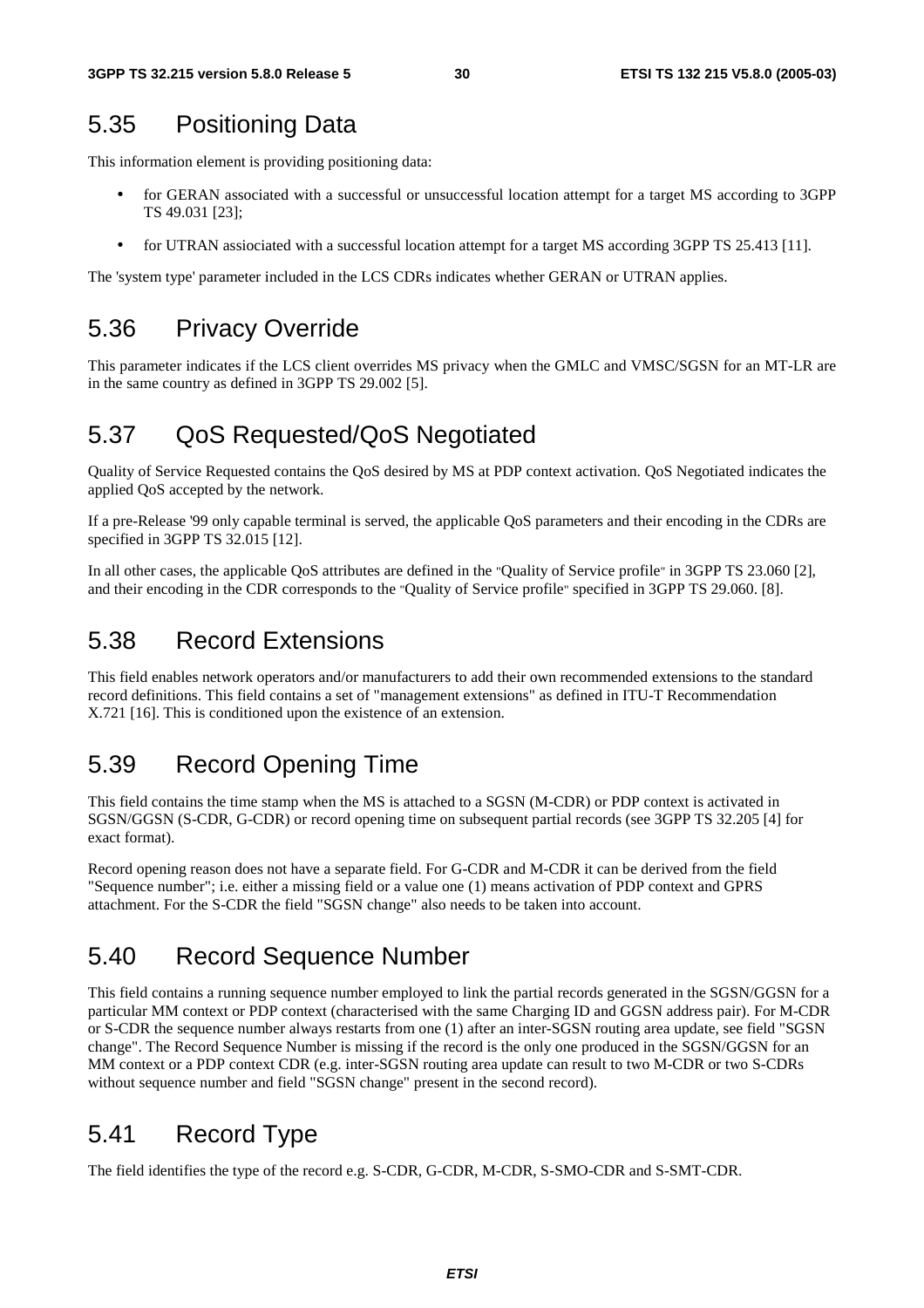## 5.35 Positioning Data

This information element is providing positioning data:

- for GERAN associated with a successful or unsuccessful location attempt for a target MS according to 3GPP TS 49.031 [23];
- for UTRAN assiociated with a successful location attempt for a target MS according 3GPP TS 25.413 [11].

The 'system type' parameter included in the LCS CDRs indicates whether GERAN or UTRAN applies.

## 5.36 Privacy Override

This parameter indicates if the LCS client overrides MS privacy when the GMLC and VMSC/SGSN for an MT-LR are in the same country as defined in 3GPP TS 29.002 [5].

## 5.37 QoS Requested/QoS Negotiated

Quality of Service Requested contains the QoS desired by MS at PDP context activation. QoS Negotiated indicates the applied QoS accepted by the network.

If a pre-Release '99 only capable terminal is served, the applicable QoS parameters and their encoding in the CDRs are specified in 3GPP TS 32.015 [12].

In all other cases, the applicable QoS attributes are defined in the "Quality of Service profile" in 3GPP TS 23.060 [2], and their encoding in the CDR corresponds to the "Quality of Service profile" specified in 3GPP TS 29.060. [8].

## 5.38 Record Extensions

This field enables network operators and/or manufacturers to add their own recommended extensions to the standard record definitions. This field contains a set of "management extensions" as defined in ITU-T Recommendation X.721 [16]. This is conditioned upon the existence of an extension.

## 5.39 Record Opening Time

This field contains the time stamp when the MS is attached to a SGSN (M-CDR) or PDP context is activated in SGSN/GGSN (S-CDR, G-CDR) or record opening time on subsequent partial records (see 3GPP TS 32.205 [4] for exact format).

Record opening reason does not have a separate field. For G-CDR and M-CDR it can be derived from the field "Sequence number"; i.e. either a missing field or a value one (1) means activation of PDP context and GPRS attachment. For the S-CDR the field "SGSN change" also needs to be taken into account.

## 5.40 Record Sequence Number

This field contains a running sequence number employed to link the partial records generated in the SGSN/GGSN for a particular MM context or PDP context (characterised with the same Charging ID and GGSN address pair). For M-CDR or S-CDR the sequence number always restarts from one (1) after an inter-SGSN routing area update, see field "SGSN change". The Record Sequence Number is missing if the record is the only one produced in the SGSN/GGSN for an MM context or a PDP context CDR (e.g. inter-SGSN routing area update can result to two M-CDR or two S-CDRs without sequence number and field "SGSN change" present in the second record).

## 5.41 Record Type

The field identifies the type of the record e.g. S-CDR, G-CDR, M-CDR, S-SMO-CDR and S-SMT-CDR.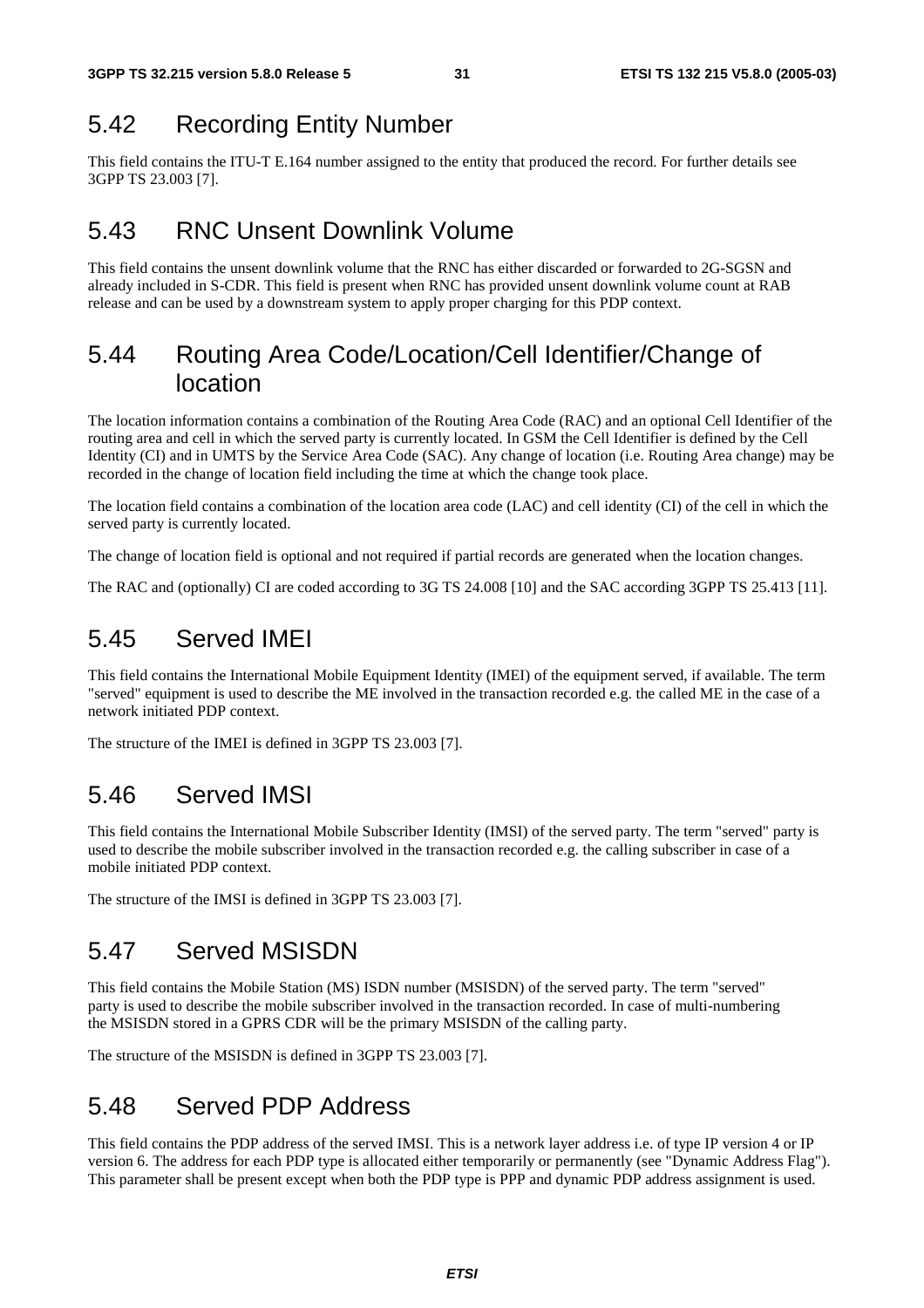## 5.42 Recording Entity Number

This field contains the ITU-T E.164 number assigned to the entity that produced the record. For further details see 3GPP TS 23.003 [7].

## 5.43 RNC Unsent Downlink Volume

This field contains the unsent downlink volume that the RNC has either discarded or forwarded to 2G-SGSN and already included in S-CDR. This field is present when RNC has provided unsent downlink volume count at RAB release and can be used by a downstream system to apply proper charging for this PDP context.

## 5.44 Routing Area Code/Location/Cell Identifier/Change of location

The location information contains a combination of the Routing Area Code (RAC) and an optional Cell Identifier of the routing area and cell in which the served party is currently located. In GSM the Cell Identifier is defined by the Cell Identity (CI) and in UMTS by the Service Area Code (SAC). Any change of location (i.e. Routing Area change) may be recorded in the change of location field including the time at which the change took place.

The location field contains a combination of the location area code (LAC) and cell identity (CI) of the cell in which the served party is currently located.

The change of location field is optional and not required if partial records are generated when the location changes.

The RAC and (optionally) CI are coded according to 3G TS 24.008 [10] and the SAC according 3GPP TS 25.413 [11].

## 5.45 Served IMEI

This field contains the International Mobile Equipment Identity (IMEI) of the equipment served, if available. The term "served" equipment is used to describe the ME involved in the transaction recorded e.g. the called ME in the case of a network initiated PDP context.

The structure of the IMEI is defined in 3GPP TS 23.003 [7].

## 5.46 Served IMSI

This field contains the International Mobile Subscriber Identity (IMSI) of the served party. The term "served" party is used to describe the mobile subscriber involved in the transaction recorded e.g. the calling subscriber in case of a mobile initiated PDP context.

The structure of the IMSI is defined in 3GPP TS 23.003 [7].

## 5.47 Served MSISDN

This field contains the Mobile Station (MS) ISDN number (MSISDN) of the served party. The term "served" party is used to describe the mobile subscriber involved in the transaction recorded. In case of multi-numbering the MSISDN stored in a GPRS CDR will be the primary MSISDN of the calling party.

The structure of the MSISDN is defined in 3GPP TS 23.003 [7].

## 5.48 Served PDP Address

This field contains the PDP address of the served IMSI. This is a network layer address i.e. of type IP version 4 or IP version 6. The address for each PDP type is allocated either temporarily or permanently (see "Dynamic Address Flag"). This parameter shall be present except when both the PDP type is PPP and dynamic PDP address assignment is used.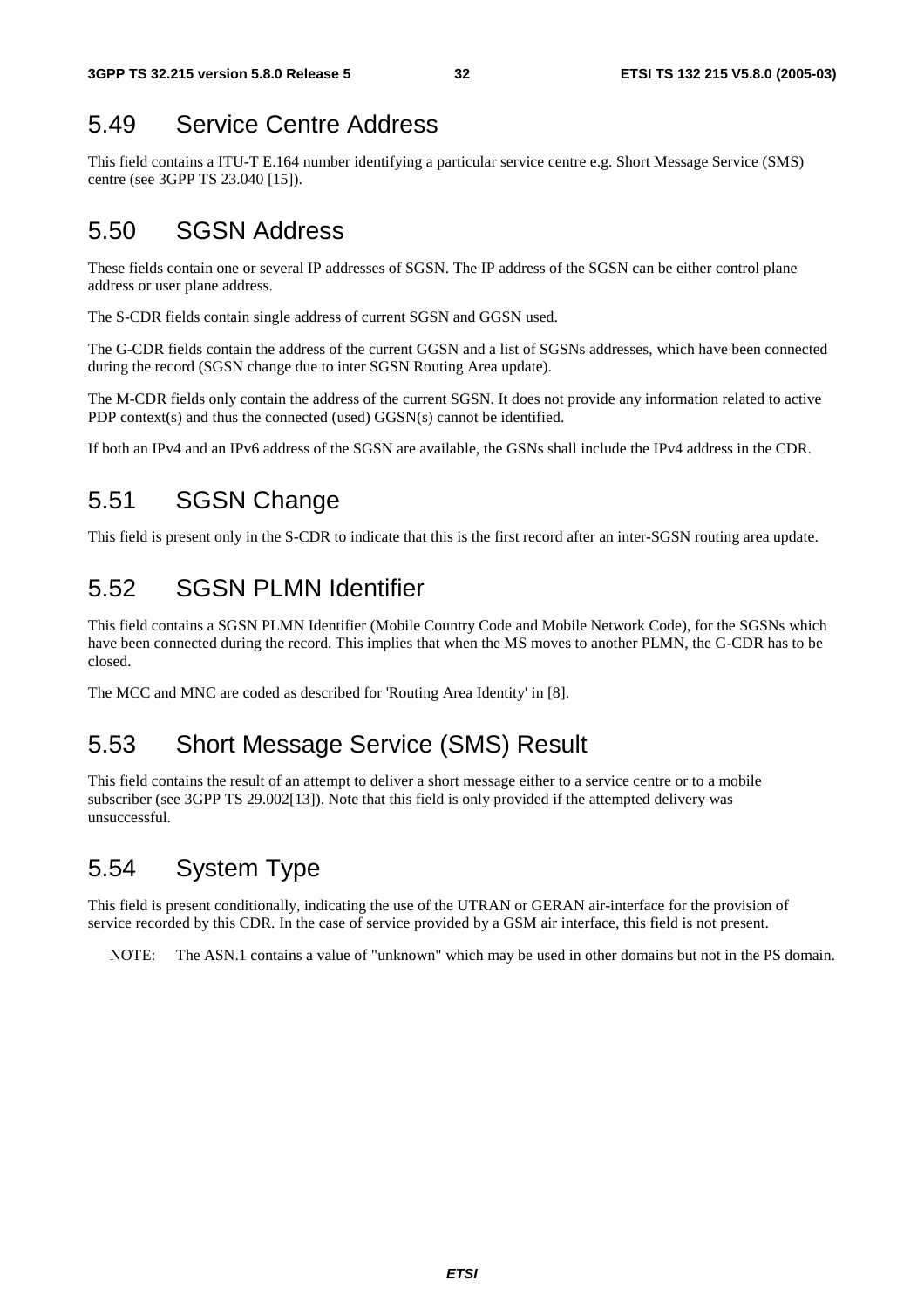## 5.49 Service Centre Address

This field contains a ITU-T E.164 number identifying a particular service centre e.g. Short Message Service (SMS) centre (see 3GPP TS 23.040 [15]).

## 5.50 SGSN Address

These fields contain one or several IP addresses of SGSN. The IP address of the SGSN can be either control plane address or user plane address.

The S-CDR fields contain single address of current SGSN and GGSN used.

The G-CDR fields contain the address of the current GGSN and a list of SGSNs addresses, which have been connected during the record (SGSN change due to inter SGSN Routing Area update).

The M-CDR fields only contain the address of the current SGSN. It does not provide any information related to active PDP context(s) and thus the connected (used) GGSN(s) cannot be identified.

If both an IPv4 and an IPv6 address of the SGSN are available, the GSNs shall include the IPv4 address in the CDR.

## 5.51 SGSN Change

This field is present only in the S-CDR to indicate that this is the first record after an inter-SGSN routing area update.

## 5.52 SGSN PLMN Identifier

This field contains a SGSN PLMN Identifier (Mobile Country Code and Mobile Network Code), for the SGSNs which have been connected during the record. This implies that when the MS moves to another PLMN, the G-CDR has to be closed.

The MCC and MNC are coded as described for 'Routing Area Identity' in [8].

## 5.53 Short Message Service (SMS) Result

This field contains the result of an attempt to deliver a short message either to a service centre or to a mobile subscriber (see 3GPP TS 29.002[13]). Note that this field is only provided if the attempted delivery was unsuccessful.

## 5.54 System Type

This field is present conditionally, indicating the use of the UTRAN or GERAN air-interface for the provision of service recorded by this CDR. In the case of service provided by a GSM air interface, this field is not present.

NOTE: The ASN.1 contains a value of "unknown" which may be used in other domains but not in the PS domain.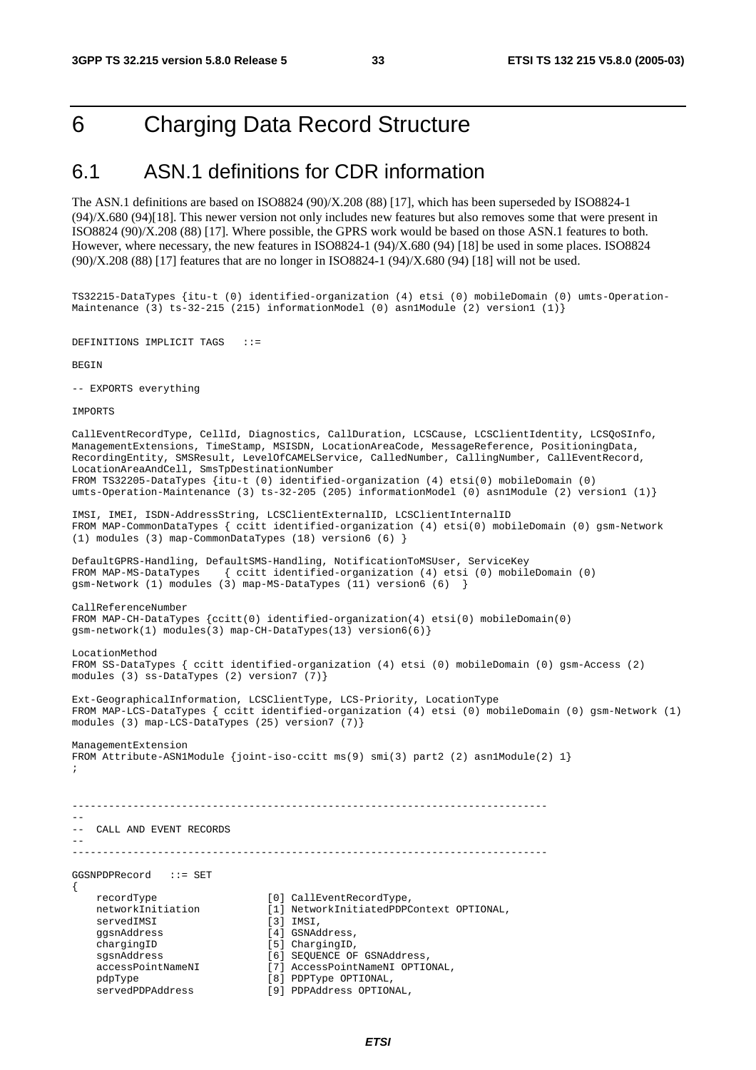# 6 Charging Data Record Structure

## 6.1 ASN.1 definitions for CDR information

The ASN.1 definitions are based on ISO8824 (90)/X.208 (88) [17], which has been superseded by ISO8824-1 (94)/X.680 (94)[18]. This newer version not only includes new features but also removes some that were present in ISO8824 (90)/X.208 (88) [17]. Where possible, the GPRS work would be based on those ASN.1 features to both. However, where necessary, the new features in ISO8824-1 (94)/X.680 (94) [18] be used in some places. ISO8824 (90)/X.208 (88) [17] features that are no longer in ISO8824-1 (94)/X.680 (94) [18] will not be used.

```
TS32215-DataTypes {itu-t (0) identified-organization (4) etsi (0) mobileDomain (0) umts-Operation-
Maintenance (3) ts-32-215 (215) informationModel (0) asn1Module (2) version1 (1)}


DEFINITIONS IMPLICIT TAGS   ::=

BEGIN

-- EXPORTS everything

IMPORTS

CallEventRecordType, CellId, Diagnostics, CallDuration, LCSCause, LCSClientIdentity, LCSQoSInfo,
ManagementExtensions, TimeStamp, MSISDN, LocationAreaCode, MessageReference, PositioningData,
RecordingEntity, SMSResult, LevelOfCAMELService, CalledNumber, CallingNumber, CallEventRecord,
LocationAreaAndCell, SmsTpDestinationNumber
FROM TS32205-DataTypes {itu-t (0) identified-organization (4) etsi(0) mobileDomain (0)
umts-Operation-Maintenance (3) ts-32-205 (205) informationModel (0) asn1Module (2) version1 (1)}

IMSI, IMEI, ISDN-AddressString, LCSClientExternalID, LCSClientInternalID
FROM MAP-CommonDataTypes { ccitt identified-organization (4) etsi(0) mobileDomain (0) gsm-Network
(1) modules (3) map-CommonDataTypes (18) version6 (6) }

DefaultGPRS-Handling, DefaultSMS-Handling, NotificationToMSUser, ServiceKey
FROM MAP-MS-DataTypes    { ccitt identified-organization (4) etsi (0) mobileDomain (0)
gsm-Network (1) modules (3) map-MS-DataTypes (11) version6 (6)  }

CallReferenceNumber
FROM MAP-CH-DataTypes {ccitt(0) identified-organization(4) etsi(0) mobileDomain(0)
gsm-network(1) modules(3) map-CH-DataTypes(13) version6(6)}

LocationMethod
FROM SS-DataTypes { ccitt identified-organization (4) etsi (0) mobileDomain (0) gsm-Access (2)
modules (3) ss-DataTypes (2) version7 (7)}

Ext-GeographicalInformation, LCSClientType, LCS-Priority, LocationType
FROM MAP-LCS-DataTypes { ccitt identified-organization (4) etsi (0) mobileDomain (0) gsm-Network (1)
modules (3) map-LCS-DataTypes (25) version7 (7)}

ManagementExtension
FROM Attribute-ASN1Module {joint-iso-ccitt ms(9) smi(3) part2 (2) asn1Module(2) 1}
;


------------------------------------------------------------------------------
--
--  CALL AND EVENT RECORDS
--
------------------------------------------------------------------------------

GGSNPDPRecord   ::= SET
{
    recordType                  [0] CallEventRecordType,
    networkInitiation           [1] NetworkInitiatedPDPContext OPTIONAL,
    servedIMSI                  [3] IMSI,
    ggsnAddress                 [4] GSNAddress,
    chargingID                  [5] ChargingID,
    sgsnAddress                 [6] SEQUENCE OF GSNAddress,
    accessPointNameNI           [7] AccessPointNameNI OPTIONAL,
    pdpType                     [8] PDPType OPTIONAL,
    servedPDPAddress            [9] PDPAddress OPTIONAL,
```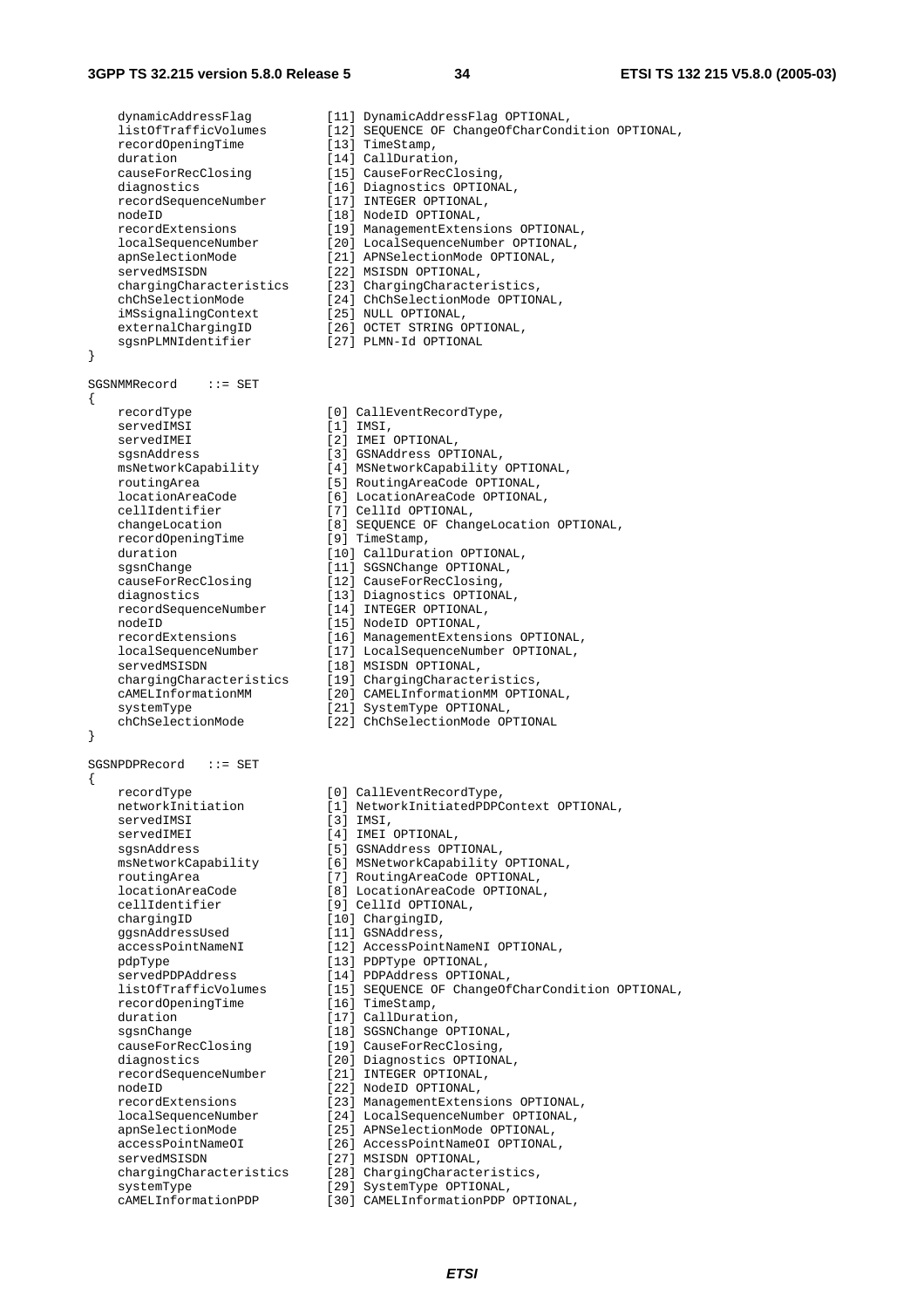```
    dynamicAddressFlag          [11] DynamicAddressFlag OPTIONAL,
    listOfTrafficVolumes        [12] SEQUENCE OF ChangeOfCharCondition OPTIONAL,
    recordOpeningTime           [13] TimeStamp,
    duration                    [14] CallDuration,
    causeForRecClosing          [15] CauseForRecClosing,
    diagnostics                 [16] Diagnostics OPTIONAL,
    recordSequenceNumber        [17] INTEGER OPTIONAL,
    nodeID                      [18] NodeID OPTIONAL,
    recordExtensions            [19] ManagementExtensions OPTIONAL,
    localSequenceNumber         [20] LocalSequenceNumber OPTIONAL,
    apnSelectionMode            [21] APNSelectionMode OPTIONAL,
    servedMSISDN                [22] MSISDN OPTIONAL,
    chargingCharacteristics     [23] ChargingCharacteristics,
    chChSelectionMode           [24] ChChSelectionMode OPTIONAL,
    iMSsignalingContext         [25] NULL OPTIONAL,
    externalChargingID          [26] OCTET STRING OPTIONAL,
    sgsnPLMNIdentifier          [27] PLMN-Id OPTIONAL
}

SGSNMMRecord    ::= SET
{
    recordType                  [0] CallEventRecordType,
    servedIMSI                  [1] IMSI,
    servedIMEI                  [2] IMEI OPTIONAL,
    sgsnAddress                 [3] GSNAddress OPTIONAL,
    msNetworkCapability         [4] MSNetworkCapability OPTIONAL,
    routingArea                 [5] RoutingAreaCode OPTIONAL,
    locationAreaCode            [6] LocationAreaCode OPTIONAL,
    cellIdentifier              [7] CellId OPTIONAL,
    changeLocation              [8] SEQUENCE OF ChangeLocation OPTIONAL,
    recordOpeningTime           [9] TimeStamp,
    duration                    [10] CallDuration OPTIONAL,
    sgsnChange                  [11] SGSNChange OPTIONAL,
    causeForRecClosing          [12] CauseForRecClosing,
    diagnostics                 [13] Diagnostics OPTIONAL,
    recordSequenceNumber        [14] INTEGER OPTIONAL,
    nodeID                      [15] NodeID OPTIONAL,
    recordExtensions            [16] ManagementExtensions OPTIONAL,
    localSequenceNumber         [17] LocalSequenceNumber OPTIONAL,
    servedMSISDN                [18] MSISDN OPTIONAL,
    chargingCharacteristics     [19] ChargingCharacteristics,
    cAMELInformationMM          [20] CAMELInformationMM OPTIONAL,
    systemType                  [21] SystemType OPTIONAL,
    chChSelectionMode           [22] ChChSelectionMode OPTIONAL
}

SGSNPDPRecord   ::= SET
{
    recordType                  [0] CallEventRecordType,
    networkInitiation           [1] NetworkInitiatedPDPContext OPTIONAL,
    servedIMSI                  [3] IMSI,
    servedIMEI                  [4] IMEI OPTIONAL,
    sgsnAddress                 [5] GSNAddress OPTIONAL,
    msNetworkCapability         [6] MSNetworkCapability OPTIONAL,
    routingArea                 [7] RoutingAreaCode OPTIONAL,
    locationAreaCode            [8] LocationAreaCode OPTIONAL,
    cellIdentifier              [9] CellId OPTIONAL,
    chargingID                  [10] ChargingID,
    ggsnAddressUsed             [11] GSNAddress,
    accessPointNameNI           [12] AccessPointNameNI OPTIONAL,
    pdpType                     [13] PDPType OPTIONAL,
    servedPDPAddress            [14] PDPAddress OPTIONAL,
    listOfTrafficVolumes        [15] SEQUENCE OF ChangeOfCharCondition OPTIONAL,
    recordOpeningTime           [16] TimeStamp,
    duration                    [17] CallDuration,
    sgsnChange                  [18] SGSNChange OPTIONAL,
    causeForRecClosing          [19] CauseForRecClosing,
    diagnostics                 [20] Diagnostics OPTIONAL,
    recordSequenceNumber        [21] INTEGER OPTIONAL,
    nodeID                      [22] NodeID OPTIONAL,
    recordExtensions            [23] ManagementExtensions OPTIONAL,
    localSequenceNumber         [24] LocalSequenceNumber OPTIONAL,
    apnSelectionMode            [25] APNSelectionMode OPTIONAL,
    accessPointNameOI           [26] AccessPointNameOI OPTIONAL,
    servedMSISDN                [27] MSISDN OPTIONAL,
    chargingCharacteristics     [28] ChargingCharacteristics,
    systemType                  [29] SystemType OPTIONAL,
    cAMELInformationPDP         [30] CAMELInformationPDP OPTIONAL,
```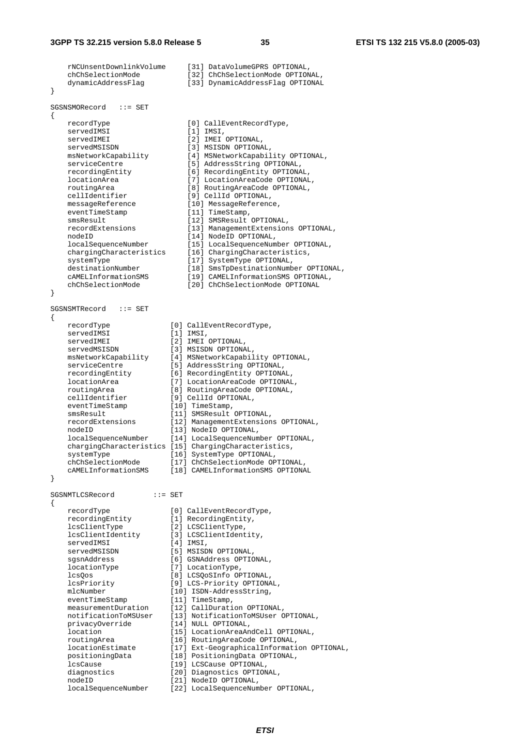```
    rNCUnsentDownlinkVolume     [31] DataVolumeGPRS OPTIONAL,
    chChSelectionMode           [32] ChChSelectionMode OPTIONAL,
    dynamicAddressFlag          [33] DynamicAddressFlag OPTIONAL
}

SGSNSMORecord   ::= SET
{
    recordType                  [0] CallEventRecordType,
    servedIMSI                  [1] IMSI,
    servedIMEI                  [2] IMEI OPTIONAL,
    servedMSISDN                [3] MSISDN OPTIONAL,
    msNetworkCapability         [4] MSNetworkCapability OPTIONAL,
    serviceCentre               [5] AddressString OPTIONAL,
    recordingEntity             [6] RecordingEntity OPTIONAL,
    locationArea                [7] LocationAreaCode OPTIONAL,
    routingArea                 [8] RoutingAreaCode OPTIONAL,
    cellIdentifier              [9] CellId OPTIONAL,
    messageReference            [10] MessageReference,
    eventTimeStamp              [11] TimeStamp,
    smsResult                   [12] SMSResult OPTIONAL,
    recordExtensions            [13] ManagementExtensions OPTIONAL,
    nodeID                      [14] NodeID OPTIONAL,
    localSequenceNumber         [15] LocalSequenceNumber OPTIONAL,
    chargingCharacteristics     [16] ChargingCharacteristics,
    systemType                  [17] SystemType OPTIONAL,
    destinationNumber           [18] SmsTpDestinationNumber OPTIONAL,
    cAMELInformationSMS         [19] CAMELInformationSMS OPTIONAL,
    chChSelectionMode           [20] ChChSelectionMode OPTIONAL
}

SGSNSMTRecord   ::= SET
{
    recordType              [0] CallEventRecordType,
    servedIMSI              [1] IMSI,
    servedIMEI              [2] IMEI OPTIONAL,
    servedMSISDN            [3] MSISDN OPTIONAL,
    msNetworkCapability     [4] MSNetworkCapability OPTIONAL,
    serviceCentre           [5] AddressString OPTIONAL,
    recordingEntity         [6] RecordingEntity OPTIONAL,
    locationArea            [7] LocationAreaCode OPTIONAL,
    routingArea             [8] RoutingAreaCode OPTIONAL,
    cellIdentifier          [9] CellId OPTIONAL,
    eventTimeStamp          [10] TimeStamp,
    smsResult               [11] SMSResult OPTIONAL,
    recordExtensions        [12] ManagementExtensions OPTIONAL,
    nodeID                  [13] NodeID OPTIONAL,
    localSequenceNumber     [14] LocalSequenceNumber OPTIONAL,
    chargingCharacteristics [15] ChargingCharacteristics,
    systemType              [16] SystemType OPTIONAL,
    chChSelectionMode       [17] ChChSelectionMode OPTIONAL,
    cAMELInformationSMS     [18] CAMELInformationSMS OPTIONAL
}

SGSNMTLCSRecord         ::= SET
{
    recordType              [0] CallEventRecordType,
    recordingEntity         [1] RecordingEntity,
    lcsClientType           [2] LCSClientType,
    lcsClientIdentity       [3] LCSClientIdentity,
    servedIMSI              [4] IMSI,
    servedMSISDN            [5] MSISDN OPTIONAL,
    sgsnAddress             [6] GSNAddress OPTIONAL,
    locationType            [7] LocationType,
    lcsQos                  [8] LCSQoSInfo OPTIONAL,
    lcsPriority             [9] LCS-Priority OPTIONAL,
    mlcNumber               [10] ISDN-AddressString,
    eventTimeStamp          [11] TimeStamp,
    measurementDuration     [12] CallDuration OPTIONAL,
    notificationToMSUser    [13] NotificationToMSUser OPTIONAL,
    privacyOverride         [14] NULL OPTIONAL,
    location                [15] LocationAreaAndCell OPTIONAL,
    routingArea             [16] RoutingAreaCode OPTIONAL,
    locationEstimate        [17] Ext-GeographicalInformation OPTIONAL,
    positioningData         [18] PositioningData OPTIONAL,
    lcsCause                [19] LCSCause OPTIONAL,
    diagnostics             [20] Diagnostics OPTIONAL,
    nodeID                  [21] NodeID OPTIONAL,
    localSequenceNumber     [22] LocalSequenceNumber OPTIONAL,
```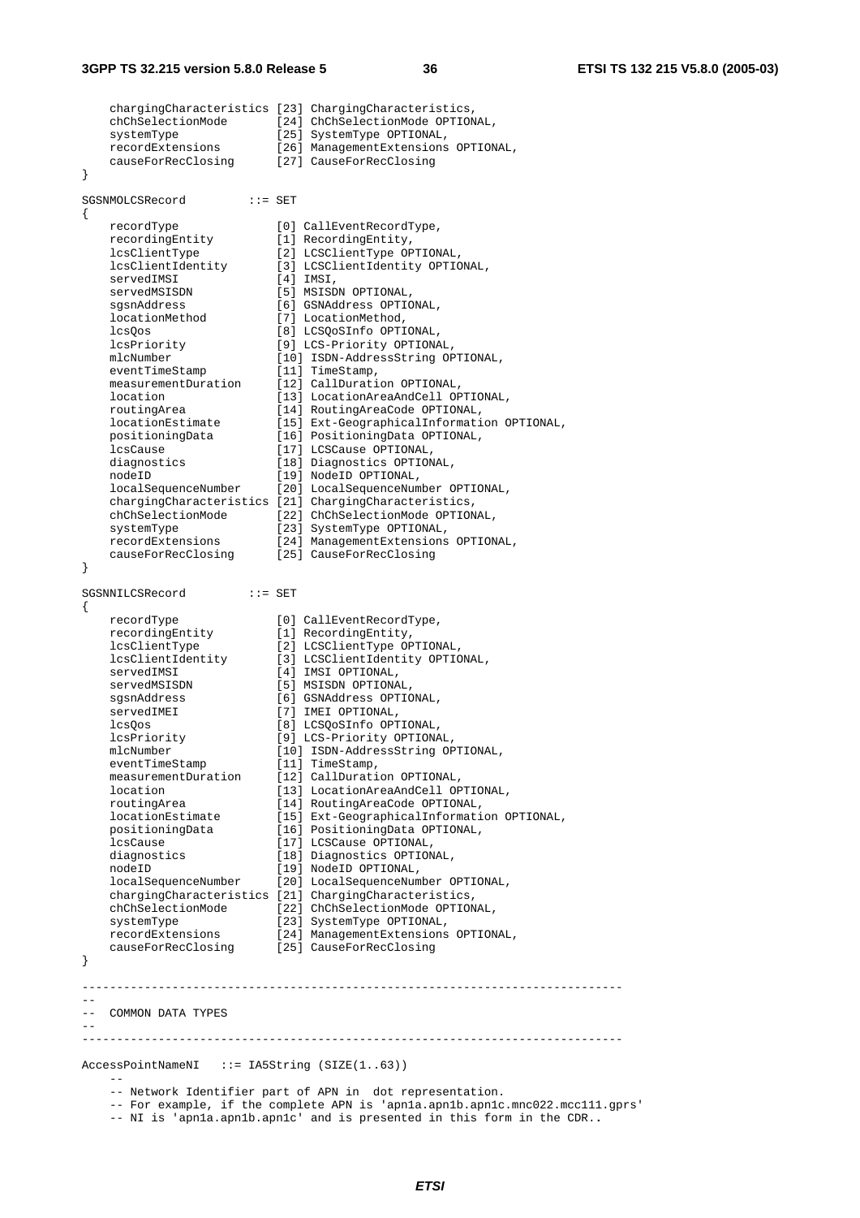```
    chargingCharacteristics [23] ChargingCharacteristics,
    chChSelectionMode       [24] ChChSelectionMode OPTIONAL,
    systemType              [25] SystemType OPTIONAL,
    recordExtensions        [26] ManagementExtensions OPTIONAL,
    causeForRecClosing      [27] CauseForRecClosing
}

SGSNMOLCSRecord         ::= SET
{
    recordType              [0] CallEventRecordType,
    recordingEntity         [1] RecordingEntity,
    lcsClientType           [2] LCSClientType OPTIONAL,
    lcsClientIdentity       [3] LCSClientIdentity OPTIONAL,
    servedIMSI              [4] IMSI,
    servedMSISDN            [5] MSISDN OPTIONAL,
    sgsnAddress             [6] GSNAddress OPTIONAL,
    locationMethod          [7] LocationMethod,
    lcsQos                  [8] LCSQoSInfo OPTIONAL,
    lcsPriority             [9] LCS-Priority OPTIONAL,
    mlcNumber               [10] ISDN-AddressString OPTIONAL,
    eventTimeStamp          [11] TimeStamp,
    measurementDuration     [12] CallDuration OPTIONAL,
    location                [13] LocationAreaAndCell OPTIONAL,
    routingArea             [14] RoutingAreaCode OPTIONAL,
    locationEstimate        [15] Ext-GeographicalInformation OPTIONAL,
    positioningData         [16] PositioningData OPTIONAL,
    lcsCause                [17] LCSCause OPTIONAL,
    diagnostics             [18] Diagnostics OPTIONAL,
    nodeID                  [19] NodeID OPTIONAL,
    localSequenceNumber     [20] LocalSequenceNumber OPTIONAL,
    chargingCharacteristics [21] ChargingCharacteristics,
    chChSelectionMode       [22] ChChSelectionMode OPTIONAL,
    systemType              [23] SystemType OPTIONAL,
    recordExtensions        [24] ManagementExtensions OPTIONAL,
    causeForRecClosing      [25] CauseForRecClosing
}

SGSNNILCSRecord         ::= SET
{
    recordType              [0] CallEventRecordType,
    recordingEntity         [1] RecordingEntity,
    lcsClientType           [2] LCSClientType OPTIONAL,
    lcsClientIdentity       [3] LCSClientIdentity OPTIONAL,
    servedIMSI              [4] IMSI OPTIONAL,
    servedMSISDN            [5] MSISDN OPTIONAL,
    sgsnAddress             [6] GSNAddress OPTIONAL,
    servedIMEI              [7] IMEI OPTIONAL,
    lcsQos                  [8] LCSQoSInfo OPTIONAL,
    lcsPriority             [9] LCS-Priority OPTIONAL,
    mlcNumber               [10] ISDN-AddressString OPTIONAL,
    eventTimeStamp          [11] TimeStamp,
    measurementDuration     [12] CallDuration OPTIONAL,
    location                [13] LocationAreaAndCell OPTIONAL,
    routingArea             [14] RoutingAreaCode OPTIONAL,
    locationEstimate        [15] Ext-GeographicalInformation OPTIONAL,
    positioningData         [16] PositioningData OPTIONAL,
    lcsCause                [17] LCSCause OPTIONAL,
    diagnostics             [18] Diagnostics OPTIONAL,
    nodeID                  [19] NodeID OPTIONAL,
    localSequenceNumber     [20] LocalSequenceNumber OPTIONAL,
    chargingCharacteristics [21] ChargingCharacteristics,
    chChSelectionMode       [22] ChChSelectionMode OPTIONAL,
    systemType              [23] SystemType OPTIONAL,
    recordExtensions        [24] ManagementExtensions OPTIONAL,
    causeForRecClosing      [25] CauseForRecClosing
}

------------------------------------------------------------------------------
--
--  COMMON DATA TYPES
--
------------------------------------------------------------------------------

AccessPointNameNI   ::= IA5String (SIZE(1..63))
    --
    -- Network Identifier part of APN in  dot representation.
    -- For example, if the complete APN is 'apn1a.apn1b.apn1c.mnc022.mcc111.gprs'
    -- NI is 'apn1a.apn1b.apn1c' and is presented in this form in the CDR..
```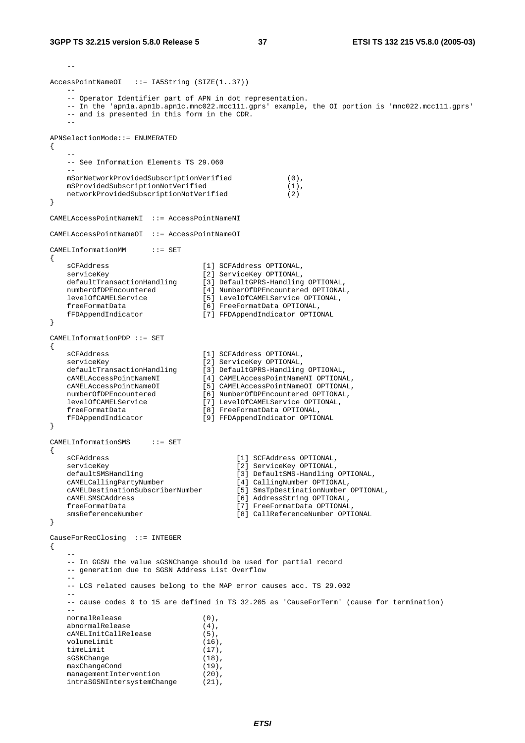```
    --

AccessPointNameOI   ::= IA5String (SIZE(1..37))
    --
    -- Operator Identifier part of APN in dot representation.
    -- In the 'apn1a.apn1b.apn1c.mnc022.mcc111.gprs' example, the OI portion is 'mnc022.mcc111.gprs'
    -- and is presented in this form in the CDR.
    --

APNSelectionMode::= ENUMERATED
{
    --
    -- See Information Elements TS 29.060
    --
    mSorNetworkProvidedSubscriptionVerified             (0),
    mSProvidedSubscriptionNotVerified                   (1),
    networkProvidedSubscriptionNotVerified              (2)
}

CAMELAccessPointNameNI  ::= AccessPointNameNI

CAMELAccessPointNameOI  ::= AccessPointNameOI

CAMELInformationMM      ::= SET
{
    sCFAddress                      [1] SCFAddress OPTIONAL,
    serviceKey                      [2] ServiceKey OPTIONAL,
    defaultTransactionHandling      [3] DefaultGPRS-Handling OPTIONAL,
    numberOfDPEncountered           [4] NumberOfDPEncountered OPTIONAL,
    levelOfCAMELService             [5] LevelOfCAMELService OPTIONAL,
    freeFormatData                  [6] FreeFormatData OPTIONAL,
    fFDAppendIndicator              [7] FFDAppendIndicator OPTIONAL
}

CAMELInformationPDP ::= SET
{
    sCFAddress                      [1] SCFAddress OPTIONAL,
    serviceKey                      [2] ServiceKey OPTIONAL,
    defaultTransactionHandling      [3] DefaultGPRS-Handling OPTIONAL,
    cAMELAccessPointNameNI          [4] CAMELAccessPointNameNI OPTIONAL,
    cAMELAccessPointNameOI          [5] CAMELAccessPointNameOI OPTIONAL,
    numberOfDPEncountered           [6] NumberOfDPEncountered OPTIONAL,
    levelOfCAMELService             [7] LevelOfCAMELService OPTIONAL,
    freeFormatData                  [8] FreeFormatData OPTIONAL,
    fFDAppendIndicator              [9] FFDAppendIndicator OPTIONAL
}

CAMELInformationSMS     ::= SET
{
    sCFAddress                              [1] SCFAddress OPTIONAL,
    serviceKey                              [2] ServiceKey OPTIONAL,
    defaultSMSHandling                      [3] DefaultSMS-Handling OPTIONAL,
    cAMELCallingPartyNumber                 [4] CallingNumber OPTIONAL,
    cAMELDestinationSubscriberNumber        [5] SmsTpDestinationNumber OPTIONAL,
    cAMELSMSCAddress                        [6] AddressString OPTIONAL,
    freeFormatData                          [7] FreeFormatData OPTIONAL,
    smsReferenceNumber                      [8] CallReferenceNumber OPTIONAL
}

CauseForRecClosing  ::= INTEGER
{
    --
    -- In GGSN the value sGSNChange should be used for partial record
    -- generation due to SGSN Address List Overflow
    --
    -- LCS related causes belong to the MAP error causes acc. TS 29.002
    --
    -- cause codes 0 to 15 are defined in TS 32.205 as 'CauseForTerm' (cause for termination)
    --
    normalRelease                   (0),
    abnormalRelease                 (4),
    cAMELInitCallRelease            (5),
    volumeLimit                     (16),
    timeLimit                       (17),
    sGSNChange                      (18),
    maxChangeCond                   (19),
    managementIntervention          (20),
    intraSGSNIntersystemChange      (21),
```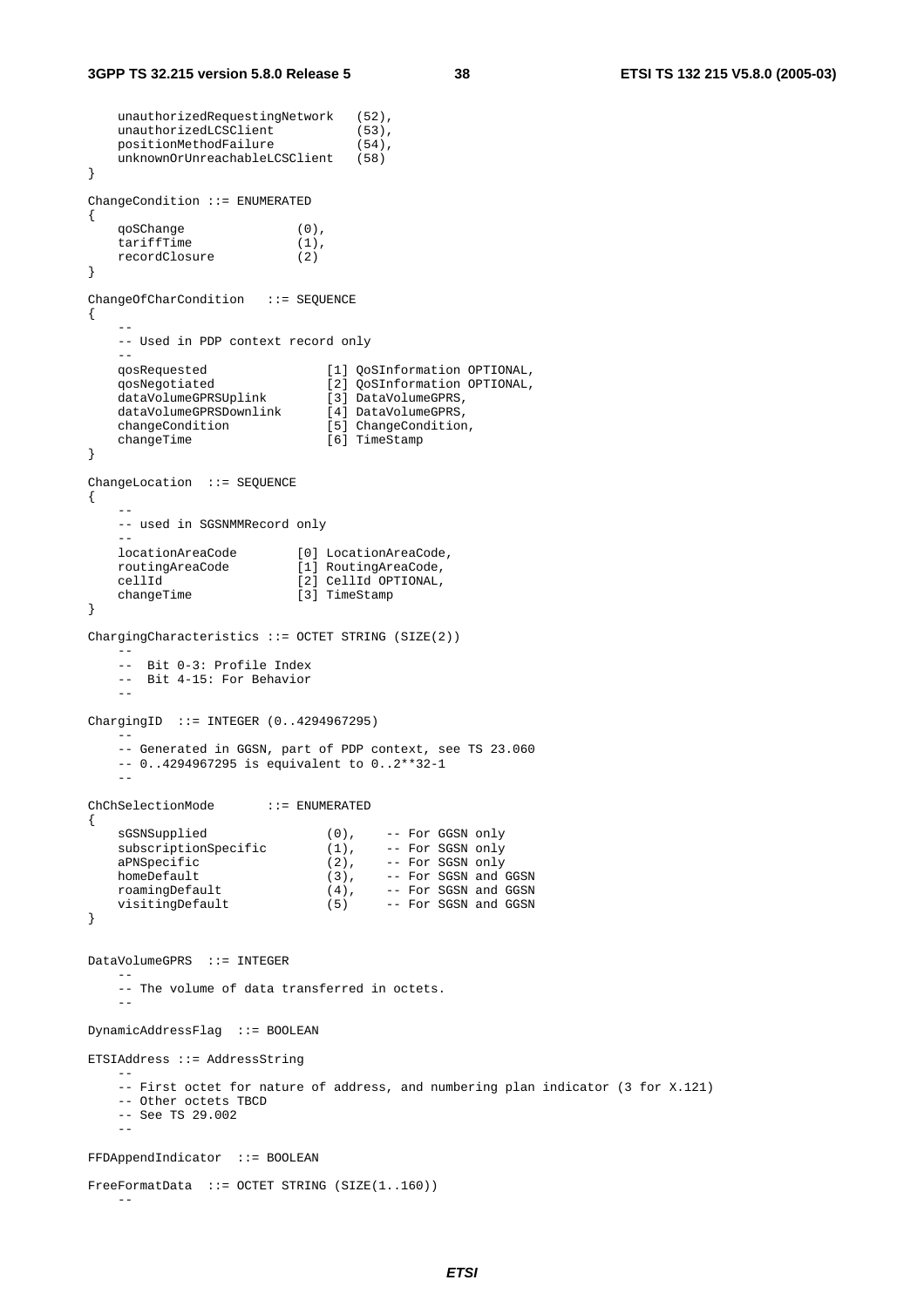```
    unauthorizedRequestingNetwork   (52),
    unauthorizedLCSClient           (53),
    positionMethodFailure           (54),
    unknownOrUnreachableLCSClient   (58)
}

ChangeCondition ::= ENUMERATED
{
    qoSChange               (0),
    tariffTime              (1),
    recordClosure           (2)
}

ChangeOfCharCondition   ::= SEQUENCE
{
    --
    -- Used in PDP context record only
    --
    qosRequested                [1] QoSInformation OPTIONAL,
    qosNegotiated               [2] QoSInformation OPTIONAL,
    dataVolumeGPRSUplink        [3] DataVolumeGPRS,
    dataVolumeGPRSDownlink      [4] DataVolumeGPRS,
    changeCondition             [5] ChangeCondition,
    changeTime                  [6] TimeStamp
}

ChangeLocation  ::= SEQUENCE
{
    --
    -- used in SGSNMMRecord only
    --
    locationAreaCode        [0] LocationAreaCode,
    routingAreaCode         [1] RoutingAreaCode,
    cellId                  [2] CellId OPTIONAL,
    changeTime              [3] TimeStamp
}

ChargingCharacteristics ::= OCTET STRING (SIZE(2))
    --
    --  Bit 0-3: Profile Index
    --  Bit 4-15: For Behavior
    --

ChargingID  ::= INTEGER (0..4294967295)
    --
    -- Generated in GGSN, part of PDP context, see TS 23.060
    -- 0..4294967295 is equivalent to 0..2**32-1
    --

ChChSelectionMode       ::= ENUMERATED
{
    sGSNSupplied                (0),    -- For GGSN only
    subscriptionSpecific        (1),    -- For SGSN only
    aPNSpecific                 (2),    -- For SGSN only
    homeDefault                 (3),    -- For SGSN and GGSN
    roamingDefault              (4),    -- For SGSN and GGSN
    visitingDefault             (5)     -- For SGSN and GGSN
}

DataVolumeGPRS  ::= INTEGER
    --
    -- The volume of data transferred in octets.
    --

DynamicAddressFlag  ::= BOOLEAN

ETSIAddress ::= AddressString
    --
    -- First octet for nature of address, and numbering plan indicator (3 for X.121)
    -- Other octets TBCD
    -- See TS 29.002
    --

FFDAppendIndicator  ::= BOOLEAN

FreeFormatData  ::= OCTET STRING (SIZE(1..160))
    --
```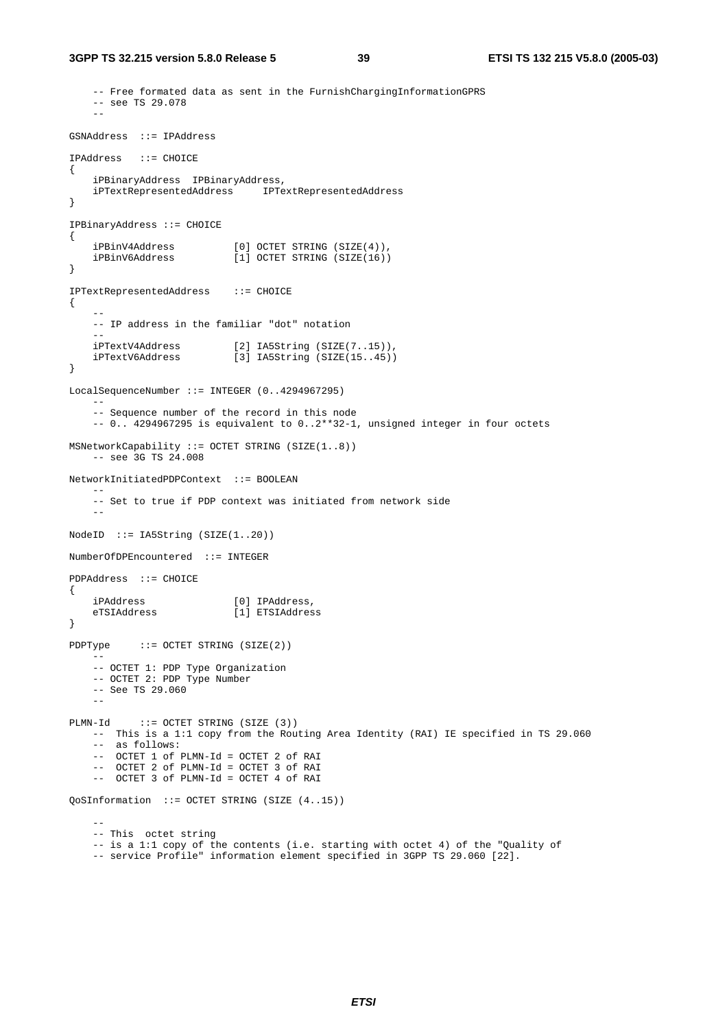```
    -- Free formated data as sent in the FurnishChargingInformationGPRS
    -- see TS 29.078
    --

GSNAddress  ::= IPAddress

IPAddress   ::= CHOICE
{
    iPBinaryAddress  IPBinaryAddress,
    iPTextRepresentedAddress     IPTextRepresentedAddress
}

IPBinaryAddress ::= CHOICE
{
    iPBinV4Address          [0] OCTET STRING (SIZE(4)),
    iPBinV6Address          [1] OCTET STRING (SIZE(16))
}

IPTextRepresentedAddress    ::= CHOICE
{
    --
    -- IP address in the familiar "dot" notation
    --
    iPTextV4Address         [2] IA5String (SIZE(7..15)),
    iPTextV6Address         [3] IA5String (SIZE(15..45))
}

LocalSequenceNumber ::= INTEGER (0..4294967295)
    --
    -- Sequence number of the record in this node
    -- 0.. 4294967295 is equivalent to 0..2**32-1, unsigned integer in four octets

MSNetworkCapability ::= OCTET STRING (SIZE(1..8))
    -- see 3G TS 24.008

NetworkInitiatedPDPContext  ::= BOOLEAN
    --
    -- Set to true if PDP context was initiated from network side
    --

NodeID  ::= IA5String (SIZE(1..20))

NumberOfDPEncountered  ::= INTEGER

PDPAddress  ::= CHOICE
{
    iPAddress               [0] IPAddress,
    eTSIAddress             [1] ETSIAddress
}

PDPType     ::= OCTET STRING (SIZE(2))
    --
    -- OCTET 1: PDP Type Organization
    -- OCTET 2: PDP Type Number
    -- See TS 29.060
    --

PLMN-Id     ::= OCTET STRING (SIZE (3))
    --  This is a 1:1 copy from the Routing Area Identity (RAI) IE specified in TS 29.060
    --  as follows:
    --  OCTET 1 of PLMN-Id = OCTET 2 of RAI
    --  OCTET 2 of PLMN-Id = OCTET 3 of RAI
    --  OCTET 3 of PLMN-Id = OCTET 4 of RAI

QoSInformation  ::= OCTET STRING (SIZE (4..15))

    --
    -- This  octet string
    -- is a 1:1 copy of the contents (i.e. starting with octet 4) of the "Quality of
    -- service Profile" information element specified in 3GPP TS 29.060 [22].
```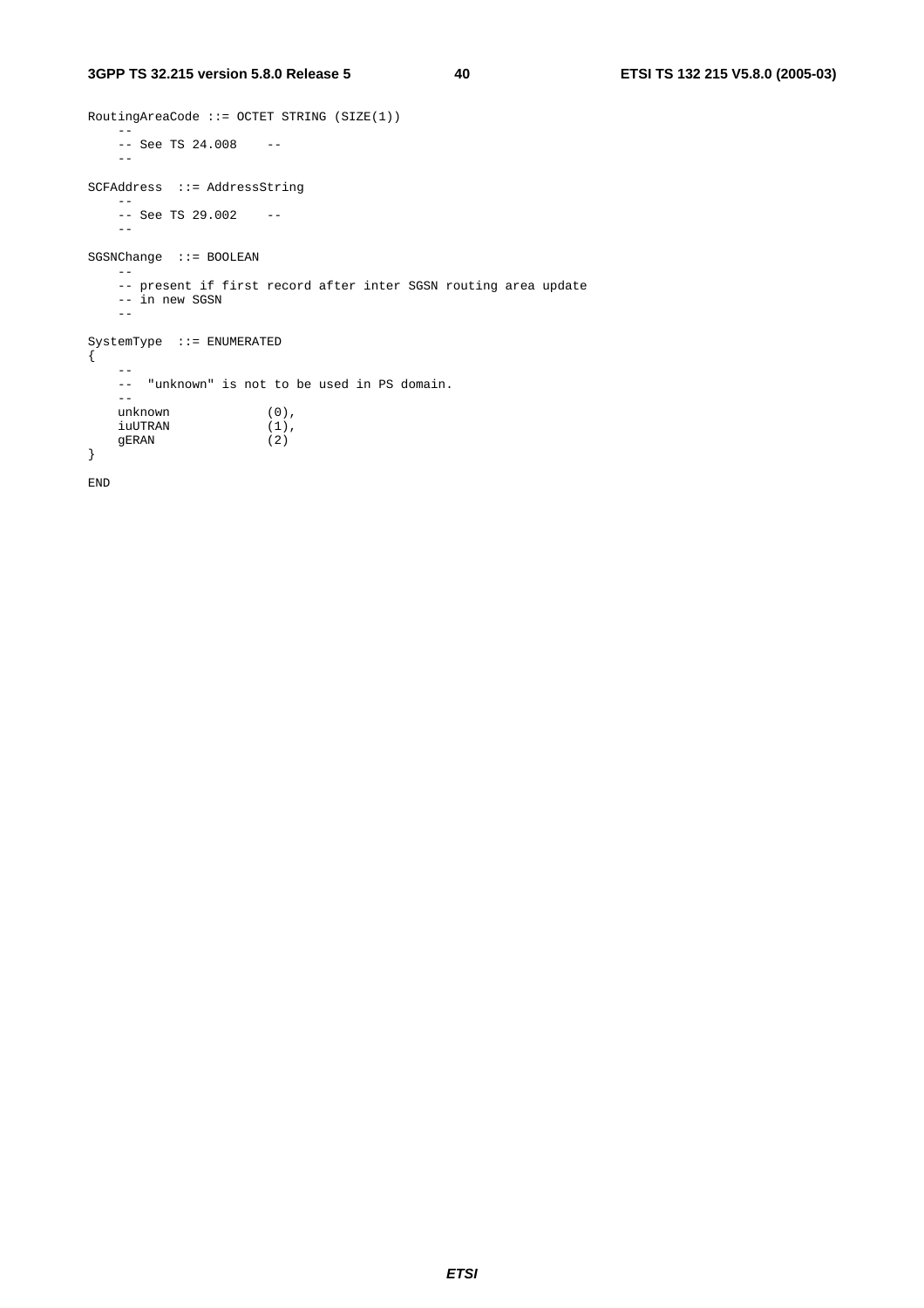```
RoutingAreaCode ::= OCTET STRING (SIZE(1))
    --
    -- See TS 24.008    --
    --

SCFAddress  ::= AddressString
    --
    -- See TS 29.002    --
    --

SGSNChange  ::= BOOLEAN
    --
    -- present if first record after inter SGSN routing area update
    -- in new SGSN
    --

SystemType  ::= ENUMERATED
{
    --
    --  "unknown" is not to be used in PS domain.
    --
    unknown             (0),
    iuUTRAN             (1),
    gERAN               (2)
}

END
```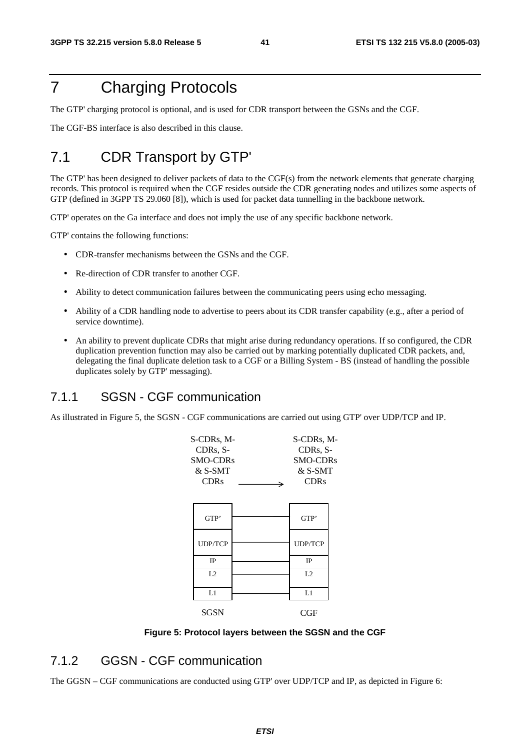# 7 Charging Protocols

The GTP' charging protocol is optional, and is used for CDR transport between the GSNs and the CGF.

The CGF-BS interface is also described in this clause.

## 7.1 CDR Transport by GTP'

The GTP' has been designed to deliver packets of data to the CGF(s) from the network elements that generate charging records. This protocol is required when the CGF resides outside the CDR generating nodes and utilizes some aspects of GTP (defined in 3GPP TS 29.060 [8]), which is used for packet data tunnelling in the backbone network.

GTP' operates on the Ga interface and does not imply the use of any specific backbone network.

GTP' contains the following functions:

- CDR-transfer mechanisms between the GSNs and the CGF.
- Re-direction of CDR transfer to another CGF.
- Ability to detect communication failures between the communicating peers using echo messaging.
- Ability of a CDR handling node to advertise to peers about its CDR transfer capability (e.g., after a period of service downtime).
- An ability to prevent duplicate CDRs that might arise during redundancy operations. If so configured, the CDR duplication prevention function may also be carried out by marking potentially duplicated CDR packets, and, delegating the final duplicate deletion task to a CGF or a Billing System - BS (instead of handling the possible duplicates solely by GTP' messaging).

### 7.1.1 SGSN - CGF communication

As illustrated in Figure 5, the SGSN - CGF communications are carried out using GTP' over UDP/TCP and IP.

| S-CDRs, M-CDRs, S-SMO-CDRs & S-SMT CDRs | → | S-CDRs, M-CDRs, S-SMO-CDRs & S-SMT CDRs |
|---|---|---|
| GTP’ | | GTP’ |
| UDP/TCP | | UDP/TCP |
| IP | | IP |
| L2 | | L2 |
| L1 | | L1 |
| SGSN | | CGF |

**Figure 5: Protocol layers between the SGSN and the CGF**

### 7.1.2 GGSN - CGF communication

The GGSN – CGF communications are conducted using GTP' over UDP/TCP and IP, as depicted in Figure 6: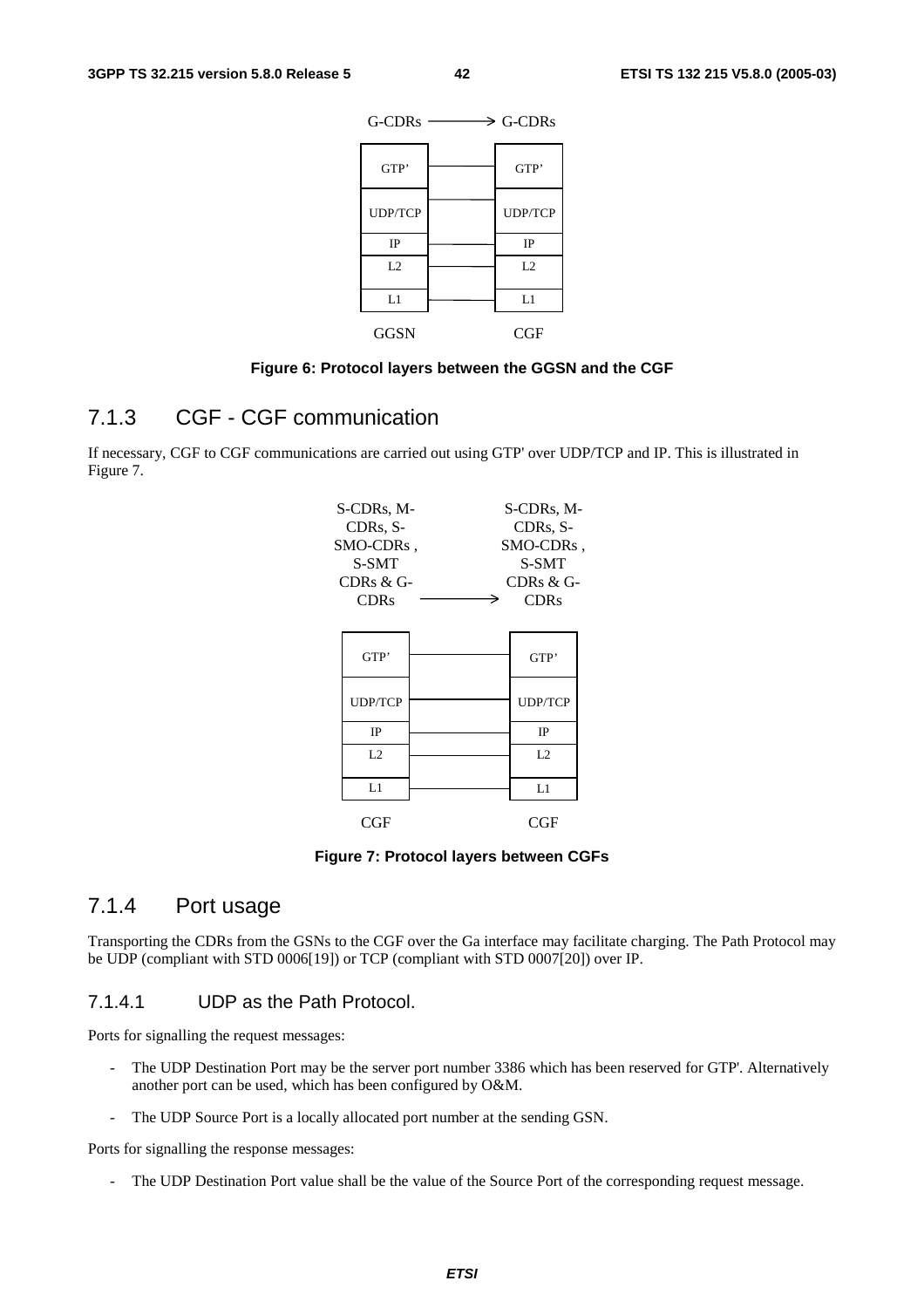Figure 6: Protocol layers between the GGSN and the CGF

### 7.1.3 CGF - CGF communication

If necessary, CGF to CGF communications are carried out using GTP' over UDP/TCP and IP. This is illustrated in Figure 7.

Figure 7: Protocol layers between CGFs

### 7.1.4 Port usage

Transporting the CDRs from the GSNs to the CGF over the Ga interface may facilitate charging. The Path Protocol may be UDP (compliant with STD 0006[19]) or TCP (compliant with STD 0007[20]) over IP.

#### 7.1.4.1 UDP as the Path Protocol.

Ports for signalling the request messages:

- The UDP Destination Port may be the server port number 3386 which has been reserved for GTP'. Alternatively another port can be used, which has been configured by O&M.
- The UDP Source Port is a locally allocated port number at the sending GSN.

Ports for signalling the response messages:

- The UDP Destination Port value shall be the value of the Source Port of the corresponding request message.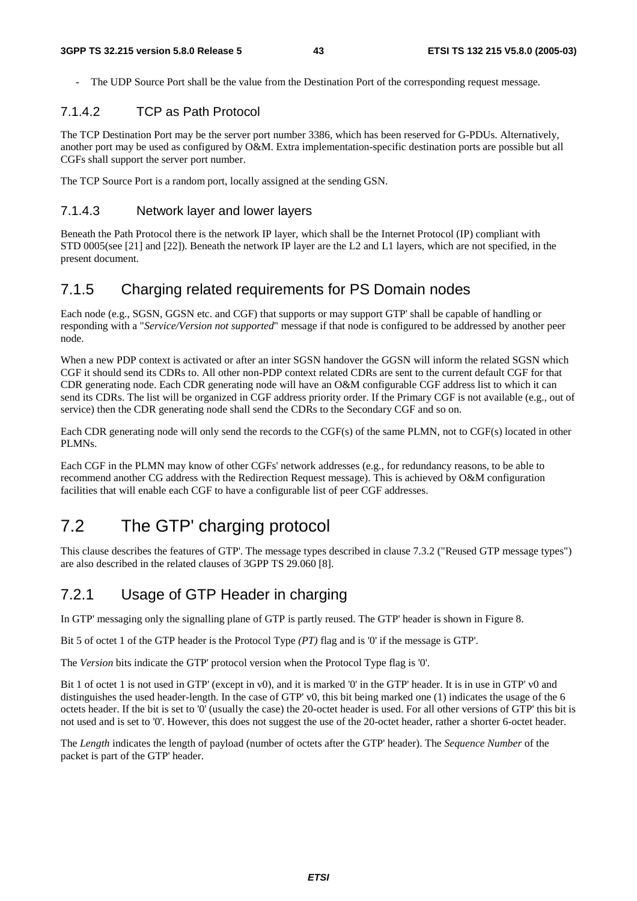- The UDP Source Port shall be the value from the Destination Port of the corresponding request message.

#### 7.1.4.2 TCP as Path Protocol

The TCP Destination Port may be the server port number 3386, which has been reserved for G-PDUs. Alternatively, another port may be used as configured by O&M. Extra implementation-specific destination ports are possible but all CGFs shall support the server port number.

The TCP Source Port is a random port, locally assigned at the sending GSN.

#### 7.1.4.3 Network layer and lower layers

Beneath the Path Protocol there is the network IP layer, which shall be the Internet Protocol (IP) compliant with STD 0005(see [21] and [22]). Beneath the network IP layer are the L2 and L1 layers, which are not specified, in the present document.

### 7.1.5 Charging related requirements for PS Domain nodes

Each node (e.g., SGSN, GGSN etc. and CGF) that supports or may support GTP' shall be capable of handling or responding with a "*Service/Version not supported*" message if that node is configured to be addressed by another peer node.

When a new PDP context is activated or after an inter SGSN handover the GGSN will inform the related SGSN which CGF it should send its CDRs to. All other non-PDP context related CDRs are sent to the current default CGF for that CDR generating node. Each CDR generating node will have an O&M configurable CGF address list to which it can send its CDRs. The list will be organized in CGF address priority order. If the Primary CGF is not available (e.g., out of service) then the CDR generating node shall send the CDRs to the Secondary CGF and so on.

Each CDR generating node will only send the records to the CGF(s) of the same PLMN, not to CGF(s) located in other PLMNs.

Each CGF in the PLMN may know of other CGFs' network addresses (e.g., for redundancy reasons, to be able to recommend another CG address with the Redirection Request message). This is achieved by O&M configuration facilities that will enable each CGF to have a configurable list of peer CGF addresses.

## 7.2 The GTP' charging protocol

This clause describes the features of GTP'. The message types described in clause 7.3.2 ("Reused GTP message types") are also described in the related clauses of 3GPP TS 29.060 [8].

### 7.2.1 Usage of GTP Header in charging

In GTP' messaging only the signalling plane of GTP is partly reused. The GTP' header is shown in Figure 8.

Bit 5 of octet 1 of the GTP header is the Protocol Type *(PT)* flag and is '0' if the message is GTP'.

The *Version* bits indicate the GTP' protocol version when the Protocol Type flag is '0'.

Bit 1 of octet 1 is not used in GTP' (except in v0), and it is marked '0' in the GTP' header. It is in use in GTP' v0 and distinguishes the used header-length. In the case of GTP' v0, this bit being marked one (1) indicates the usage of the 6 octets header. If the bit is set to '0' (usually the case) the 20-octet header is used. For all other versions of GTP' this bit is not used and is set to '0'. However, this does not suggest the use of the 20-octet header, rather a shorter 6-octet header.

The *Length* indicates the length of payload (number of octets after the GTP' header). The *Sequence Number* of the packet is part of the GTP' header.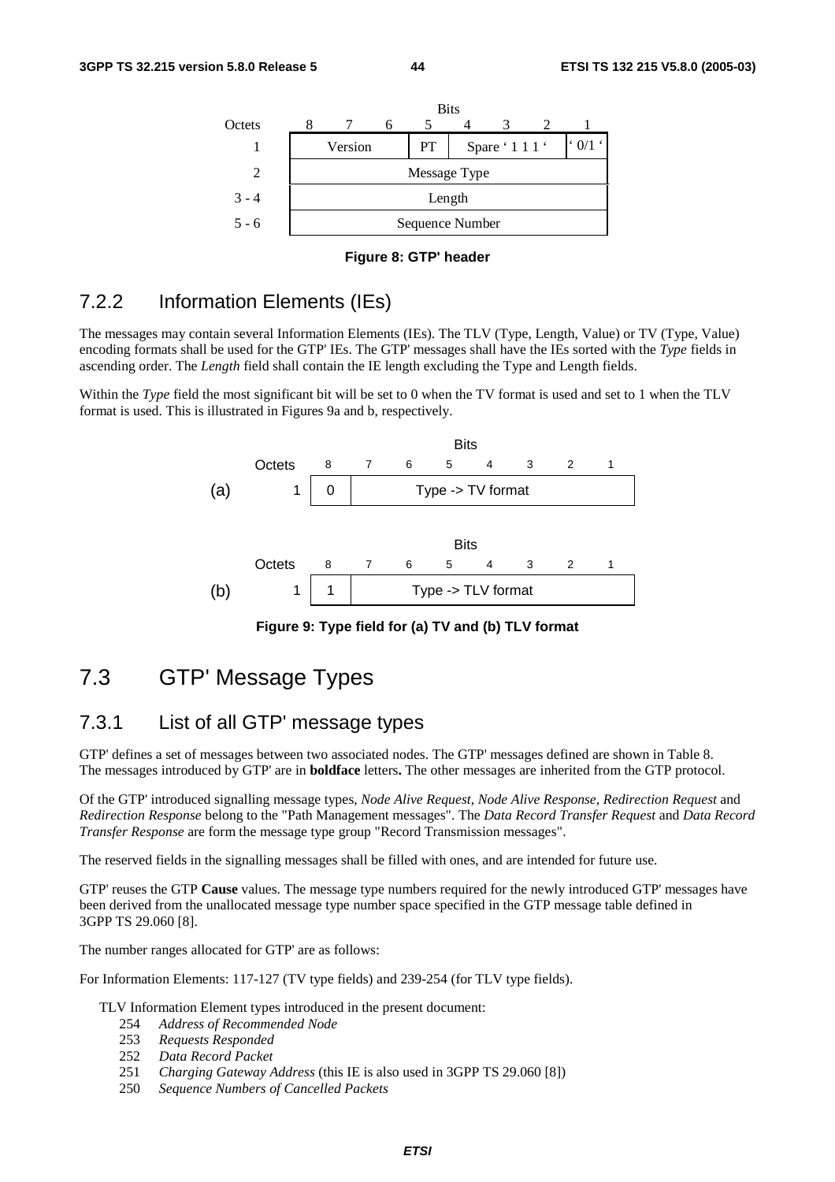| Octets | Bits 8 | 7 | 6 | 5 | 4 | 3 | 2 | 1 |
|---|---|---|---|---|---|---|---|---|
| 1 | Version | | | PT | Spare ' 1 1 1 ' | | | ' 0/1 ' |
| 2 | Message Type | | | | | | | |
| 3 - 4 | Length | | | | | | | |
| 5 - 6 | Sequence Number | | | | | | | |

**Figure 8: GTP' header**

## 7.2.2 Information Elements (IEs)

The messages may contain several Information Elements (IEs). The TLV (Type, Length, Value) or TV (Type, Value) encoding formats shall be used for the GTP' IEs. The GTP' messages shall have the IEs sorted with the *Type* fields in ascending order. The *Length* field shall contain the IE length excluding the Type and Length fields.

Within the *Type* field the most significant bit will be set to 0 when the TV format is used and set to 1 when the TLV format is used. This is illustrated in Figures 9a and b, respectively.

(a)

| Octets | Bits 8 | 7 | 6 | 5 | 4 | 3 | 2 | 1 |
|---|---|---|---|---|---|---|---|---|
| 1 | 0 | Type -> TV format | | | | | | |

(b)

| Octets | Bits 8 | 7 | 6 | 5 | 4 | 3 | 2 | 1 |
|---|---|---|---|---|---|---|---|---|
| 1 | 1 | Type -> TLV format | | | | | | |

**Figure 9: Type field for (a) TV and (b) TLV format**

# 7.3 GTP' Message Types

## 7.3.1 List of all GTP' message types

GTP' defines a set of messages between two associated nodes. The GTP' messages defined are shown in Table 8. The messages introduced by GTP' are in **boldface** letters**.** The other messages are inherited from the GTP protocol.

Of the GTP' introduced signalling message types, *Node Alive Request*, *Node Alive Response*, *Redirection Request* and *Redirection Response* belong to the "Path Management messages". The *Data Record Transfer Request* and *Data Record Transfer Response* are form the message type group "Record Transmission messages".

The reserved fields in the signalling messages shall be filled with ones, and are intended for future use.

GTP' reuses the GTP **Cause** values. The message type numbers required for the newly introduced GTP' messages have been derived from the unallocated message type number space specified in the GTP message table defined in 3GPP TS 29.060 [8].

The number ranges allocated for GTP' are as follows:

For Information Elements: 117-127 (TV type fields) and 239-254 (for TLV type fields).

TLV Information Element types introduced in the present document:

- 254 *Address of Recommended Node*
- 253 *Requests Responded*
- 252 *Data Record Packet*
- 251 *Charging Gateway Address* (this IE is also used in 3GPP TS 29.060 [8])
- 250 *Sequence Numbers of Cancelled Packets*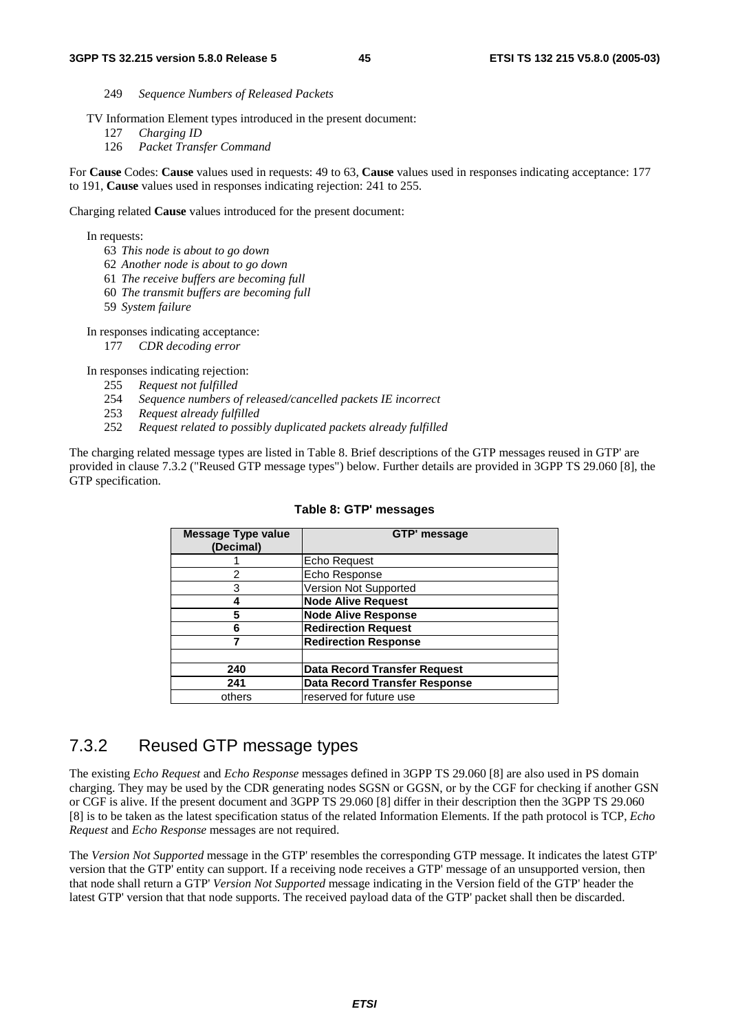249 *Sequence Numbers of Released Packets*

TV Information Element types introduced in the present document:

127 *Charging ID*
126 *Packet Transfer Command*

For **Cause** Codes: **Cause** values used in requests: 49 to 63, **Cause** values used in responses indicating acceptance: 177 to 191, **Cause** values used in responses indicating rejection: 241 to 255.

Charging related **Cause** values introduced for the present document:

In requests:

63 *This node is about to go down*
62 *Another node is about to go down*
61 *The receive buffers are becoming full*
60 *The transmit buffers are becoming full*
59 *System failure*

In responses indicating acceptance:

177 *CDR decoding error*

In responses indicating rejection:

255 *Request not fulfilled*
254 *Sequence numbers of released/cancelled packets IE incorrect*
253 *Request already fulfilled*
252 *Request related to possibly duplicated packets already fulfilled*

The charging related message types are listed in Table 8. Brief descriptions of the GTP messages reused in GTP' are provided in clause 7.3.2 ("Reused GTP message types") below. Further details are provided in 3GPP TS 29.060 [8], the GTP specification.

**Table 8: GTP' messages**

| Message Type value (Decimal) | GTP' message |
|---|---|
| 1 | Echo Request |
| 2 | Echo Response |
| 3 | Version Not Supported |
| **4** | **Node Alive Request** |
| **5** | **Node Alive Response** |
| **6** | **Redirection Request** |
| **7** | **Redirection Response** |
| | |
| **240** | **Data Record Transfer Request** |
| **241** | **Data Record Transfer Response** |
| others | reserved for future use |

## 7.3.2 Reused GTP message types

The existing *Echo Request* and *Echo Response* messages defined in 3GPP TS 29.060 [8] are also used in PS domain charging. They may be used by the CDR generating nodes SGSN or GGSN, or by the CGF for checking if another GSN or CGF is alive. If the present document and 3GPP TS 29.060 [8] differ in their description then the 3GPP TS 29.060 [8] is to be taken as the latest specification status of the related Information Elements. If the path protocol is TCP, *Echo Request* and *Echo Response* messages are not required.

The *Version Not Supported* message in the GTP' resembles the corresponding GTP message. It indicates the latest GTP' version that the GTP' entity can support. If a receiving node receives a GTP' message of an unsupported version, then that node shall return a GTP' *Version Not Supported* message indicating in the Version field of the GTP' header the latest GTP' version that that node supports. The received payload data of the GTP' packet shall then be discarded.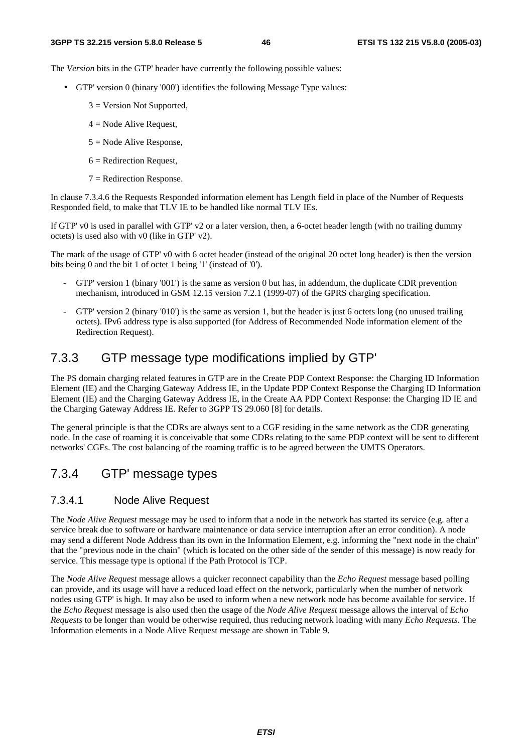The *Version* bits in the GTP' header have currently the following possible values:

- GTP' version 0 (binary '000') identifies the following Message Type values:

  3 = Version Not Supported,

  4 = Node Alive Request,

  5 = Node Alive Response,

  6 = Redirection Request,

  7 = Redirection Response.

In clause 7.3.4.6 the Requests Responded information element has Length field in place of the Number of Requests Responded field, to make that TLV IE to be handled like normal TLV IEs.

If GTP' v0 is used in parallel with GTP' v2 or a later version, then, a 6-octet header length (with no trailing dummy octets) is used also with v0 (like in GTP' v2).

The mark of the usage of GTP' v0 with 6 octet header (instead of the original 20 octet long header) is then the version bits being 0 and the bit 1 of octet 1 being '1' (instead of '0').

- GTP' version 1 (binary '001') is the same as version 0 but has, in addendum, the duplicate CDR prevention mechanism, introduced in GSM 12.15 version 7.2.1 (1999-07) of the GPRS charging specification.
- GTP' version 2 (binary '010') is the same as version 1, but the header is just 6 octets long (no unused trailing octets). IPv6 address type is also supported (for Address of Recommended Node information element of the Redirection Request).

## 7.3.3 GTP message type modifications implied by GTP'

The PS domain charging related features in GTP are in the Create PDP Context Response: the Charging ID Information Element (IE) and the Charging Gateway Address IE, in the Update PDP Context Response the Charging ID Information Element (IE) and the Charging Gateway Address IE, in the Create AA PDP Context Response: the Charging ID IE and the Charging Gateway Address IE. Refer to 3GPP TS 29.060 [8] for details.

The general principle is that the CDRs are always sent to a CGF residing in the same network as the CDR generating node. In the case of roaming it is conceivable that some CDRs relating to the same PDP context will be sent to different networks' CGFs. The cost balancing of the roaming traffic is to be agreed between the UMTS Operators.

## 7.3.4 GTP' message types

### 7.3.4.1 Node Alive Request

The *Node Alive Request* message may be used to inform that a node in the network has started its service (e.g. after a service break due to software or hardware maintenance or data service interruption after an error condition). A node may send a different Node Address than its own in the Information Element, e.g. informing the "next node in the chain" that the "previous node in the chain" (which is located on the other side of the sender of this message) is now ready for service. This message type is optional if the Path Protocol is TCP.

The *Node Alive Request* message allows a quicker reconnect capability than the *Echo Request* message based polling can provide, and its usage will have a reduced load effect on the network, particularly when the number of network nodes using GTP' is high. It may also be used to inform when a new network node has become available for service. If the *Echo Request* message is also used then the usage of the *Node Alive Request* message allows the interval of *Echo Requests* to be longer than would be otherwise required, thus reducing network loading with many *Echo Requests*. The Information elements in a Node Alive Request message are shown in Table 9.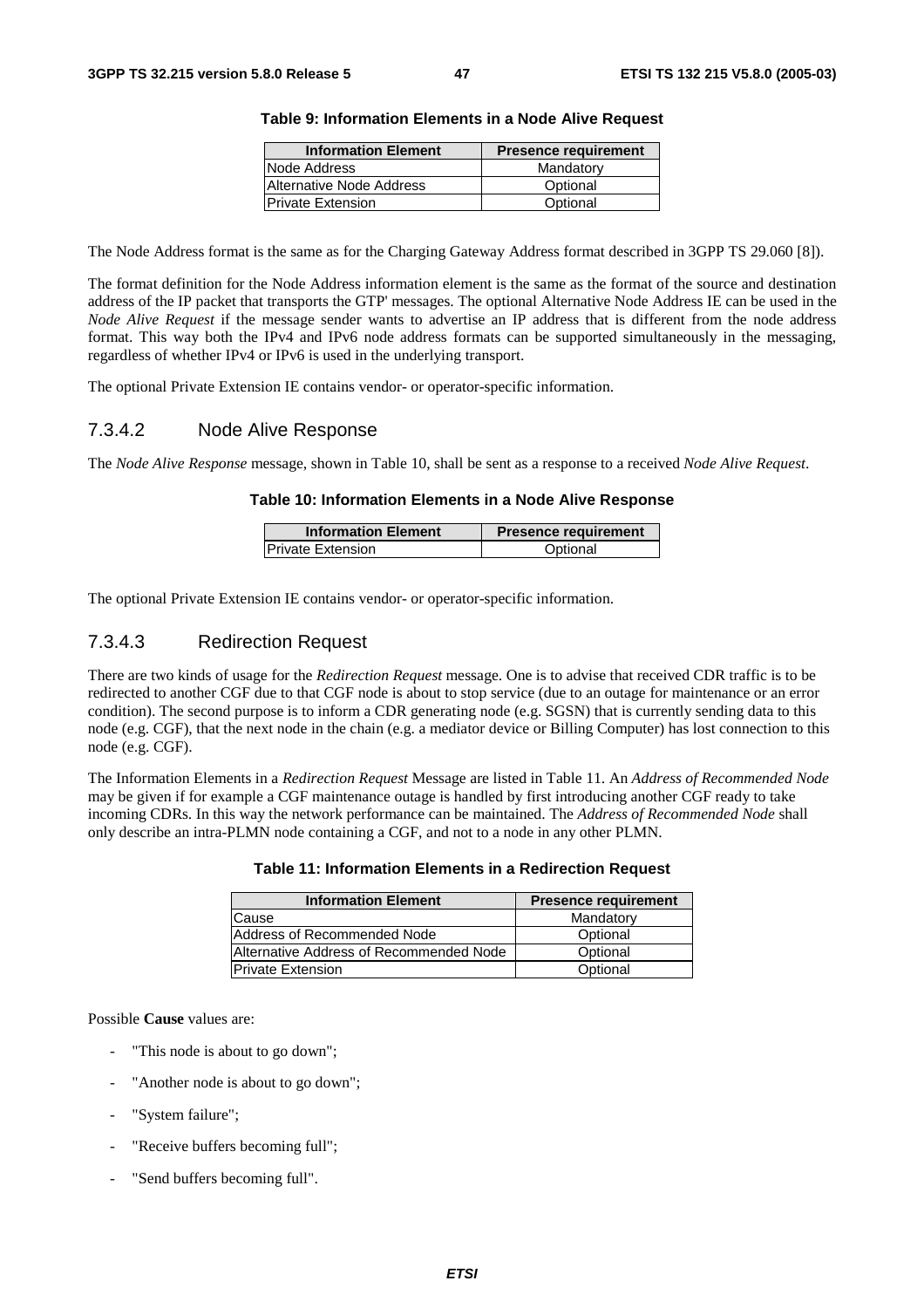**Table 9: Information Elements in a Node Alive Request**

| Information Element | Presence requirement |
| --- | --- |
| Node Address | Mandatory |
| Alternative Node Address | Optional |
| Private Extension | Optional |

The Node Address format is the same as for the Charging Gateway Address format described in 3GPP TS 29.060 [8]).

The format definition for the Node Address information element is the same as the format of the source and destination address of the IP packet that transports the GTP' messages. The optional Alternative Node Address IE can be used in the *Node Alive Request* if the message sender wants to advertise an IP address that is different from the node address format. This way both the IPv4 and IPv6 node address formats can be supported simultaneously in the messaging, regardless of whether IPv4 or IPv6 is used in the underlying transport.

The optional Private Extension IE contains vendor- or operator-specific information.

### 7.3.4.2 Node Alive Response

The *Node Alive Response* message, shown in Table 10, shall be sent as a response to a received *Node Alive Request*.

**Table 10: Information Elements in a Node Alive Response**

| Information Element | Presence requirement |
| --- | --- |
| Private Extension | Optional |

The optional Private Extension IE contains vendor- or operator-specific information.

### 7.3.4.3 Redirection Request

There are two kinds of usage for the *Redirection Request* message. One is to advise that received CDR traffic is to be redirected to another CGF due to that CGF node is about to stop service (due to an outage for maintenance or an error condition). The second purpose is to inform a CDR generating node (e.g. SGSN) that is currently sending data to this node (e.g. CGF), that the next node in the chain (e.g. a mediator device or Billing Computer) has lost connection to this node (e.g. CGF).

The Information Elements in a *Redirection Request* Message are listed in Table 11. An *Address of Recommended Node* may be given if for example a CGF maintenance outage is handled by first introducing another CGF ready to take incoming CDRs. In this way the network performance can be maintained. The *Address of Recommended Node* shall only describe an intra-PLMN node containing a CGF, and not to a node in any other PLMN.

**Table 11: Information Elements in a Redirection Request**

| Information Element | Presence requirement |
| --- | --- |
| Cause | Mandatory |
| Address of Recommended Node | Optional |
| Alternative Address of Recommended Node | Optional |
| Private Extension | Optional |

Possible **Cause** values are:

- "This node is about to go down";
- "Another node is about to go down";
- "System failure";
- "Receive buffers becoming full";
- "Send buffers becoming full".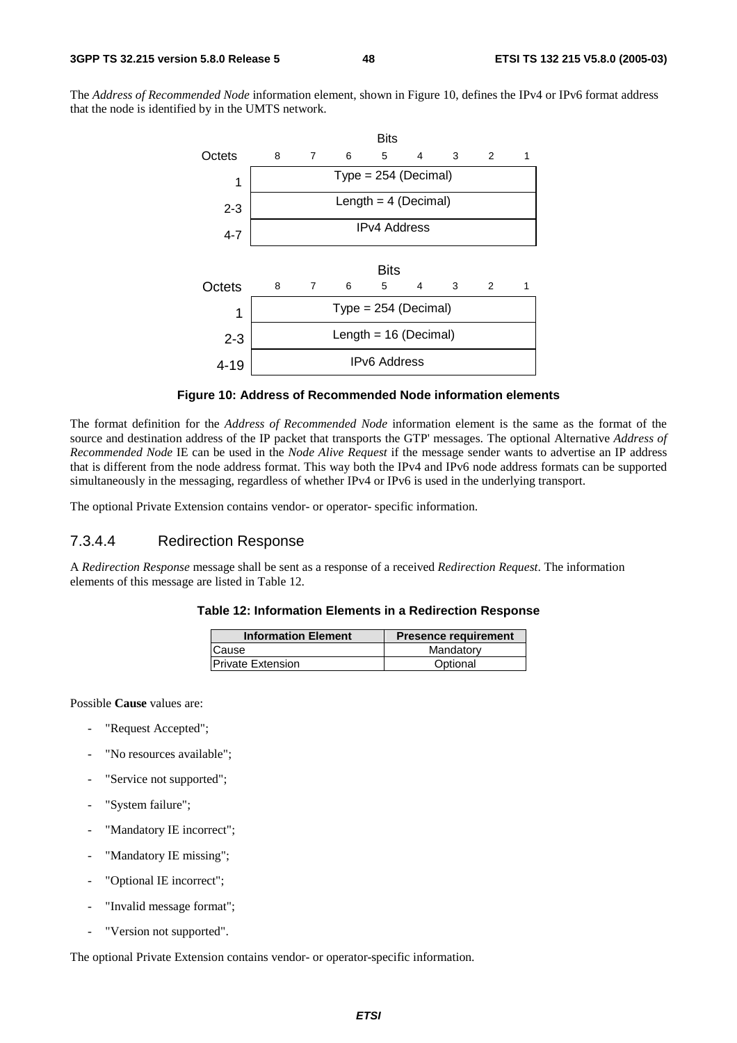The *Address of Recommended Node* information element, shown in Figure 10, defines the IPv4 or IPv6 format address that the node is identified by in the UMTS network.

| Octets | Bits 8 7 6 5 4 3 2 1 |
|---|---|
| 1 | Type = 254 (Decimal) |
| 2-3 | Length = 4 (Decimal) |
| 4-7 | IPv4 Address |

| Octets | Bits 8 7 6 5 4 3 2 1 |
|---|---|
| 1 | Type = 254 (Decimal) |
| 2-3 | Length = 16 (Decimal) |
| 4-19 | IPv6 Address |

**Figure 10: Address of Recommended Node information elements**

The format definition for the *Address of Recommended Node* information element is the same as the format of the source and destination address of the IP packet that transports the GTP' messages. The optional Alternative *Address of Recommended Node* IE can be used in the *Node Alive Request* if the message sender wants to advertise an IP address that is different from the node address format. This way both the IPv4 and IPv6 node address formats can be supported simultaneously in the messaging, regardless of whether IPv4 or IPv6 is used in the underlying transport.

The optional Private Extension contains vendor- or operator- specific information.

### 7.3.4.4 Redirection Response

A *Redirection Response* message shall be sent as a response of a received *Redirection Request*. The information elements of this message are listed in Table 12.

**Table 12: Information Elements in a Redirection Response**

| Information Element | Presence requirement |
|---|---|
| Cause | Mandatory |
| Private Extension | Optional |

Possible **Cause** values are:

- "Request Accepted";
- "No resources available";
- "Service not supported";
- "System failure";
- "Mandatory IE incorrect";
- "Mandatory IE missing";
- "Optional IE incorrect";
- "Invalid message format";
- "Version not supported".

The optional Private Extension contains vendor- or operator-specific information.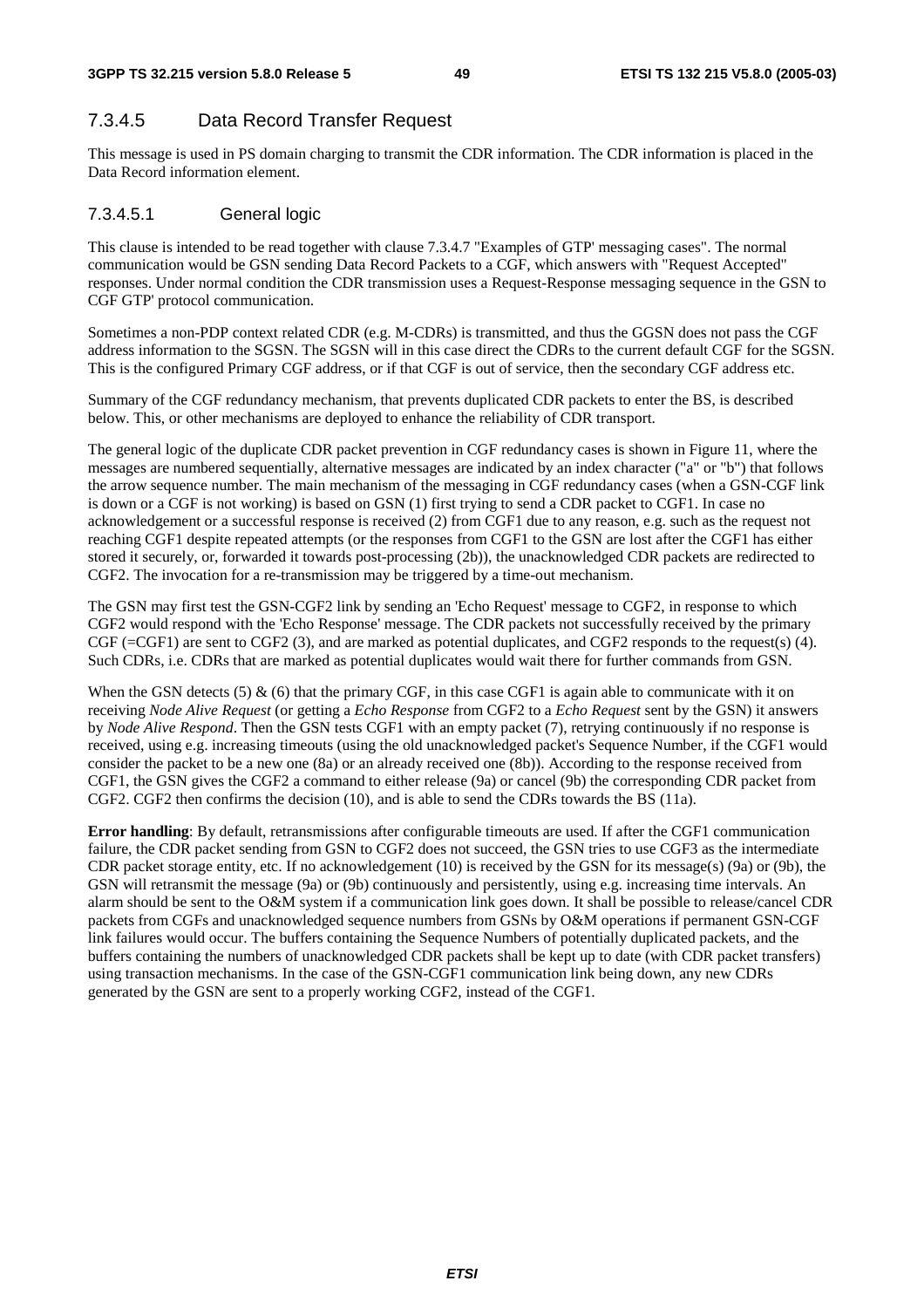### 7.3.4.5 Data Record Transfer Request

This message is used in PS domain charging to transmit the CDR information. The CDR information is placed in the Data Record information element.

#### 7.3.4.5.1 General logic

This clause is intended to be read together with clause 7.3.4.7 "Examples of GTP' messaging cases". The normal communication would be GSN sending Data Record Packets to a CGF, which answers with "Request Accepted" responses. Under normal condition the CDR transmission uses a Request-Response messaging sequence in the GSN to CGF GTP' protocol communication.

Sometimes a non-PDP context related CDR (e.g. M-CDRs) is transmitted, and thus the GGSN does not pass the CGF address information to the SGSN. The SGSN will in this case direct the CDRs to the current default CGF for the SGSN. This is the configured Primary CGF address, or if that CGF is out of service, then the secondary CGF address etc.

Summary of the CGF redundancy mechanism, that prevents duplicated CDR packets to enter the BS, is described below. This, or other mechanisms are deployed to enhance the reliability of CDR transport.

The general logic of the duplicate CDR packet prevention in CGF redundancy cases is shown in Figure 11, where the messages are numbered sequentially, alternative messages are indicated by an index character ("a" or "b") that follows the arrow sequence number. The main mechanism of the messaging in CGF redundancy cases (when a GSN-CGF link is down or a CGF is not working) is based on GSN (1) first trying to send a CDR packet to CGF1. In case no acknowledgement or a successful response is received (2) from CGF1 due to any reason, e.g. such as the request not reaching CGF1 despite repeated attempts (or the responses from CGF1 to the GSN are lost after the CGF1 has either stored it securely, or, forwarded it towards post-processing (2b)), the unacknowledged CDR packets are redirected to CGF2. The invocation for a re-transmission may be triggered by a time-out mechanism.

The GSN may first test the GSN-CGF2 link by sending an 'Echo Request' message to CGF2, in response to which CGF2 would respond with the 'Echo Response' message. The CDR packets not successfully received by the primary CGF (=CGF1) are sent to CGF2 (3), and are marked as potential duplicates, and CGF2 responds to the request(s) (4). Such CDRs, i.e. CDRs that are marked as potential duplicates would wait there for further commands from GSN.

When the GSN detects (5) & (6) that the primary CGF, in this case CGF1 is again able to communicate with it on receiving *Node Alive Request* (or getting a *Echo Response* from CGF2 to a *Echo Request* sent by the GSN) it answers by *Node Alive Respond*. Then the GSN tests CGF1 with an empty packet (7), retrying continuously if no response is received, using e.g. increasing timeouts (using the old unacknowledged packet's Sequence Number, if the CGF1 would consider the packet to be a new one (8a) or an already received one (8b)). According to the response received from CGF1, the GSN gives the CGF2 a command to either release (9a) or cancel (9b) the corresponding CDR packet from CGF2. CGF2 then confirms the decision (10), and is able to send the CDRs towards the BS (11a).

**Error handling**: By default, retransmissions after configurable timeouts are used. If after the CGF1 communication failure, the CDR packet sending from GSN to CGF2 does not succeed, the GSN tries to use CGF3 as the intermediate CDR packet storage entity, etc. If no acknowledgement (10) is received by the GSN for its message(s) (9a) or (9b), the GSN will retransmit the message (9a) or (9b) continuously and persistently, using e.g. increasing time intervals. An alarm should be sent to the O&M system if a communication link goes down. It shall be possible to release/cancel CDR packets from CGFs and unacknowledged sequence numbers from GSNs by O&M operations if permanent GSN-CGF link failures would occur. The buffers containing the Sequence Numbers of potentially duplicated packets, and the buffers containing the numbers of unacknowledged CDR packets shall be kept up to date (with CDR packet transfers) using transaction mechanisms. In the case of the GSN-CGF1 communication link being down, any new CDRs generated by the GSN are sent to a properly working CGF2, instead of the CGF1.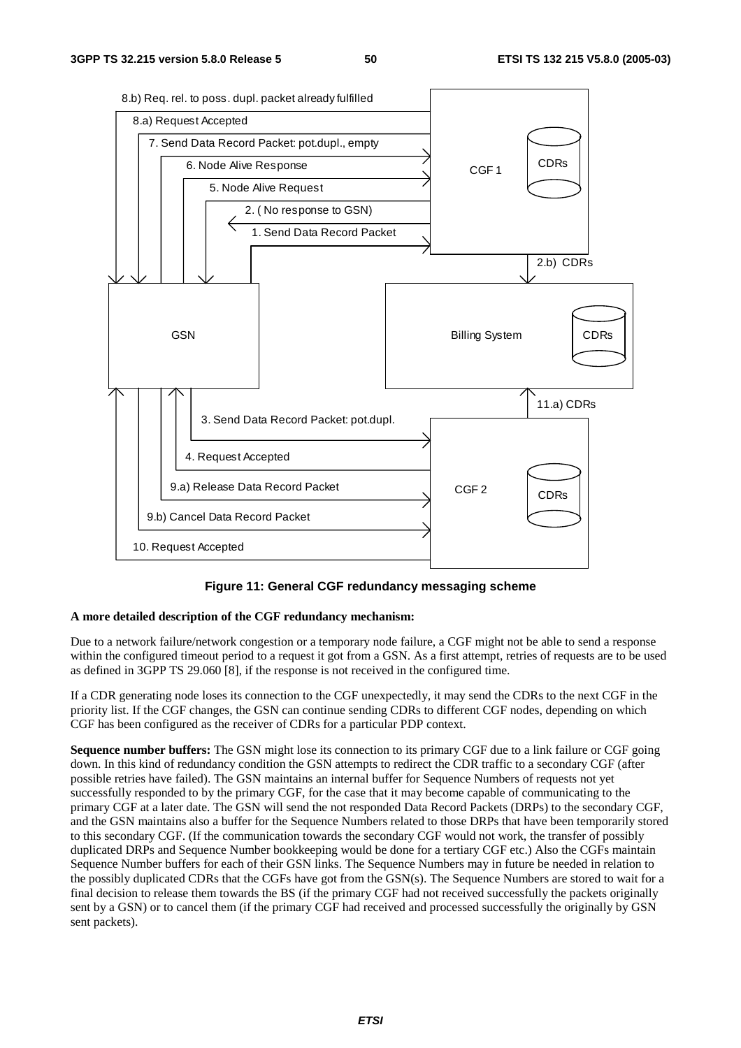8.b) Req. rel. to poss. dupl. packet already fulfilled

8.a) Request Accepted

7. Send Data Record Packet: pot.dupl., empty

6. Node Alive Response

5. Node Alive Request

2. ( No response to GSN)

1. Send Data Record Packet

CGF 1

CDRs

2.b) CDRs

GSN

Billing System

CDRs

11.a) CDRs

3. Send Data Record Packet: pot.dupl.

4. Request Accepted

9.a) Release Data Record Packet

CGF 2

CDRs

9.b) Cancel Data Record Packet

10. Request Accepted

**Figure 11: General CGF redundancy messaging scheme**

**A more detailed description of the CGF redundancy mechanism:**

Due to a network failure/network congestion or a temporary node failure, a CGF might not be able to send a response within the configured timeout period to a request it got from a GSN. As a first attempt, retries of requests are to be used as defined in 3GPP TS 29.060 [8], if the response is not received in the configured time.

If a CDR generating node loses its connection to the CGF unexpectedly, it may send the CDRs to the next CGF in the priority list. If the CGF changes, the GSN can continue sending CDRs to different CGF nodes, depending on which CGF has been configured as the receiver of CDRs for a particular PDP context.

**Sequence number buffers:** The GSN might lose its connection to its primary CGF due to a link failure or CGF going down. In this kind of redundancy condition the GSN attempts to redirect the CDR traffic to a secondary CGF (after possible retries have failed). The GSN maintains an internal buffer for Sequence Numbers of requests not yet successfully responded to by the primary CGF, for the case that it may become capable of communicating to the primary CGF at a later date. The GSN will send the not responded Data Record Packets (DRPs) to the secondary CGF, and the GSN maintains also a buffer for the Sequence Numbers related to those DRPs that have been temporarily stored to this secondary CGF. (If the communication towards the secondary CGF would not work, the transfer of possibly duplicated DRPs and Sequence Number bookkeeping would be done for a tertiary CGF etc.) Also the CGFs maintain Sequence Number buffers for each of their GSN links. The Sequence Numbers may in future be needed in relation to the possibly duplicated CDRs that the CGFs have got from the GSN(s). The Sequence Numbers are stored to wait for a final decision to release them towards the BS (if the primary CGF had not received successfully the packets originally sent by a GSN) or to cancel them (if the primary CGF had received and processed successfully the originally by GSN sent packets).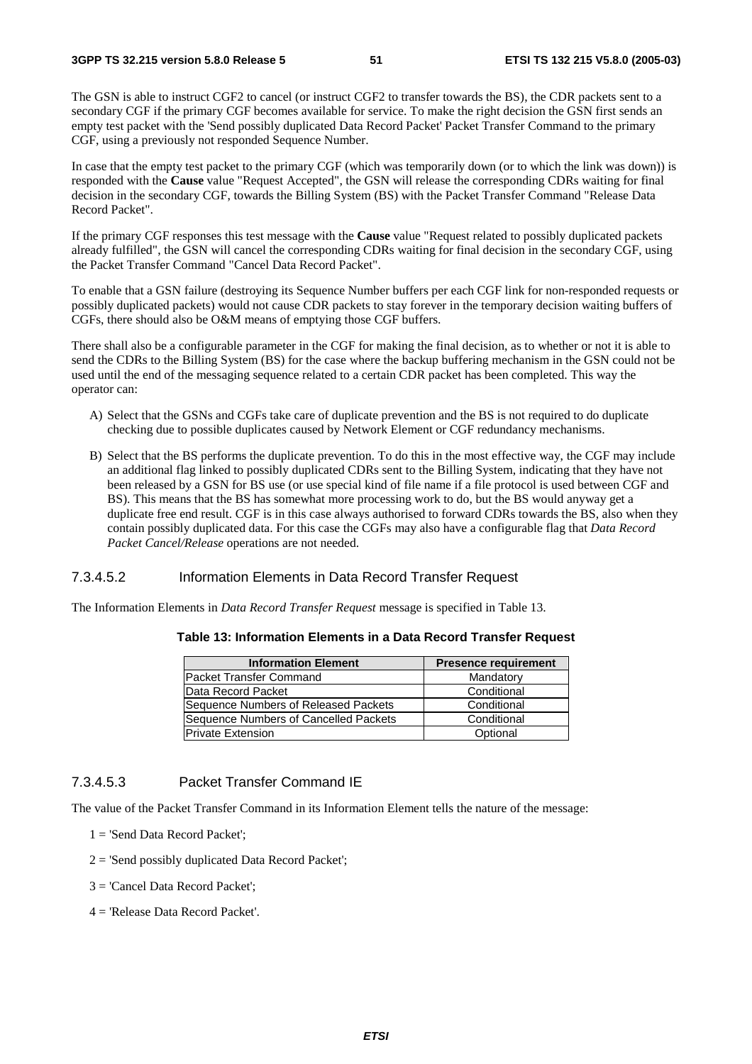The GSN is able to instruct CGF2 to cancel (or instruct CGF2 to transfer towards the BS), the CDR packets sent to a secondary CGF if the primary CGF becomes available for service. To make the right decision the GSN first sends an empty test packet with the 'Send possibly duplicated Data Record Packet' Packet Transfer Command to the primary CGF, using a previously not responded Sequence Number.

In case that the empty test packet to the primary CGF (which was temporarily down (or to which the link was down)) is responded with the **Cause** value "Request Accepted", the GSN will release the corresponding CDRs waiting for final decision in the secondary CGF, towards the Billing System (BS) with the Packet Transfer Command "Release Data Record Packet".

If the primary CGF responses this test message with the **Cause** value "Request related to possibly duplicated packets already fulfilled", the GSN will cancel the corresponding CDRs waiting for final decision in the secondary CGF, using the Packet Transfer Command "Cancel Data Record Packet".

To enable that a GSN failure (destroying its Sequence Number buffers per each CGF link for non-responded requests or possibly duplicated packets) would not cause CDR packets to stay forever in the temporary decision waiting buffers of CGFs, there should also be O&M means of emptying those CGF buffers.

There shall also be a configurable parameter in the CGF for making the final decision, as to whether or not it is able to send the CDRs to the Billing System (BS) for the case where the backup buffering mechanism in the GSN could not be used until the end of the messaging sequence related to a certain CDR packet has been completed. This way the operator can:

A) Select that the GSNs and CGFs take care of duplicate prevention and the BS is not required to do duplicate checking due to possible duplicates caused by Network Element or CGF redundancy mechanisms.

B) Select that the BS performs the duplicate prevention. To do this in the most effective way, the CGF may include an additional flag linked to possibly duplicated CDRs sent to the Billing System, indicating that they have not been released by a GSN for BS use (or use special kind of file name if a file protocol is used between CGF and BS). This means that the BS has somewhat more processing work to do, but the BS would anyway get a duplicate free end result. CGF is in this case always authorised to forward CDRs towards the BS, also when they contain possibly duplicated data. For this case the CGFs may also have a configurable flag that *Data Record Packet Cancel/Release* operations are not needed.

#### 7.3.4.5.2 Information Elements in Data Record Transfer Request

The Information Elements in *Data Record Transfer Request* message is specified in Table 13.

**Table 13: Information Elements in a Data Record Transfer Request**

| Information Element | Presence requirement |
|---|---|
| Packet Transfer Command | Mandatory |
| Data Record Packet | Conditional |
| Sequence Numbers of Released Packets | Conditional |
| Sequence Numbers of Cancelled Packets | Conditional |
| Private Extension | Optional |

#### 7.3.4.5.3 Packet Transfer Command IE

The value of the Packet Transfer Command in its Information Element tells the nature of the message:

1 = 'Send Data Record Packet';

2 = 'Send possibly duplicated Data Record Packet';

3 = 'Cancel Data Record Packet';

4 = 'Release Data Record Packet'.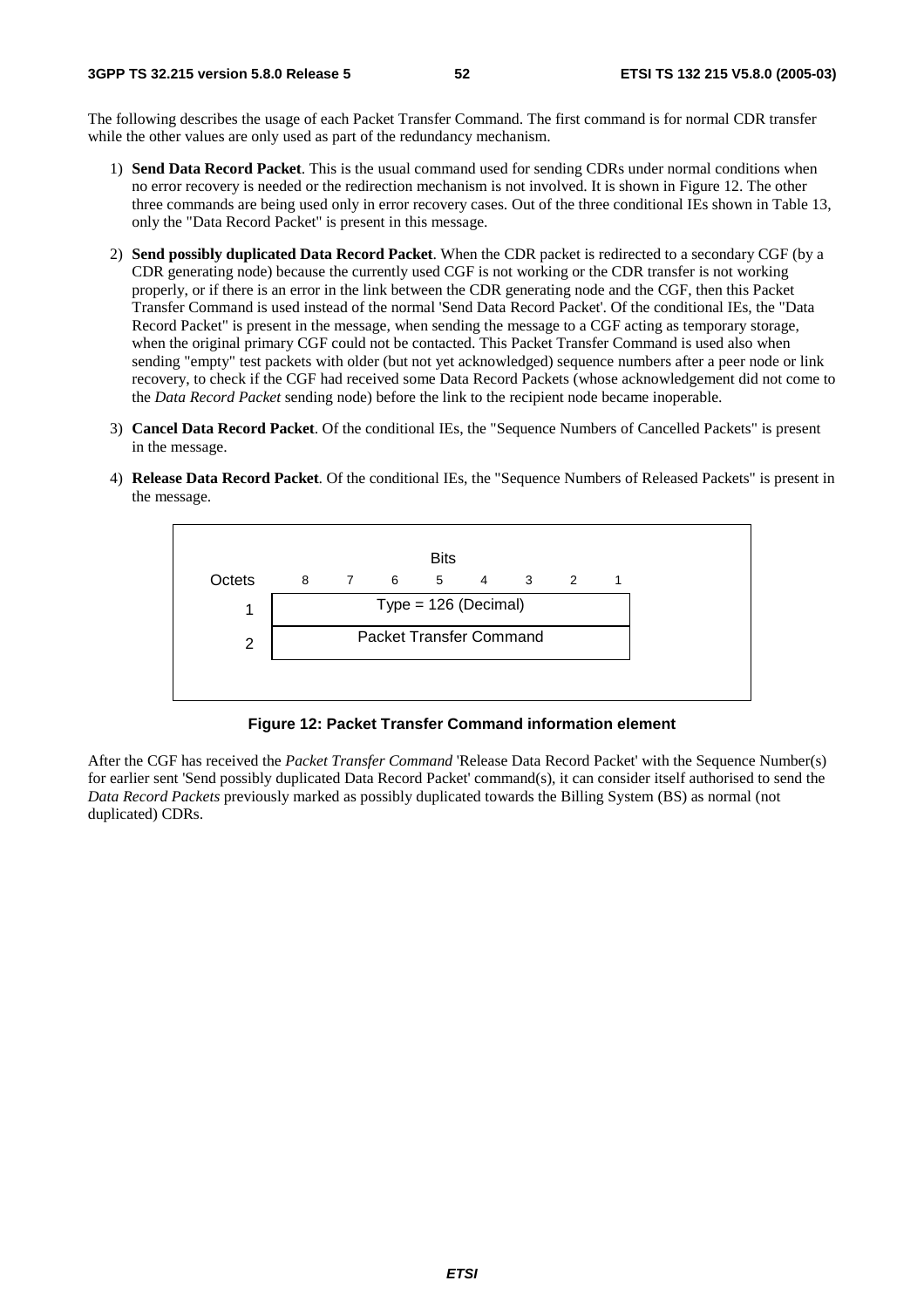The following describes the usage of each Packet Transfer Command. The first command is for normal CDR transfer while the other values are only used as part of the redundancy mechanism.

1) **Send Data Record Packet**. This is the usual command used for sending CDRs under normal conditions when no error recovery is needed or the redirection mechanism is not involved. It is shown in Figure 12. The other three commands are being used only in error recovery cases. Out of the three conditional IEs shown in Table 13, only the "Data Record Packet" is present in this message.

2) **Send possibly duplicated Data Record Packet**. When the CDR packet is redirected to a secondary CGF (by a CDR generating node) because the currently used CGF is not working or the CDR transfer is not working properly, or if there is an error in the link between the CDR generating node and the CGF, then this Packet Transfer Command is used instead of the normal 'Send Data Record Packet'. Of the conditional IEs, the "Data Record Packet" is present in the message, when sending the message to a CGF acting as temporary storage, when the original primary CGF could not be contacted. This Packet Transfer Command is used also when sending "empty" test packets with older (but not yet acknowledged) sequence numbers after a peer node or link recovery, to check if the CGF had received some Data Record Packets (whose acknowledgement did not come to the *Data Record Packet* sending node) before the link to the recipient node became inoperable.

3) **Cancel Data Record Packet**. Of the conditional IEs, the "Sequence Numbers of Cancelled Packets" is present in the message.

4) **Release Data Record Packet**. Of the conditional IEs, the "Sequence Numbers of Released Packets" is present in the message.

| Octets | Bits 8 | 7 | 6 | 5 | 4 | 3 | 2 | 1 |
|---|---|---|---|---|---|---|---|---|
| 1 | Type = 126 (Decimal) | | | | | | | |
| 2 | Packet Transfer Command | | | | | | | |

**Figure 12: Packet Transfer Command information element**

After the CGF has received the *Packet Transfer Command* 'Release Data Record Packet' with the Sequence Number(s) for earlier sent 'Send possibly duplicated Data Record Packet' command(s), it can consider itself authorised to send the *Data Record Packets* previously marked as possibly duplicated towards the Billing System (BS) as normal (not duplicated) CDRs.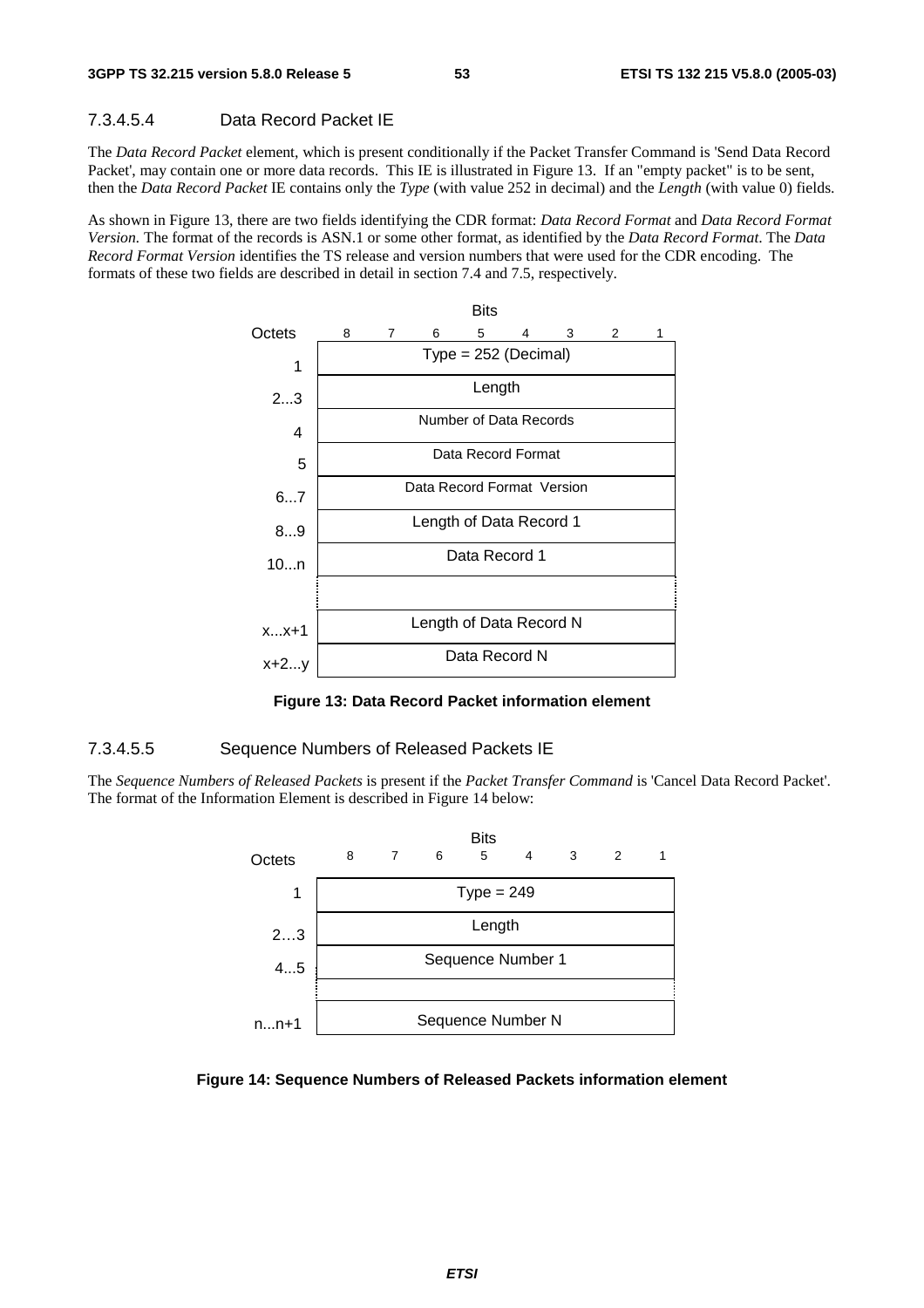#### 7.3.4.5.4 Data Record Packet IE

The *Data Record Packet* element, which is present conditionally if the Packet Transfer Command is 'Send Data Record Packet', may contain one or more data records. This IE is illustrated in Figure 13. If an "empty packet" is to be sent, then the *Data Record Packet* IE contains only the *Type* (with value 252 in decimal) and the *Length* (with value 0) fields.

As shown in Figure 13, there are two fields identifying the CDR format: *Data Record Format* and *Data Record Format Version.* The format of the records is ASN.1 or some other format, as identified by the *Data Record Format*. The *Data Record Format Version* identifies the TS release and version numbers that were used for the CDR encoding. The formats of these two fields are described in detail in section 7.4 and 7.5, respectively.

| Octets | Bits 8 7 6 5 4 3 2 1 |
|---|---|
| 1 | Type = 252 (Decimal) |
| 2...3 | Length |
| 4 | Number of Data Records |
| 5 | Data Record Format |
| 6...7 | Data Record Format Version |
| 8...9 | Length of Data Record 1 |
| 10...n | Data Record 1 |
| | ... |
| x...x+1 | Length of Data Record N |
| x+2...y | Data Record N |

**Figure 13: Data Record Packet information element**

#### 7.3.4.5.5 Sequence Numbers of Released Packets IE

The *Sequence Numbers of Released Packets* is present if the *Packet Transfer Command* is 'Cancel Data Record Packet'. The format of the Information Element is described in Figure 14 below:

| Octets | Bits 8 7 6 5 4 3 2 1 |
|---|---|
| 1 | Type = 249 |
| 2…3 | Length |
| 4...5 | Sequence Number 1 |
| | ... |
| n...n+1 | Sequence Number N |

**Figure 14: Sequence Numbers of Released Packets information element**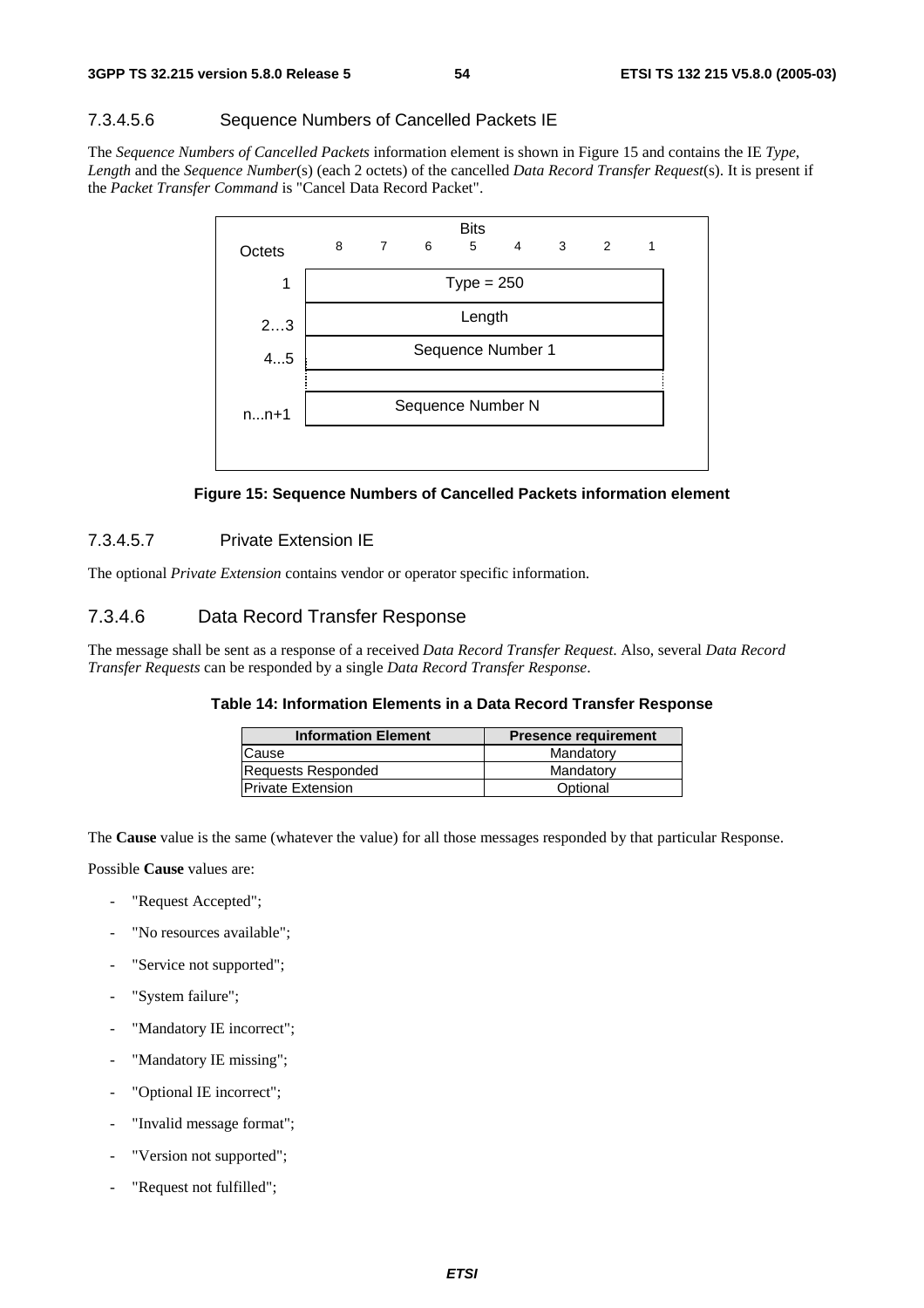#### 7.3.4.5.6 Sequence Numbers of Cancelled Packets IE

The *Sequence Numbers of Cancelled Packets* information element is shown in Figure 15 and contains the IE *Type*, *Length* and the *Sequence Number*(s) (each 2 octets) of the cancelled *Data Record Transfer Request*(s). It is present if the *Packet Transfer Command* is "Cancel Data Record Packet".

| Octets | Bits 8 7 6 5 4 3 2 1 |
|---|---|
| 1 | Type = 250 |
| 2…3 | Length |
| 4...5 | Sequence Number 1 |
| | ... |
| n...n+1 | Sequence Number N |

**Figure 15: Sequence Numbers of Cancelled Packets information element**

#### 7.3.4.5.7 Private Extension IE

The optional *Private Extension* contains vendor or operator specific information.

### 7.3.4.6 Data Record Transfer Response

The message shall be sent as a response of a received *Data Record Transfer Request*. Also, several *Data Record Transfer Requests* can be responded by a single *Data Record Transfer Response*.

**Table 14: Information Elements in a Data Record Transfer Response**

| Information Element | Presence requirement |
|---|---|
| Cause | Mandatory |
| Requests Responded | Mandatory |
| Private Extension | Optional |

The **Cause** value is the same (whatever the value) for all those messages responded by that particular Response.

Possible **Cause** values are:

- "Request Accepted";
- "No resources available";
- "Service not supported";
- "System failure";
- "Mandatory IE incorrect";
- "Mandatory IE missing";
- "Optional IE incorrect";
- "Invalid message format";
- "Version not supported";
- "Request not fulfilled";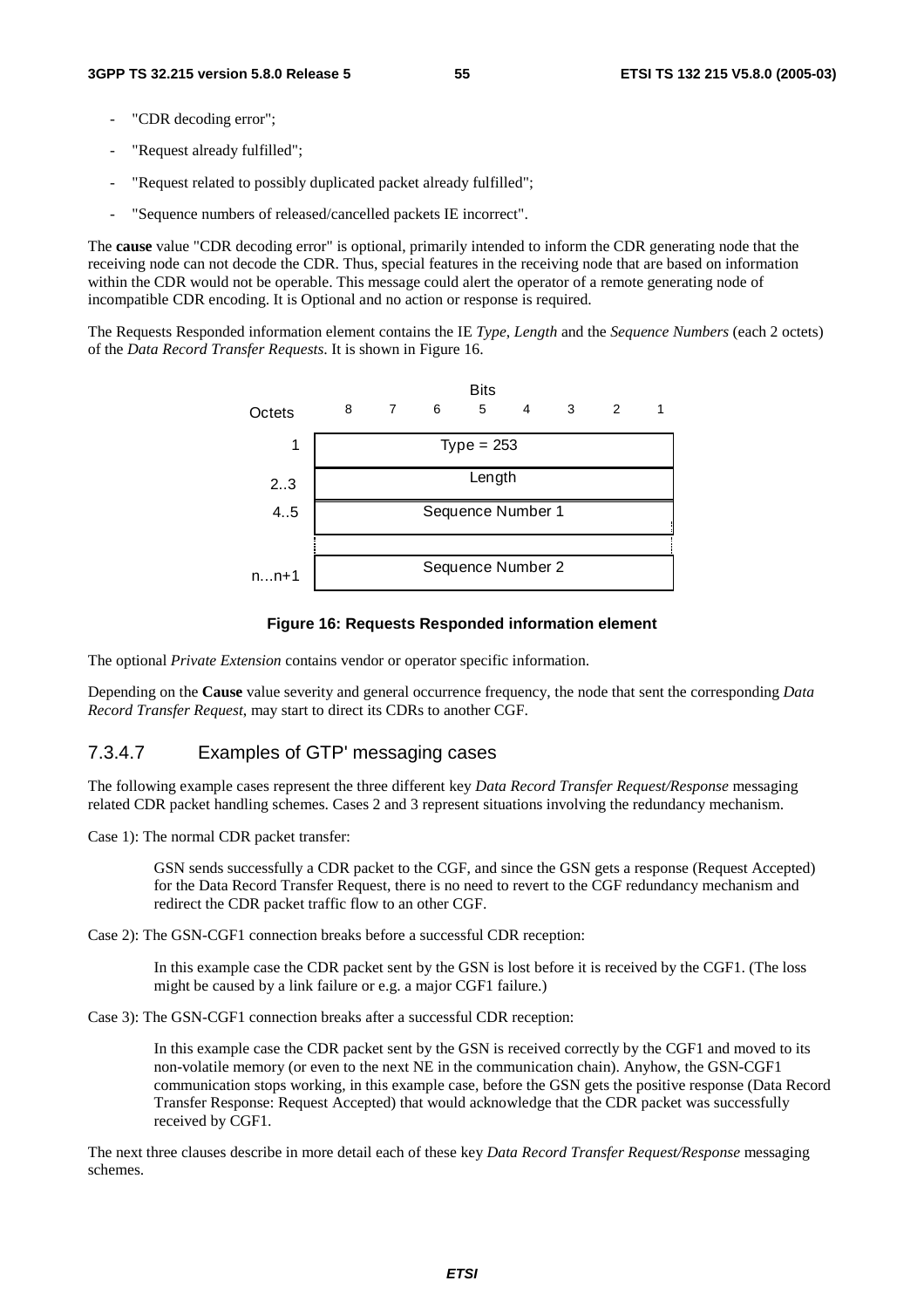- "CDR decoding error";
- "Request already fulfilled";
- "Request related to possibly duplicated packet already fulfilled";
- "Sequence numbers of released/cancelled packets IE incorrect".

The **cause** value "CDR decoding error" is optional, primarily intended to inform the CDR generating node that the receiving node can not decode the CDR. Thus, special features in the receiving node that are based on information within the CDR would not be operable. This message could alert the operator of a remote generating node of incompatible CDR encoding. It is Optional and no action or response is required.

The Requests Responded information element contains the IE *Type*, *Length* and the *Sequence Numbers* (each 2 octets) of the *Data Record Transfer Requests*. It is shown in Figure 16.

| Octets | Bits 8 7 6 5 4 3 2 1 |
|---|---|
| 1 | Type = 253 |
| 2..3 | Length |
| 4..5 | Sequence Number 1 |
| | ... |
| n...n+1 | Sequence Number 2 |

**Figure 16: Requests Responded information element**

The optional *Private Extension* contains vendor or operator specific information.

Depending on the **Cause** value severity and general occurrence frequency, the node that sent the corresponding *Data Record Transfer Request*, may start to direct its CDRs to another CGF.

### 7.3.4.7 Examples of GTP' messaging cases

The following example cases represent the three different key *Data Record Transfer Request/Response* messaging related CDR packet handling schemes. Cases 2 and 3 represent situations involving the redundancy mechanism.

Case 1): The normal CDR packet transfer:

> GSN sends successfully a CDR packet to the CGF, and since the GSN gets a response (Request Accepted) for the Data Record Transfer Request, there is no need to revert to the CGF redundancy mechanism and redirect the CDR packet traffic flow to an other CGF.

Case 2): The GSN-CGF1 connection breaks before a successful CDR reception:

> In this example case the CDR packet sent by the GSN is lost before it is received by the CGF1. (The loss might be caused by a link failure or e.g. a major CGF1 failure.)

Case 3): The GSN-CGF1 connection breaks after a successful CDR reception:

> In this example case the CDR packet sent by the GSN is received correctly by the CGF1 and moved to its non-volatile memory (or even to the next NE in the communication chain). Anyhow, the GSN-CGF1 communication stops working, in this example case, before the GSN gets the positive response (Data Record Transfer Response: Request Accepted) that would acknowledge that the CDR packet was successfully received by CGF1.

The next three clauses describe in more detail each of these key *Data Record Transfer Request/Response* messaging schemes.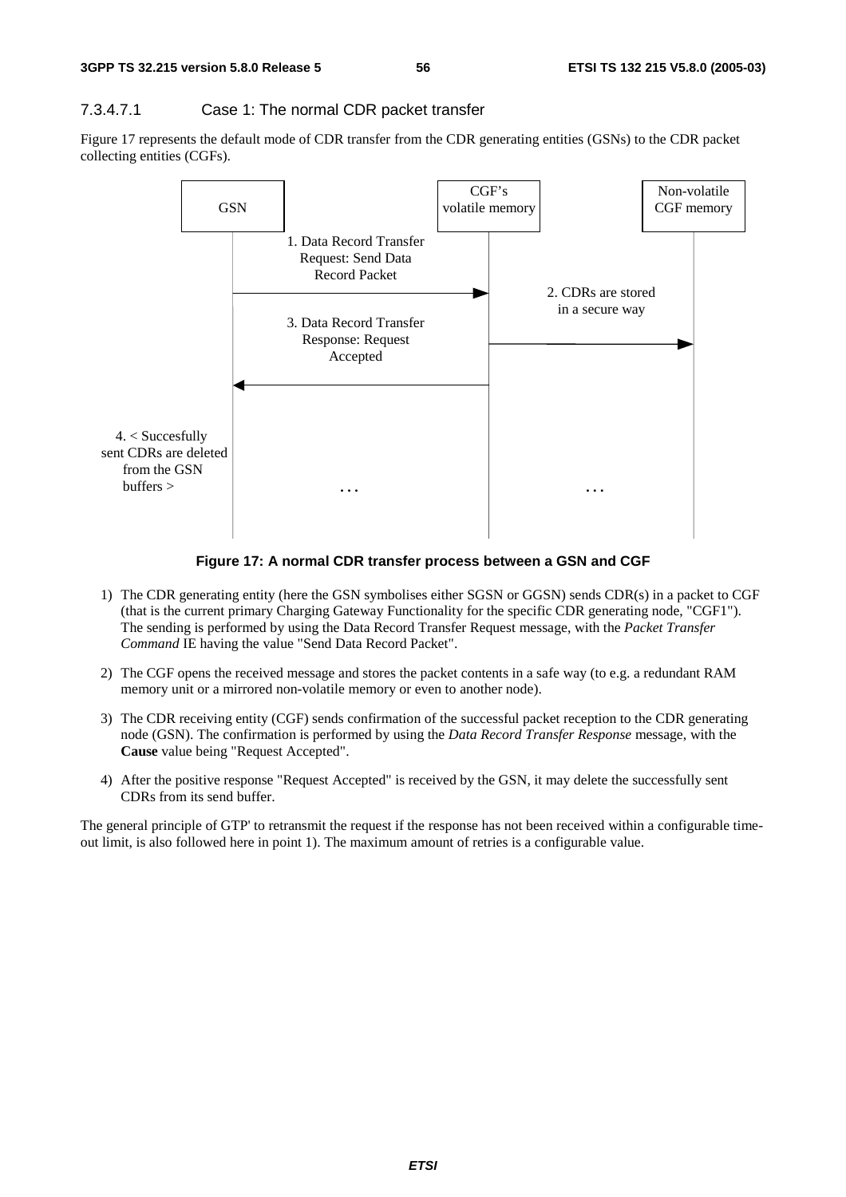#### 7.3.4.7.1 Case 1: The normal CDR packet transfer

Figure 17 represents the default mode of CDR transfer from the CDR generating entities (GSNs) to the CDR packet collecting entities (CGFs).

**Figure 17: A normal CDR transfer process between a GSN and CGF**

1) The CDR generating entity (here the GSN symbolises either SGSN or GGSN) sends CDR(s) in a packet to CGF (that is the current primary Charging Gateway Functionality for the specific CDR generating node, "CGF1"). The sending is performed by using the Data Record Transfer Request message, with the *Packet Transfer Command* IE having the value "Send Data Record Packet".

2) The CGF opens the received message and stores the packet contents in a safe way (to e.g. a redundant RAM memory unit or a mirrored non-volatile memory or even to another node).

3) The CDR receiving entity (CGF) sends confirmation of the successful packet reception to the CDR generating node (GSN). The confirmation is performed by using the *Data Record Transfer Response* message, with the **Cause** value being "Request Accepted".

4) After the positive response "Request Accepted" is received by the GSN, it may delete the successfully sent CDRs from its send buffer.

The general principle of GTP' to retransmit the request if the response has not been received within a configurable time-out limit, is also followed here in point 1). The maximum amount of retries is a configurable value.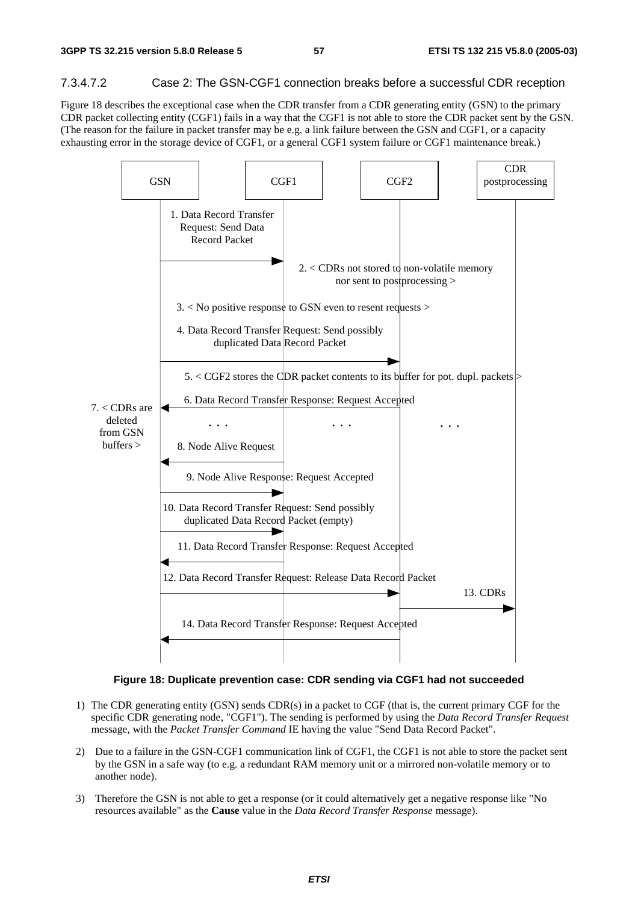#### 7.3.4.7.2 Case 2: The GSN-CGF1 connection breaks before a successful CDR reception

Figure 18 describes the exceptional case when the CDR transfer from a CDR generating entity (GSN) to the primary CDR packet collecting entity (CGF1) fails in a way that the CGF1 is not able to store the CDR packet sent by the GSN. (The reason for the failure in packet transfer may be e.g. a link failure between the GSN and CGF1, or a capacity exhausting error in the storage device of CGF1, or a general CGF1 system failure or CGF1 maintenance break.)

GSN | CGF1 | CGF2 | CDR postprocessing

1. Data Record Transfer Request: Send Data Record Packet
2. < CDRs not stored to non-volatile memory nor sent to postprocessing >
3. < No positive response to GSN even to resent requests >
4. Data Record Transfer Request: Send possibly duplicated Data Record Packet
5. < CGF2 stores the CDR packet contents to its buffer for pot. dupl. packets >
6. Data Record Transfer Response: Request Accepted
7. < CDRs are deleted from GSN buffers >

. . .

8. Node Alive Request
9. Node Alive Response: Request Accepted
10. Data Record Transfer Request: Send possibly duplicated Data Record Packet (empty)
11. Data Record Transfer Response: Request Accepted
12. Data Record Transfer Request: Release Data Record Packet
13. CDRs
14. Data Record Transfer Response: Request Accepted

**Figure 18: Duplicate prevention case: CDR sending via CGF1 had not succeeded**

1) The CDR generating entity (GSN) sends CDR(s) in a packet to CGF (that is, the current primary CGF for the specific CDR generating node, "CGF1"). The sending is performed by using the *Data Record Transfer Request* message, with the *Packet Transfer Command* IE having the value "Send Data Record Packet".

2) Due to a failure in the GSN-CGF1 communication link of CGF1, the CGF1 is not able to store the packet sent by the GSN in a safe way (to e.g. a redundant RAM memory unit or a mirrored non-volatile memory or to another node).

3) Therefore the GSN is not able to get a response (or it could alternatively get a negative response like "No resources available" as the **Cause** value in the *Data Record Transfer Response* message).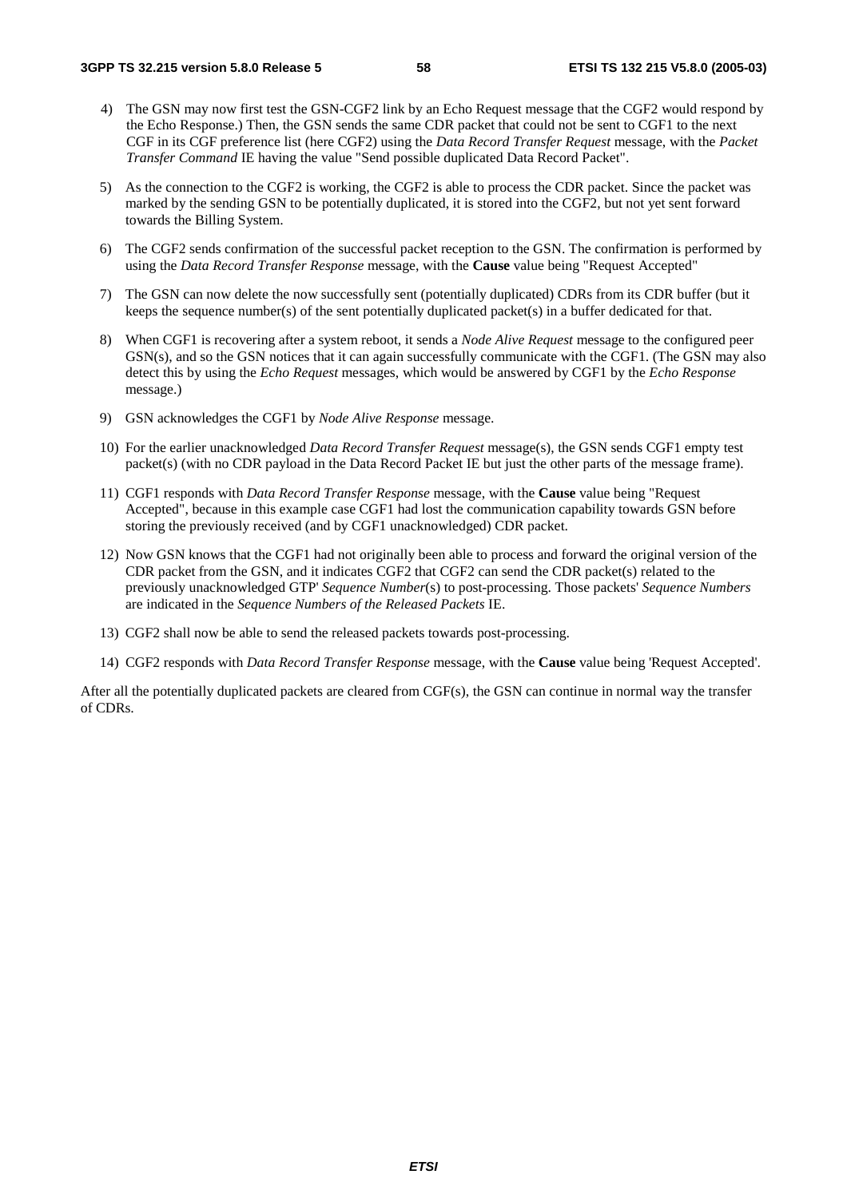4) The GSN may now first test the GSN-CGF2 link by an Echo Request message that the CGF2 would respond by the Echo Response.) Then, the GSN sends the same CDR packet that could not be sent to CGF1 to the next CGF in its CGF preference list (here CGF2) using the *Data Record Transfer Request* message, with the *Packet Transfer Command* IE having the value "Send possible duplicated Data Record Packet".

5) As the connection to the CGF2 is working, the CGF2 is able to process the CDR packet. Since the packet was marked by the sending GSN to be potentially duplicated, it is stored into the CGF2, but not yet sent forward towards the Billing System.

6) The CGF2 sends confirmation of the successful packet reception to the GSN. The confirmation is performed by using the *Data Record Transfer Response* message, with the **Cause** value being "Request Accepted"

7) The GSN can now delete the now successfully sent (potentially duplicated) CDRs from its CDR buffer (but it keeps the sequence number(s) of the sent potentially duplicated packet(s) in a buffer dedicated for that.

8) When CGF1 is recovering after a system reboot, it sends a *Node Alive Request* message to the configured peer GSN(s), and so the GSN notices that it can again successfully communicate with the CGF1. (The GSN may also detect this by using the *Echo Request* messages, which would be answered by CGF1 by the *Echo Response* message.)

9) GSN acknowledges the CGF1 by *Node Alive Response* message.

10) For the earlier unacknowledged *Data Record Transfer Request* message(s), the GSN sends CGF1 empty test packet(s) (with no CDR payload in the Data Record Packet IE but just the other parts of the message frame).

11) CGF1 responds with *Data Record Transfer Response* message, with the **Cause** value being "Request Accepted", because in this example case CGF1 had lost the communication capability towards GSN before storing the previously received (and by CGF1 unacknowledged) CDR packet.

12) Now GSN knows that the CGF1 had not originally been able to process and forward the original version of the CDR packet from the GSN, and it indicates CGF2 that CGF2 can send the CDR packet(s) related to the previously unacknowledged GTP' *Sequence Number*(s) to post-processing. Those packets' *Sequence Numbers* are indicated in the *Sequence Numbers of the Released Packets* IE.

13) CGF2 shall now be able to send the released packets towards post-processing.

14) CGF2 responds with *Data Record Transfer Response* message, with the **Cause** value being 'Request Accepted'.

After all the potentially duplicated packets are cleared from CGF(s), the GSN can continue in normal way the transfer of CDRs.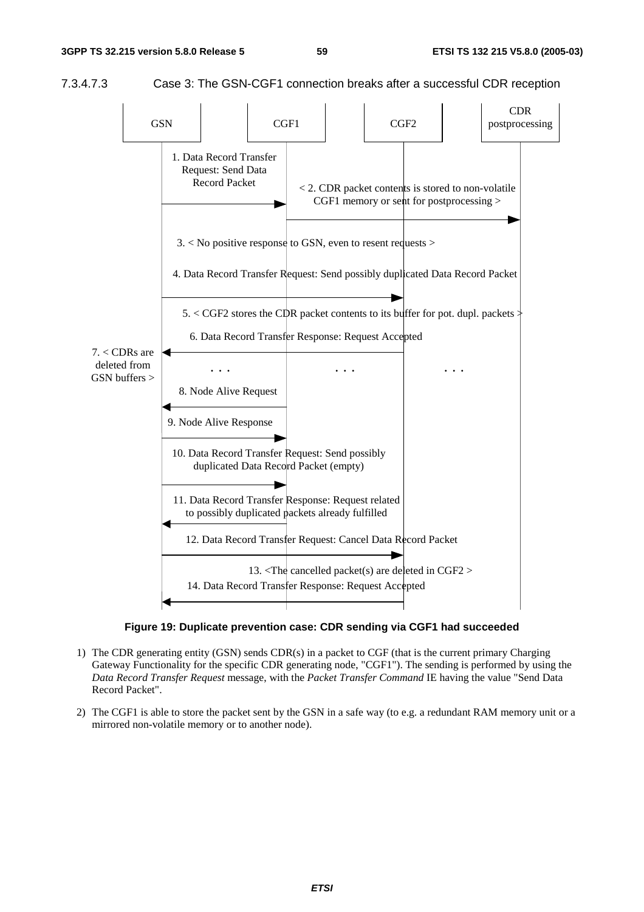#### 7.3.4.7.3 Case 3: The GSN-CGF1 connection breaks after a successful CDR reception

GSN | CGF1 | CGF2 | CDR postprocessing

1. Data Record Transfer Request: Send Data Record Packet

< 2. CDR packet contents is stored to non-volatile CGF1 memory or sent for postprocessing >

3. < No positive response to GSN, even to resent requests >

4. Data Record Transfer Request: Send possibly duplicated Data Record Packet

5. < CGF2 stores the CDR packet contents to its buffer for pot. dupl. packets >

6. Data Record Transfer Response: Request Accepted

7. < CDRs are deleted from GSN buffers >

. . .

8. Node Alive Request

9. Node Alive Response

10. Data Record Transfer Request: Send possibly duplicated Data Record Packet (empty)

11. Data Record Transfer Response: Request related to possibly duplicated packets already fulfilled

12. Data Record Transfer Request: Cancel Data Record Packet

13. <The cancelled packet(s) are deleted in CGF2 >

14. Data Record Transfer Response: Request Accepted

**Figure 19: Duplicate prevention case: CDR sending via CGF1 had succeeded**

1) The CDR generating entity (GSN) sends CDR(s) in a packet to CGF (that is the current primary Charging Gateway Functionality for the specific CDR generating node, "CGF1"). The sending is performed by using the *Data Record Transfer Request* message, with the *Packet Transfer Command* IE having the value "Send Data Record Packet".

2) The CGF1 is able to store the packet sent by the GSN in a safe way (to e.g. a redundant RAM memory unit or a mirrored non-volatile memory or to another node).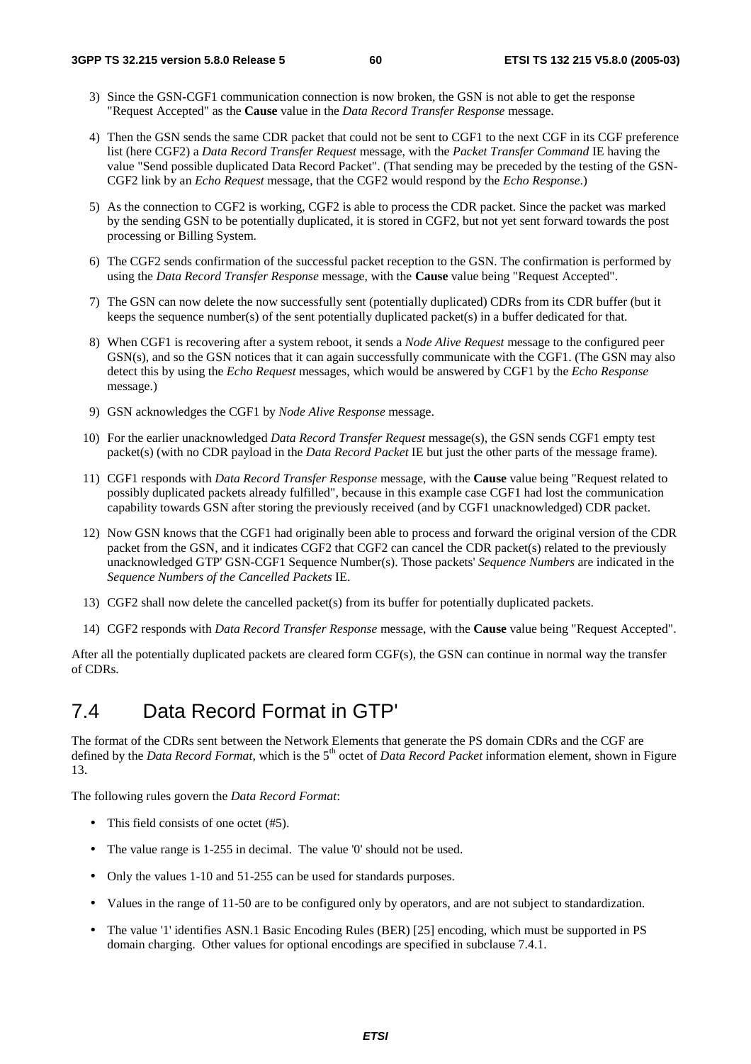3) Since the GSN-CGF1 communication connection is now broken, the GSN is not able to get the response "Request Accepted" as the **Cause** value in the *Data Record Transfer Response* message.

4) Then the GSN sends the same CDR packet that could not be sent to CGF1 to the next CGF in its CGF preference list (here CGF2) a *Data Record Transfer Request* message, with the *Packet Transfer Command* IE having the value "Send possible duplicated Data Record Packet". (That sending may be preceded by the testing of the GSN-CGF2 link by an *Echo Request* message, that the CGF2 would respond by the *Echo Response*.)

5) As the connection to CGF2 is working, CGF2 is able to process the CDR packet. Since the packet was marked by the sending GSN to be potentially duplicated, it is stored in CGF2, but not yet sent forward towards the post processing or Billing System.

6) The CGF2 sends confirmation of the successful packet reception to the GSN. The confirmation is performed by using the *Data Record Transfer Response* message, with the **Cause** value being "Request Accepted".

7) The GSN can now delete the now successfully sent (potentially duplicated) CDRs from its CDR buffer (but it keeps the sequence number(s) of the sent potentially duplicated packet(s) in a buffer dedicated for that.

8) When CGF1 is recovering after a system reboot, it sends a *Node Alive Request* message to the configured peer GSN(s), and so the GSN notices that it can again successfully communicate with the CGF1. (The GSN may also detect this by using the *Echo Request* messages, which would be answered by CGF1 by the *Echo Response* message.)

9) GSN acknowledges the CGF1 by *Node Alive Response* message.

10) For the earlier unacknowledged *Data Record Transfer Request* message(s), the GSN sends CGF1 empty test packet(s) (with no CDR payload in the *Data Record Packet* IE but just the other parts of the message frame).

11) CGF1 responds with *Data Record Transfer Response* message, with the **Cause** value being "Request related to possibly duplicated packets already fulfilled", because in this example case CGF1 had lost the communication capability towards GSN after storing the previously received (and by CGF1 unacknowledged) CDR packet.

12) Now GSN knows that the CGF1 had originally been able to process and forward the original version of the CDR packet from the GSN, and it indicates CGF2 that CGF2 can cancel the CDR packet(s) related to the previously unacknowledged GTP' GSN-CGF1 Sequence Number(s). Those packets' *Sequence Numbers* are indicated in the *Sequence Numbers of the Cancelled Packets* IE.

13) CGF2 shall now delete the cancelled packet(s) from its buffer for potentially duplicated packets.

14) CGF2 responds with *Data Record Transfer Response* message, with the **Cause** value being "Request Accepted".

After all the potentially duplicated packets are cleared form CGF(s), the GSN can continue in normal way the transfer of CDRs.

## 7.4 Data Record Format in GTP'

The format of the CDRs sent between the Network Elements that generate the PS domain CDRs and the CGF are defined by the *Data Record Format*, which is the 5th octet of *Data Record Packet* information element, shown in Figure 13.

The following rules govern the *Data Record Format*:

- This field consists of one octet (#5).
- The value range is 1-255 in decimal. The value '0' should not be used.
- Only the values 1-10 and 51-255 can be used for standards purposes.
- Values in the range of 11-50 are to be configured only by operators, and are not subject to standardization.
- The value '1' identifies ASN.1 Basic Encoding Rules (BER) [25] encoding, which must be supported in PS domain charging. Other values for optional encodings are specified in subclause 7.4.1.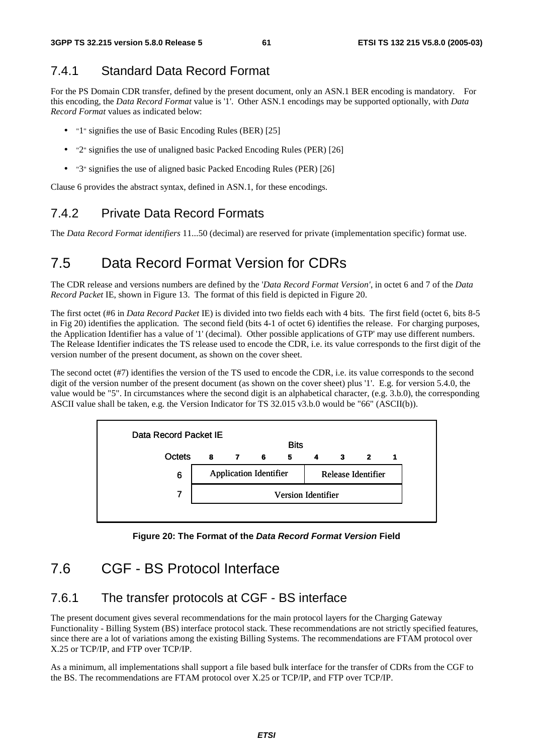## 7.4.1 Standard Data Record Format

For the PS Domain CDR transfer, defined by the present document, only an ASN.1 BER encoding is mandatory. For this encoding, the *Data Record Format* value is '1'. Other ASN.1 encodings may be supported optionally, with *Data Record Format* values as indicated below:

- "1" signifies the use of Basic Encoding Rules (BER) [25]
- "2" signifies the use of unaligned basic Packed Encoding Rules (PER) [26]
- "3" signifies the use of aligned basic Packed Encoding Rules (PER) [26]

Clause 6 provides the abstract syntax, defined in ASN.1, for these encodings.

## 7.4.2 Private Data Record Formats

The *Data Record Format identifiers* 11...50 (decimal) are reserved for private (implementation specific) format use.

# 7.5 Data Record Format Version for CDRs

The CDR release and versions numbers are defined by the '*Data Record Format Version'*, in octet 6 and 7 of the *Data Record Packet* IE, shown in Figure 13. The format of this field is depicted in Figure 20.

The first octet (#6 in *Data Record Packet* IE) is divided into two fields each with 4 bits. The first field (octet 6, bits 8-5 in Fig 20) identifies the application. The second field (bits 4-1 of octet 6) identifies the release. For charging purposes, the Application Identifier has a value of '1' (decimal). Other possible applications of GTP' may use different numbers. The Release Identifier indicates the TS release used to encode the CDR, i.e. its value corresponds to the first digit of the version number of the present document, as shown on the cover sheet.

The second octet (#7) identifies the version of the TS used to encode the CDR, i.e. its value corresponds to the second digit of the version number of the present document (as shown on the cover sheet) plus '1'. E.g. for version 5.4.0, the value would be "5". In circumstances where the second digit is an alphabetical character, (e.g. 3.b.0), the corresponding ASCII value shall be taken, e.g. the Version Indicator for TS 32.015 v3.b.0 would be "66" (ASCII(b)).

Data Record Packet IE

| Octets | Bits 8 | 7 | 6 | 5 | 4 | 3 | 2 | 1 |
|---|---|---|---|---|---|---|---|---|
| 6 | Application Identifier | | | | Release Identifier | | | |
| 7 | Version Identifier | | | | | | | |

**Figure 20: The Format of the *Data Record Format Version* Field**

# 7.6 CGF - BS Protocol Interface

## 7.6.1 The transfer protocols at CGF - BS interface

The present document gives several recommendations for the main protocol layers for the Charging Gateway Functionality - Billing System (BS) interface protocol stack. These recommendations are not strictly specified features, since there are a lot of variations among the existing Billing Systems. The recommendations are FTAM protocol over X.25 or TCP/IP, and FTP over TCP/IP.

As a minimum, all implementations shall support a file based bulk interface for the transfer of CDRs from the CGF to the BS. The recommendations are FTAM protocol over X.25 or TCP/IP, and FTP over TCP/IP.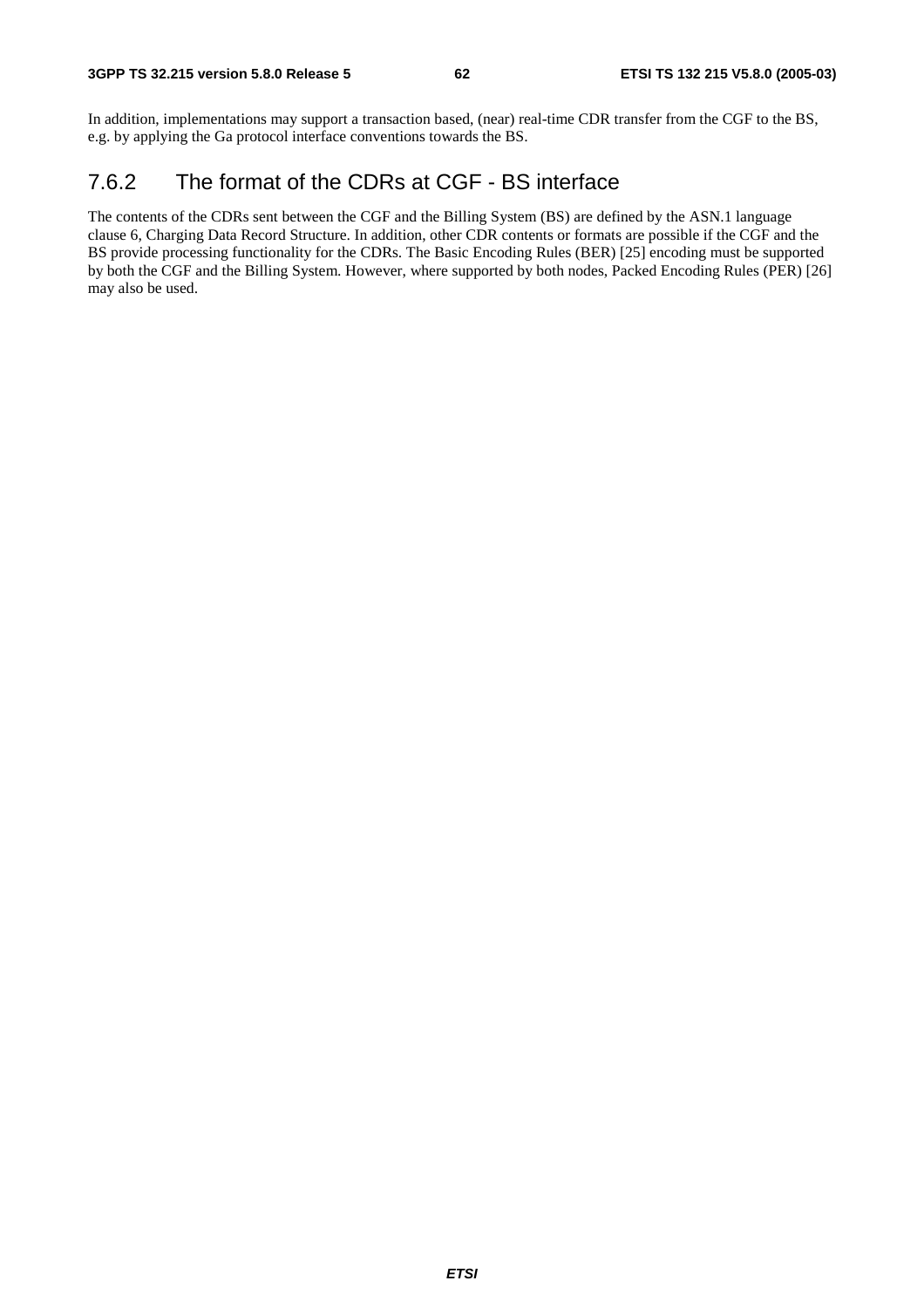In addition, implementations may support a transaction based, (near) real-time CDR transfer from the CGF to the BS, e.g. by applying the Ga protocol interface conventions towards the BS.

## 7.6.2 The format of the CDRs at CGF - BS interface

The contents of the CDRs sent between the CGF and the Billing System (BS) are defined by the ASN.1 language clause 6, Charging Data Record Structure. In addition, other CDR contents or formats are possible if the CGF and the BS provide processing functionality for the CDRs. The Basic Encoding Rules (BER) [25] encoding must be supported by both the CGF and the Billing System. However, where supported by both nodes, Packed Encoding Rules (PER) [26] may also be used.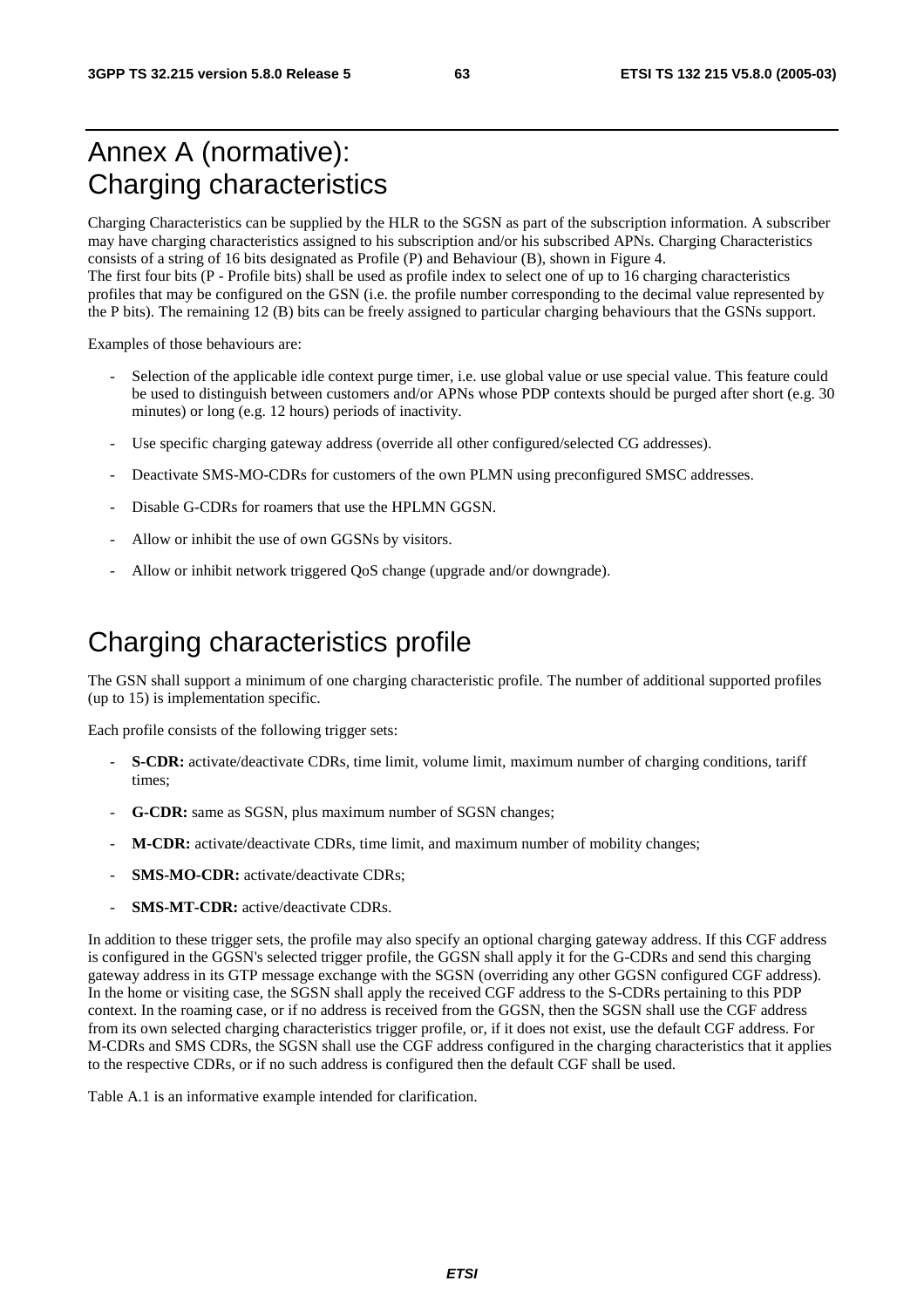# Annex A (normative): Charging characteristics

Charging Characteristics can be supplied by the HLR to the SGSN as part of the subscription information. A subscriber may have charging characteristics assigned to his subscription and/or his subscribed APNs. Charging Characteristics consists of a string of 16 bits designated as Profile (P) and Behaviour (B), shown in Figure 4.
The first four bits (P - Profile bits) shall be used as profile index to select one of up to 16 charging characteristics profiles that may be configured on the GSN (i.e. the profile number corresponding to the decimal value represented by the P bits). The remaining 12 (B) bits can be freely assigned to particular charging behaviours that the GSNs support.

Examples of those behaviours are:

- Selection of the applicable idle context purge timer, i.e. use global value or use special value. This feature could be used to distinguish between customers and/or APNs whose PDP contexts should be purged after short (e.g. 30 minutes) or long (e.g. 12 hours) periods of inactivity.
- Use specific charging gateway address (override all other configured/selected CG addresses).
- Deactivate SMS-MO-CDRs for customers of the own PLMN using preconfigured SMSC addresses.
- Disable G-CDRs for roamers that use the HPLMN GGSN.
- Allow or inhibit the use of own GGSNs by visitors.
- Allow or inhibit network triggered QoS change (upgrade and/or downgrade).

# Charging characteristics profile

The GSN shall support a minimum of one charging characteristic profile. The number of additional supported profiles (up to 15) is implementation specific.

Each profile consists of the following trigger sets:

- **S-CDR:** activate/deactivate CDRs, time limit, volume limit, maximum number of charging conditions, tariff times;
- **G-CDR:** same as SGSN, plus maximum number of SGSN changes;
- **M-CDR:** activate/deactivate CDRs, time limit, and maximum number of mobility changes;
- **SMS-MO-CDR:** activate/deactivate CDRs;
- **SMS-MT-CDR:** active/deactivate CDRs.

In addition to these trigger sets, the profile may also specify an optional charging gateway address. If this CGF address is configured in the GGSN's selected trigger profile, the GGSN shall apply it for the G-CDRs and send this charging gateway address in its GTP message exchange with the SGSN (overriding any other GGSN configured CGF address). In the home or visiting case, the SGSN shall apply the received CGF address to the S-CDRs pertaining to this PDP context. In the roaming case, or if no address is received from the GGSN, then the SGSN shall use the CGF address from its own selected charging characteristics trigger profile, or, if it does not exist, use the default CGF address. For M-CDRs and SMS CDRs, the SGSN shall use the CGF address configured in the charging characteristics that it applies to the respective CDRs, or if no such address is configured then the default CGF shall be used.

Table A.1 is an informative example intended for clarification.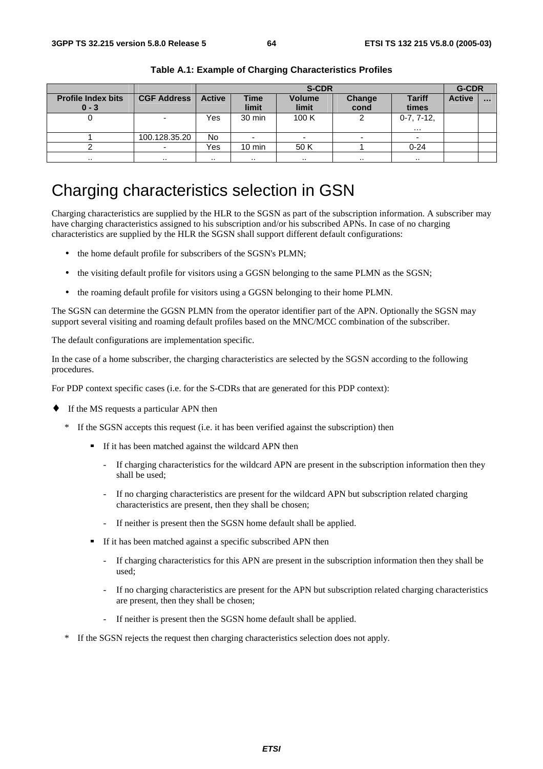**Table A.1: Example of Charging Characteristics Profiles**

| | | S-CDR | | | | | G-CDR | |
|---|---|---|---|---|---|---|---|---|
| **Profile Index bits 0 - 3** | **CGF Address** | **Active** | **Time limit** | **Volume limit** | **Change cond** | **Tariff times** | **Active** | **…** |
| 0 | - | Yes | 30 min | 100 K | 2 | 0-7, 7-12, … | | |
| 1 | 100.128.35.20 | No | - | - | - | - | | |
| 2 | - | Yes | 10 min | 50 K | 1 | 0-24 | | |
| .. | .. | .. | .. | .. | .. | .. | | |

# Charging characteristics selection in GSN

Charging characteristics are supplied by the HLR to the SGSN as part of the subscription information. A subscriber may have charging characteristics assigned to his subscription and/or his subscribed APNs. In case of no charging characteristics are supplied by the HLR the SGSN shall support different default configurations:

- the home default profile for subscribers of the SGSN's PLMN;
- the visiting default profile for visitors using a GGSN belonging to the same PLMN as the SGSN;
- the roaming default profile for visitors using a GGSN belonging to their home PLMN.

The SGSN can determine the GGSN PLMN from the operator identifier part of the APN. Optionally the SGSN may support several visiting and roaming default profiles based on the MNC/MCC combination of the subscriber.

The default configurations are implementation specific.

In the case of a home subscriber, the charging characteristics are selected by the SGSN according to the following procedures.

For PDP context specific cases (i.e. for the S-CDRs that are generated for this PDP context):

- If the MS requests a particular APN then
  - If the SGSN accepts this request (i.e. it has been verified against the subscription) then
    - If it has been matched against the wildcard APN then
      - If charging characteristics for the wildcard APN are present in the subscription information then they shall be used;
      - If no charging characteristics are present for the wildcard APN but subscription related charging characteristics are present, then they shall be chosen;
      - If neither is present then the SGSN home default shall be applied.
    - If it has been matched against a specific subscribed APN then
      - If charging characteristics for this APN are present in the subscription information then they shall be used;
      - If no charging characteristics are present for the APN but subscription related charging characteristics are present, then they shall be chosen;
      - If neither is present then the SGSN home default shall be applied.
  - If the SGSN rejects the request then charging characteristics selection does not apply.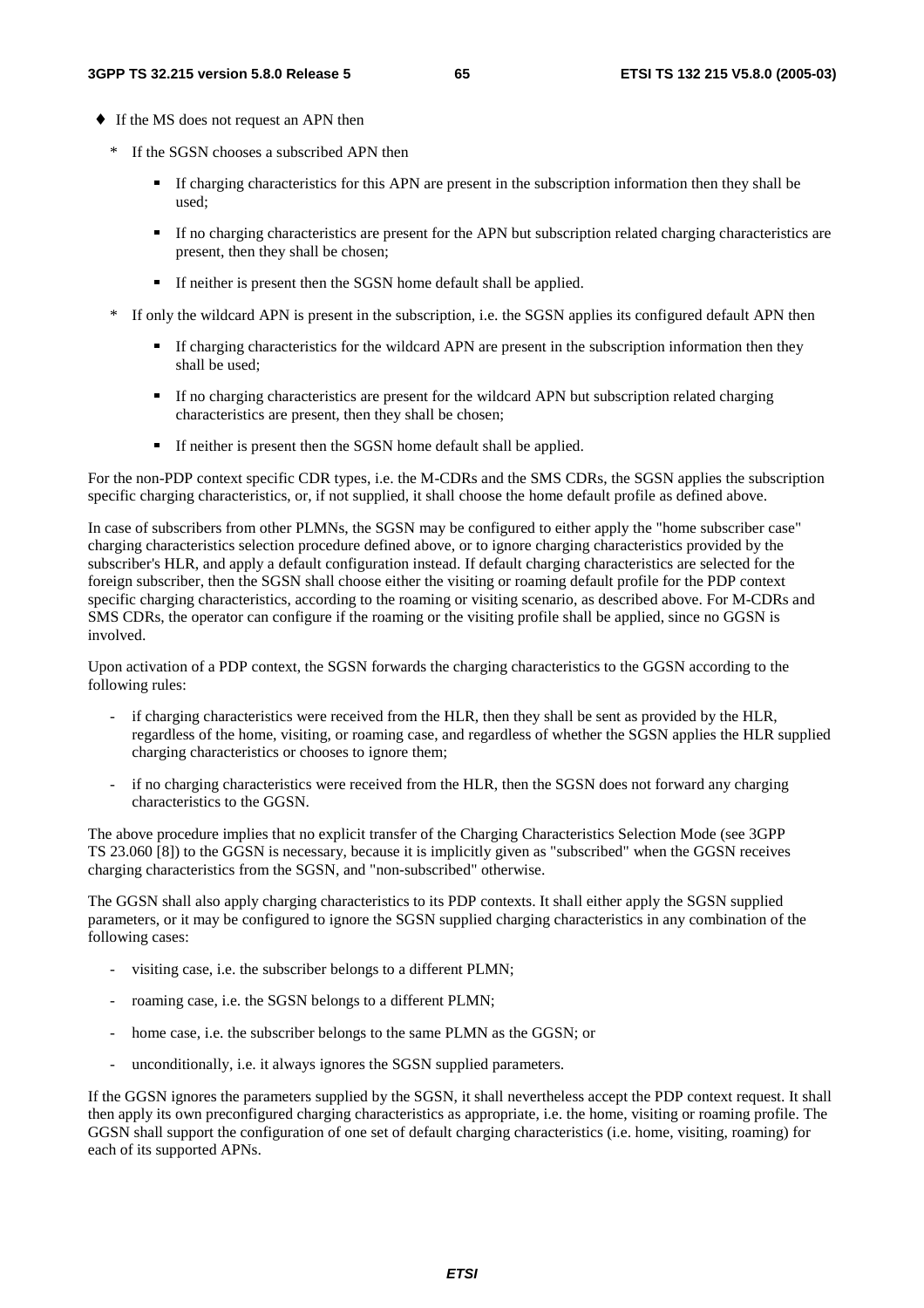- If the MS does not request an APN then
  - If the SGSN chooses a subscribed APN then
    - If charging characteristics for this APN are present in the subscription information then they shall be used;
    - If no charging characteristics are present for the APN but subscription related charging characteristics are present, then they shall be chosen;
    - If neither is present then the SGSN home default shall be applied.
  - If only the wildcard APN is present in the subscription, i.e. the SGSN applies its configured default APN then
    - If charging characteristics for the wildcard APN are present in the subscription information then they shall be used;
    - If no charging characteristics are present for the wildcard APN but subscription related charging characteristics are present, then they shall be chosen;
    - If neither is present then the SGSN home default shall be applied.

For the non-PDP context specific CDR types, i.e. the M-CDRs and the SMS CDRs, the SGSN applies the subscription specific charging characteristics, or, if not supplied, it shall choose the home default profile as defined above.

In case of subscribers from other PLMNs, the SGSN may be configured to either apply the "home subscriber case" charging characteristics selection procedure defined above, or to ignore charging characteristics provided by the subscriber's HLR, and apply a default configuration instead. If default charging characteristics are selected for the foreign subscriber, then the SGSN shall choose either the visiting or roaming default profile for the PDP context specific charging characteristics, according to the roaming or visiting scenario, as described above. For M-CDRs and SMS CDRs, the operator can configure if the roaming or the visiting profile shall be applied, since no GGSN is involved.

Upon activation of a PDP context, the SGSN forwards the charging characteristics to the GGSN according to the following rules:

- if charging characteristics were received from the HLR, then they shall be sent as provided by the HLR, regardless of the home, visiting, or roaming case, and regardless of whether the SGSN applies the HLR supplied charging characteristics or chooses to ignore them;
- if no charging characteristics were received from the HLR, then the SGSN does not forward any charging characteristics to the GGSN.

The above procedure implies that no explicit transfer of the Charging Characteristics Selection Mode (see 3GPP TS 23.060 [8]) to the GGSN is necessary, because it is implicitly given as "subscribed" when the GGSN receives charging characteristics from the SGSN, and "non-subscribed" otherwise.

The GGSN shall also apply charging characteristics to its PDP contexts. It shall either apply the SGSN supplied parameters, or it may be configured to ignore the SGSN supplied charging characteristics in any combination of the following cases:

- visiting case, i.e. the subscriber belongs to a different PLMN;
- roaming case, i.e. the SGSN belongs to a different PLMN;
- home case, i.e. the subscriber belongs to the same PLMN as the GGSN; or
- unconditionally, i.e. it always ignores the SGSN supplied parameters.

If the GGSN ignores the parameters supplied by the SGSN, it shall nevertheless accept the PDP context request. It shall then apply its own preconfigured charging characteristics as appropriate, i.e. the home, visiting or roaming profile. The GGSN shall support the configuration of one set of default charging characteristics (i.e. home, visiting, roaming) for each of its supported APNs.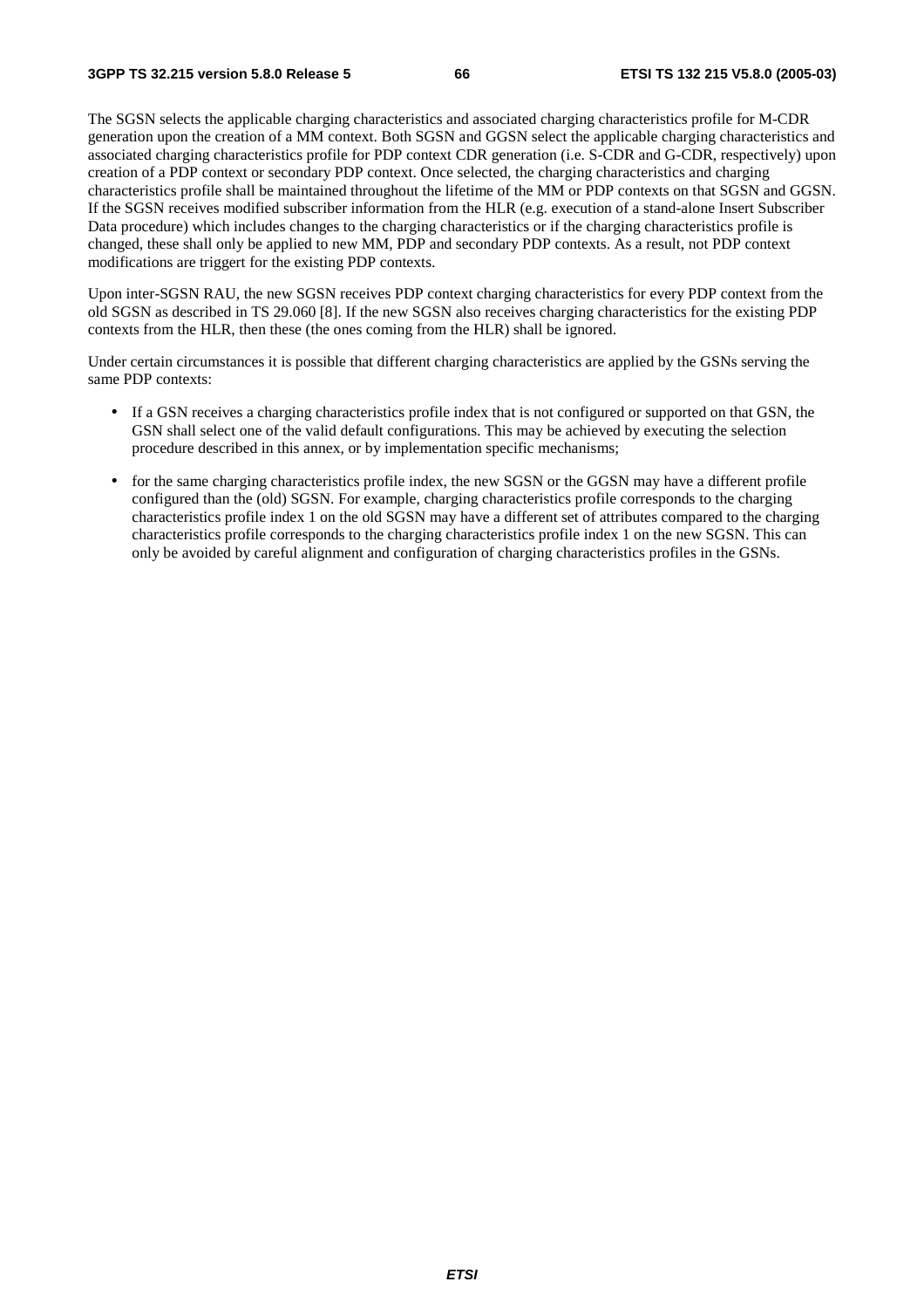The SGSN selects the applicable charging characteristics and associated charging characteristics profile for M-CDR generation upon the creation of a MM context. Both SGSN and GGSN select the applicable charging characteristics and associated charging characteristics profile for PDP context CDR generation (i.e. S-CDR and G-CDR, respectively) upon creation of a PDP context or secondary PDP context. Once selected, the charging characteristics and charging characteristics profile shall be maintained throughout the lifetime of the MM or PDP contexts on that SGSN and GGSN. If the SGSN receives modified subscriber information from the HLR (e.g. execution of a stand-alone Insert Subscriber Data procedure) which includes changes to the charging characteristics or if the charging characteristics profile is changed, these shall only be applied to new MM, PDP and secondary PDP contexts. As a result, not PDP context modifications are triggert for the existing PDP contexts.

Upon inter-SGSN RAU, the new SGSN receives PDP context charging characteristics for every PDP context from the old SGSN as described in TS 29.060 [8]. If the new SGSN also receives charging characteristics for the existing PDP contexts from the HLR, then these (the ones coming from the HLR) shall be ignored.

Under certain circumstances it is possible that different charging characteristics are applied by the GSNs serving the same PDP contexts:

- If a GSN receives a charging characteristics profile index that is not configured or supported on that GSN, the GSN shall select one of the valid default configurations. This may be achieved by executing the selection procedure described in this annex, or by implementation specific mechanisms;
- for the same charging characteristics profile index, the new SGSN or the GGSN may have a different profile configured than the (old) SGSN. For example, charging characteristics profile corresponds to the charging characteristics profile index 1 on the old SGSN may have a different set of attributes compared to the charging characteristics profile corresponds to the charging characteristics profile index 1 on the new SGSN. This can only be avoided by careful alignment and configuration of charging characteristics profiles in the GSNs.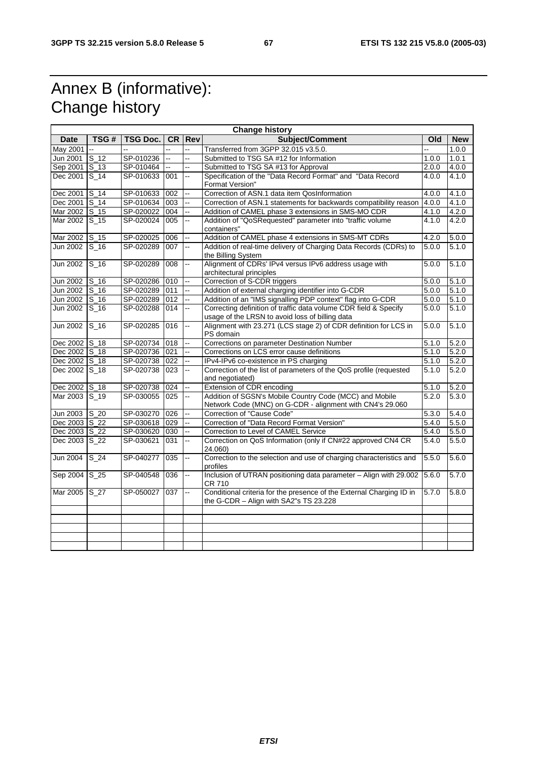# Annex B (informative): Change history

| Change history | | | | | | | |
|---|---|---|---|---|---|---|---|
| **Date** | **TSG #** | **TSG Doc.** | **CR** | **Rev** | **Subject/Comment** | **Old** | **New** |
| May 2001 | -- | -- | -- | -- | Transferred from 3GPP 32.015 v3.5.0. | -- | 1.0.0 |
| Jun 2001 | S_12 | SP-010236 | -- | -- | Submitted to TSG SA #12 for Information | 1.0.0 | 1.0.1 |
| Sep 2001 | S_13 | SP-010464 | -- | -- | Submitted to TSG SA #13 for Approval | 2.0.0 | 4.0.0 |
| Dec 2001 | S_14 | SP-010633 | 001 | -- | Specification of the "Data Record Format" and "Data Record Format Version" | 4.0.0 | 4.1.0 |
| Dec 2001 | S_14 | SP-010633 | 002 | -- | Correction of ASN.1 data item QosInformation | 4.0.0 | 4.1.0 |
| Dec 2001 | S_14 | SP-010634 | 003 | -- | Correction of ASN.1 statements for backwards compatibility reason | 4.0.0 | 4.1.0 |
| Mar 2002 | S_15 | SP-020022 | 004 | -- | Addition of CAMEL phase 3 extensions in SMS-MO CDR | 4.1.0 | 4.2.0 |
| Mar 2002 | S_15 | SP-020024 | 005 | -- | Addition of "QoSRequested" parameter into "traffic volume containers" | 4.1.0 | 4.2.0 |
| Mar 2002 | S_15 | SP-020025 | 006 | -- | Addition of CAMEL phase 4 extensions in SMS-MT CDRs | 4.2.0 | 5.0.0 |
| Jun 2002 | S_16 | SP-020289 | 007 | -- | Addition of real-time delivery of Charging Data Records (CDRs) to the Billing System | 5.0.0 | 5.1.0 |
| Jun 2002 | S_16 | SP-020289 | 008 | -- | Alignment of CDRs' IPv4 versus IPv6 address usage with architectural principles | 5.0.0 | 5.1.0 |
| Jun 2002 | S_16 | SP-020286 | 010 | -- | Correction of S-CDR triggers | 5.0.0 | 5.1.0 |
| Jun 2002 | S_16 | SP-020289 | 011 | -- | Addition of external charging identifier into G-CDR | 5.0.0 | 5.1.0 |
| Jun 2002 | S_16 | SP-020289 | 012 | -- | Addition of an "IMS signalling PDP context" flag into G-CDR | 5.0.0 | 5.1.0 |
| Jun 2002 | S_16 | SP-020288 | 014 | -- | Correcting definition of traffic data volume CDR field & Specify usage of the LRSN to avoid loss of billing data | 5.0.0 | 5.1.0 |
| Jun 2002 | S_16 | SP-020285 | 016 | -- | Alignment with 23.271 (LCS stage 2) of CDR definition for LCS in PS domain | 5.0.0 | 5.1.0 |
| Dec 2002 | S_18 | SP-020734 | 018 | -- | Corrections on parameter Destination Number | 5.1.0 | 5.2.0 |
| Dec 2002 | S_18 | SP-020736 | 021 | -- | Corrections on LCS error cause definitions | 5.1.0 | 5.2.0 |
| Dec 2002 | S_18 | SP-020738 | 022 | -- | IPv4-IPv6 co-existence in PS charging | 5.1.0 | 5.2.0 |
| Dec 2002 | S_18 | SP-020738 | 023 | -- | Correction of the list of parameters of the QoS profile (requested and negotiated) | 5.1.0 | 5.2.0 |
| Dec 2002 | S_18 | SP-020738 | 024 | -- | Extension of CDR encoding | 5.1.0 | 5.2.0 |
| Mar 2003 | S_19 | SP-030055 | 025 | -- | Addition of SGSN's Mobile Country Code (MCC) and Mobile Network Code (MNC) on G-CDR - alignment with CN4's 29.060 | 5.2.0 | 5.3.0 |
| Jun 2003 | S_20 | SP-030270 | 026 | -- | Correction of "Cause Code" | 5.3.0 | 5.4.0 |
| Dec 2003 | S_22 | SP-030618 | 029 | -- | Correction of "Data Record Format Version" | 5.4.0 | 5.5.0 |
| Dec 2003 | S_22 | SP-030620 | 030 | -- | Correction to Level of CAMEL Service | 5.4.0 | 5.5.0 |
| Dec 2003 | S_22 | SP-030621 | 031 | -- | Correction on QoS Information (only if CN#22 approved CN4 CR 24.060) | 5.4.0 | 5.5.0 |
| Jun 2004 | S_24 | SP-040277 | 035 | -- | Correction to the selection and use of charging characteristics and profiles | 5.5.0 | 5.6.0 |
| Sep 2004 | S_25 | SP-040548 | 036 | -- | Inclusion of UTRAN positioning data parameter – Align with 29.002 CR 710 | 5.6.0 | 5.7.0 |
| Mar 2005 | S_27 | SP-050027 | 037 | -- | Conditional criteria for the presence of the External Charging ID in the G-CDR – Align with SA2"s TS 23.228 | 5.7.0 | 5.8.0 |
| | | | | | | | |
| | | | | | | | |
| | | | | | | | |
| | | | | | | | |
| | | | | | | | |
| | | | | | | | |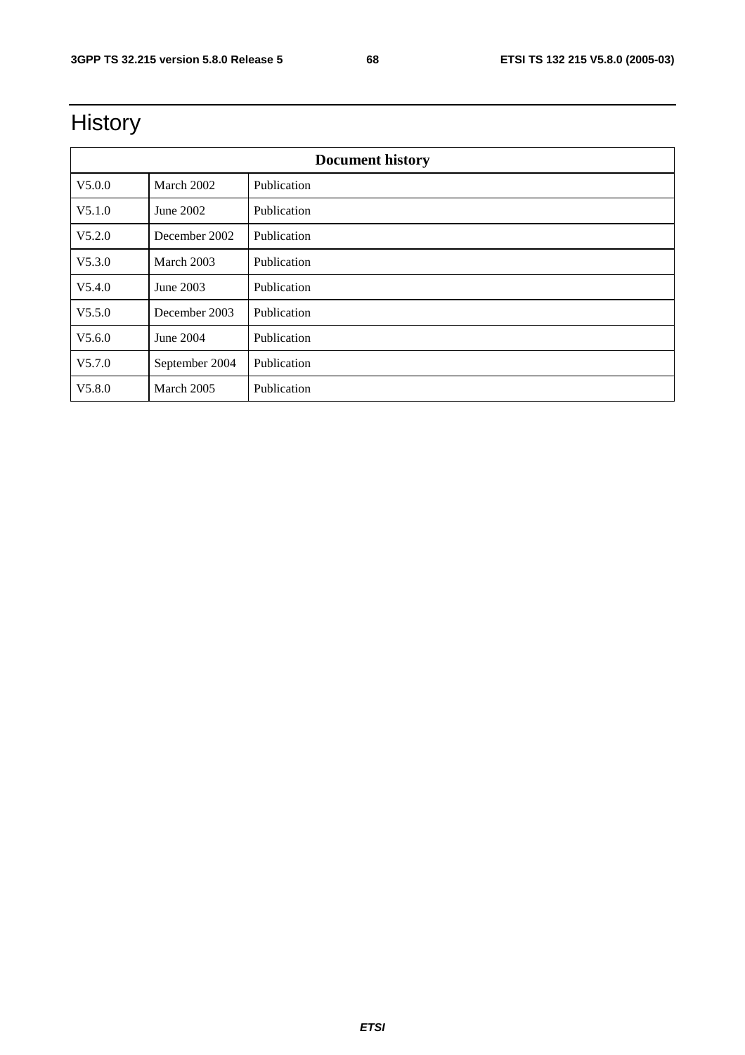# History

| Document history | | |
|---|---|---|
| V5.0.0 | March 2002 | Publication |
| V5.1.0 | June 2002 | Publication |
| V5.2.0 | December 2002 | Publication |
| V5.3.0 | March 2003 | Publication |
| V5.4.0 | June 2003 | Publication |
| V5.5.0 | December 2003 | Publication |
| V5.6.0 | June 2004 | Publication |
| V5.7.0 | September 2004 | Publication |
| V5.8.0 | March 2005 | Publication |